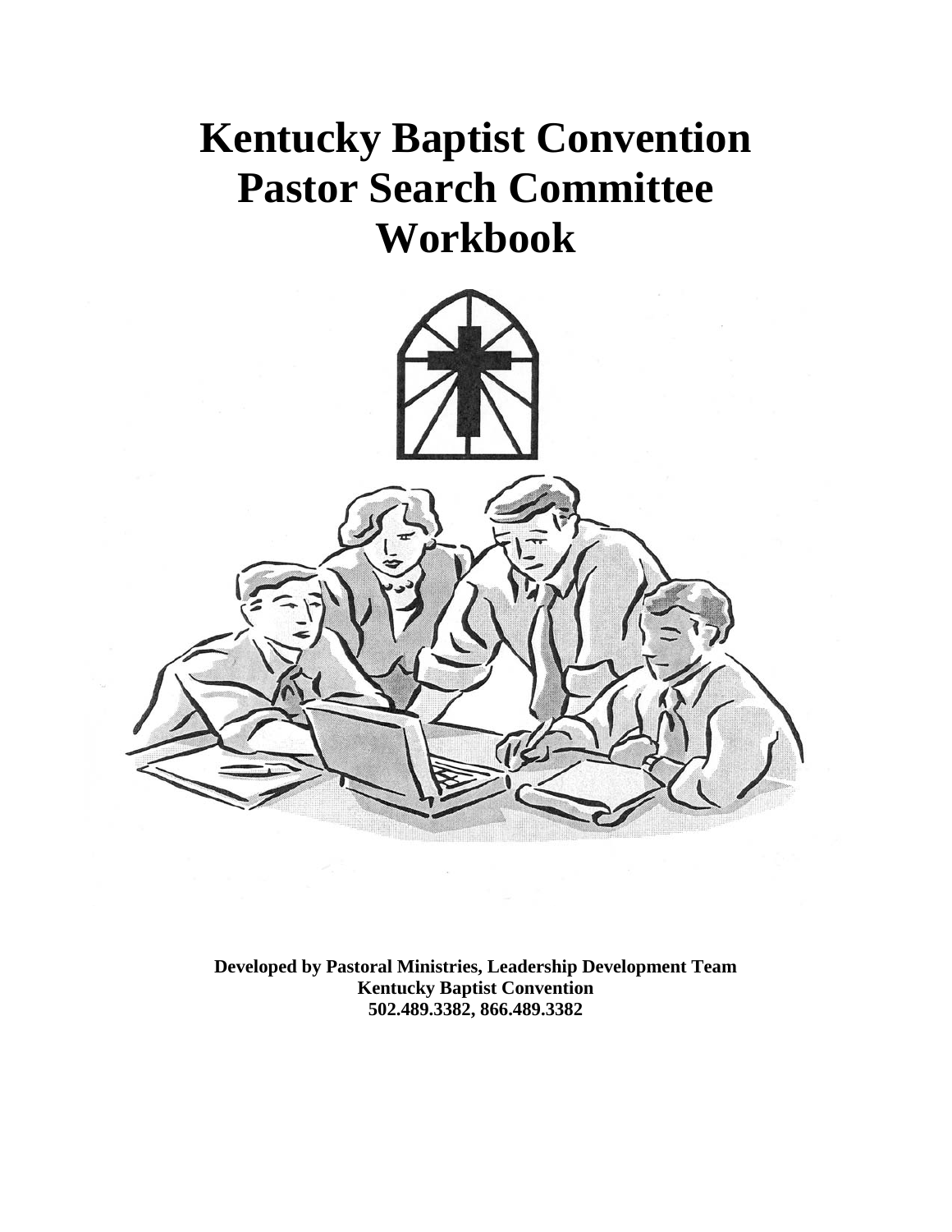# Kentucky Baptist Convention Pastor Search Committee Workbook

**Developed by Pastoral Ministries, Leadership Development Team**
**Kentucky Baptist Convention**
**502.489.3382, 866.489.3382**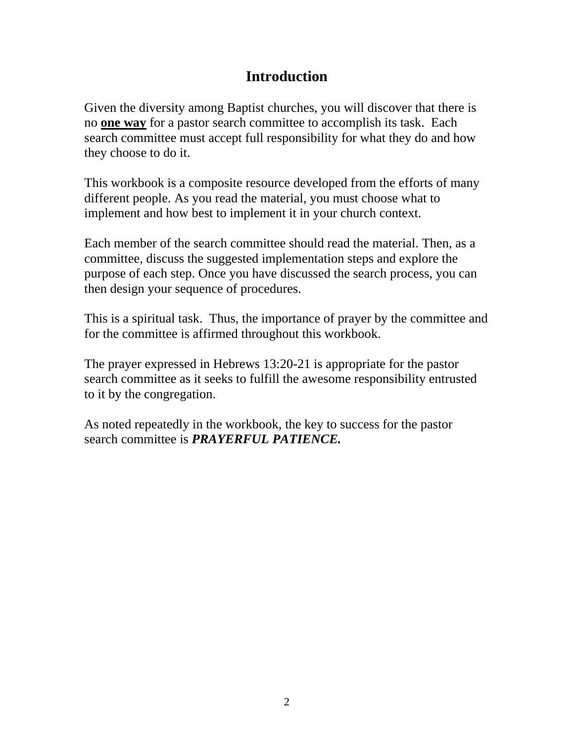# Introduction

Given the diversity among Baptist churches, you will discover that there is no <u>**one way**</u> for a pastor search committee to accomplish its task.  Each search committee must accept full responsibility for what they do and how they choose to do it.

This workbook is a composite resource developed from the efforts of many different people. As you read the material, you must choose what to implement and how best to implement it in your church context.

Each member of the search committee should read the material. Then, as a committee, discuss the suggested implementation steps and explore the purpose of each step. Once you have discussed the search process, you can then design your sequence of procedures.

This is a spiritual task.  Thus, the importance of prayer by the committee and for the committee is affirmed throughout this workbook.

The prayer expressed in Hebrews 13:20-21 is appropriate for the pastor search committee as it seeks to fulfill the awesome responsibility entrusted to it by the congregation.

As noted repeatedly in the workbook, the key to success for the pastor search committee is ***PRAYERFUL PATIENCE.***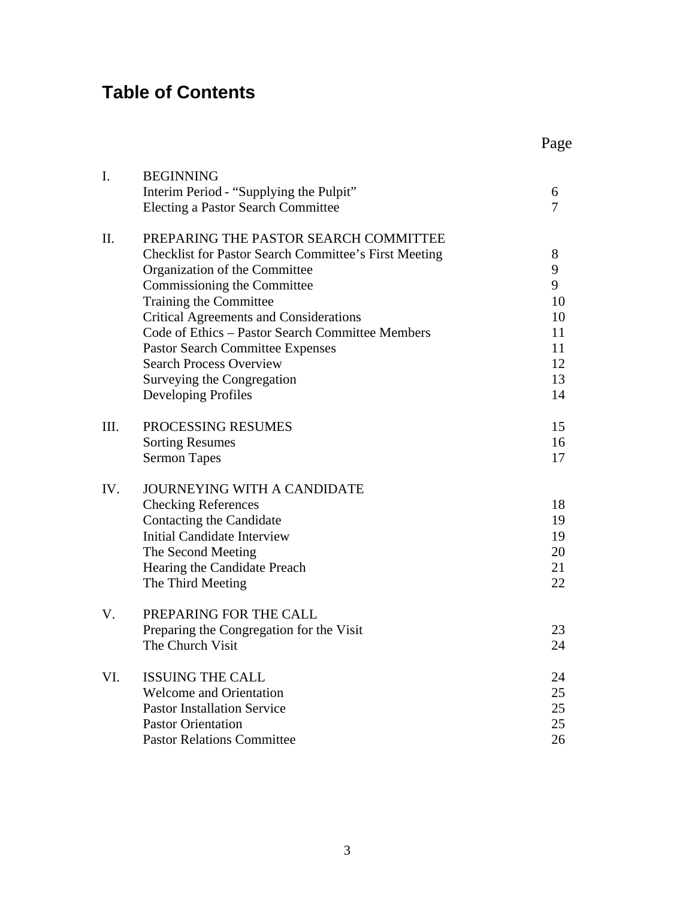# Table of Contents

| | | Page |
|---|---|---|
| I. | BEGINNING | |
| | Interim Period - "Supplying the Pulpit" | 6 |
| | Electing a Pastor Search Committee | 7 |
| II. | PREPARING THE PASTOR SEARCH COMMITTEE | |
| | Checklist for Pastor Search Committee's First Meeting | 8 |
| | Organization of the Committee | 9 |
| | Commissioning the Committee | 9 |
| | Training the Committee | 10 |
| | Critical Agreements and Considerations | 10 |
| | Code of Ethics – Pastor Search Committee Members | 11 |
| | Pastor Search Committee Expenses | 11 |
| | Search Process Overview | 12 |
| | Surveying the Congregation | 13 |
| | Developing Profiles | 14 |
| III. | PROCESSING RESUMES | 15 |
| | Sorting Resumes | 16 |
| | Sermon Tapes | 17 |
| IV. | JOURNEYING WITH A CANDIDATE | |
| | Checking References | 18 |
| | Contacting the Candidate | 19 |
| | Initial Candidate Interview | 19 |
| | The Second Meeting | 20 |
| | Hearing the Candidate Preach | 21 |
| | The Third Meeting | 22 |
| V. | PREPARING FOR THE CALL | |
| | Preparing the Congregation for the Visit | 23 |
| | The Church Visit | 24 |
| VI. | ISSUING THE CALL | 24 |
| | Welcome and Orientation | 25 |
| | Pastor Installation Service | 25 |
| | Pastor Orientation | 25 |
| | Pastor Relations Committee | 26 |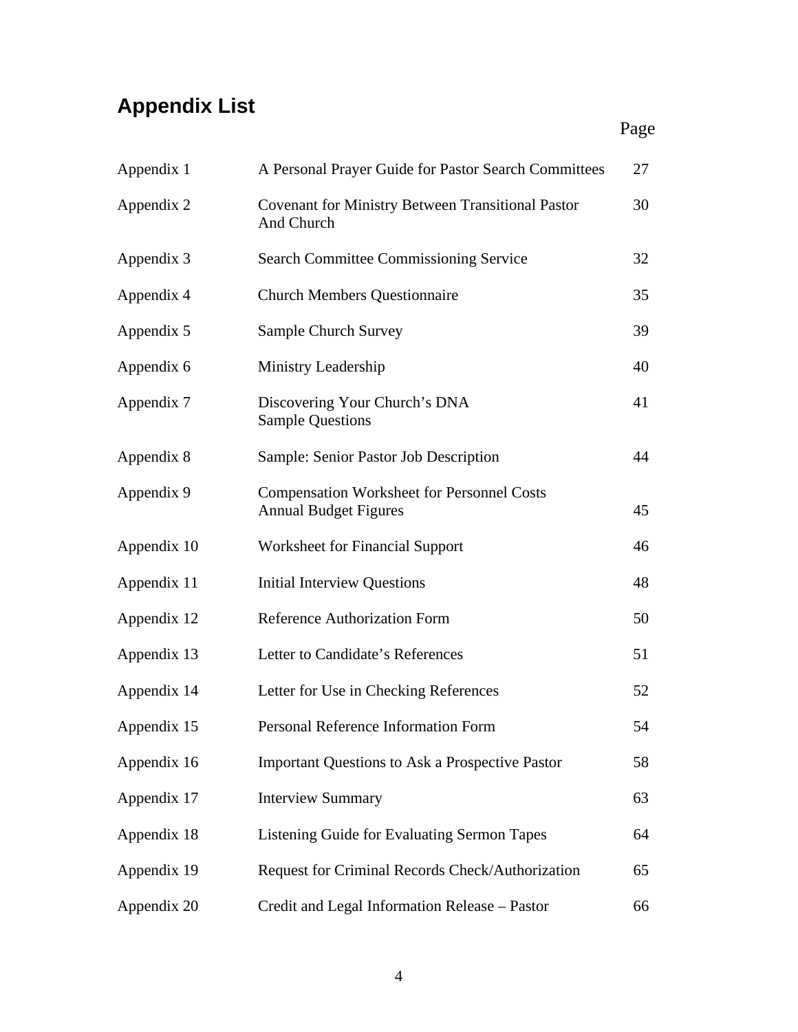## Appendix List

| | | Page |
|---|---|---|
| Appendix 1 | A Personal Prayer Guide for Pastor Search Committees | 27 |
| Appendix 2 | Covenant for Ministry Between Transitional Pastor And Church | 30 |
| Appendix 3 | Search Committee Commissioning Service | 32 |
| Appendix 4 | Church Members Questionnaire | 35 |
| Appendix 5 | Sample Church Survey | 39 |
| Appendix 6 | Ministry Leadership | 40 |
| Appendix 7 | Discovering Your Church's DNA Sample Questions | 41 |
| Appendix 8 | Sample: Senior Pastor Job Description | 44 |
| Appendix 9 | Compensation Worksheet for Personnel Costs Annual Budget Figures | 45 |
| Appendix 10 | Worksheet for Financial Support | 46 |
| Appendix 11 | Initial Interview Questions | 48 |
| Appendix 12 | Reference Authorization Form | 50 |
| Appendix 13 | Letter to Candidate's References | 51 |
| Appendix 14 | Letter for Use in Checking References | 52 |
| Appendix 15 | Personal Reference Information Form | 54 |
| Appendix 16 | Important Questions to Ask a Prospective Pastor | 58 |
| Appendix 17 | Interview Summary | 63 |
| Appendix 18 | Listening Guide for Evaluating Sermon Tapes | 64 |
| Appendix 19 | Request for Criminal Records Check/Authorization | 65 |
| Appendix 20 | Credit and Legal Information Release – Pastor | 66 |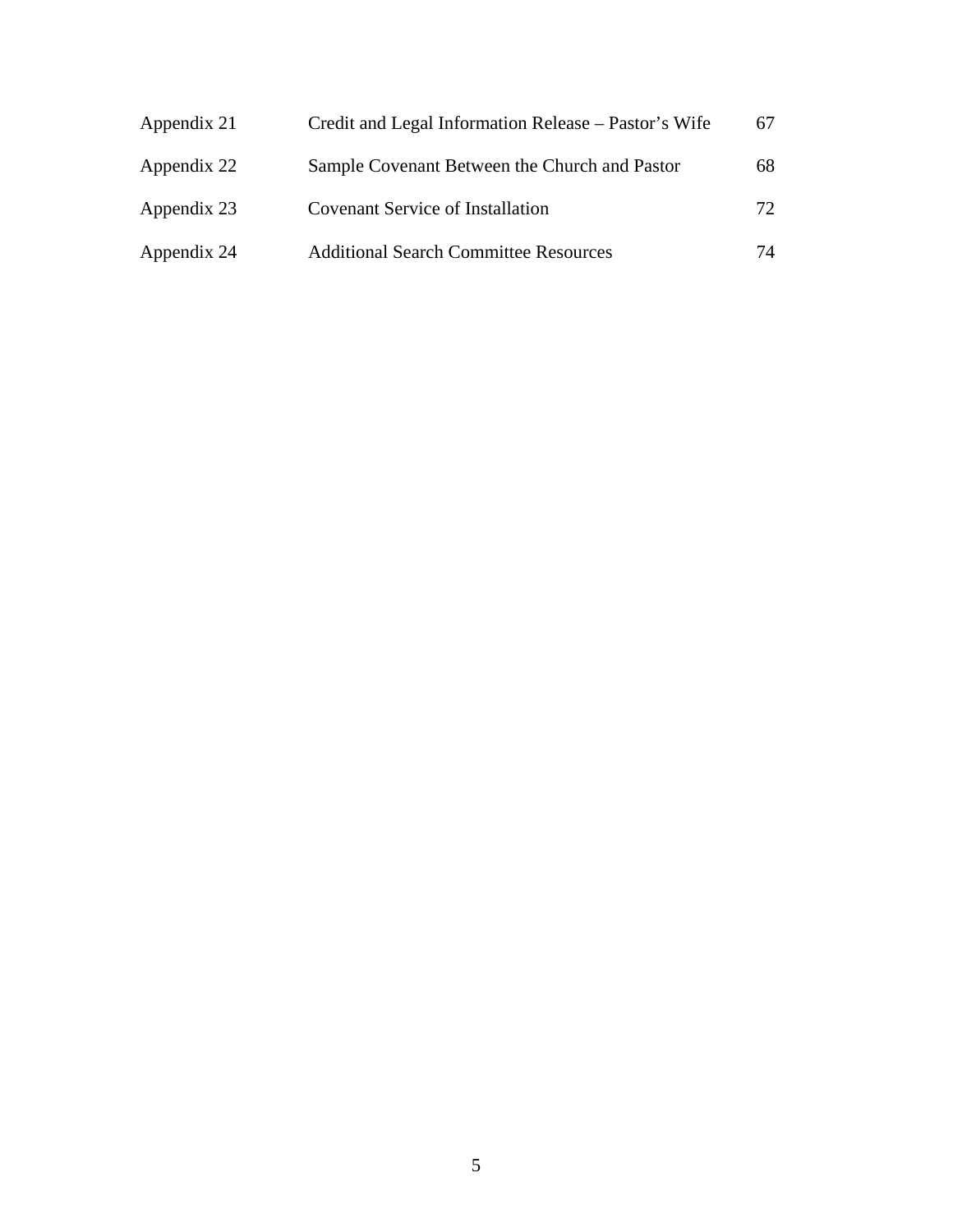| | | |
|---|---|---|
| Appendix 21 | Credit and Legal Information Release – Pastor's Wife | 67 |
| Appendix 22 | Sample Covenant Between the Church and Pastor | 68 |
| Appendix 23 | Covenant Service of Installation | 72 |
| Appendix 24 | Additional Search Committee Resources | 74 |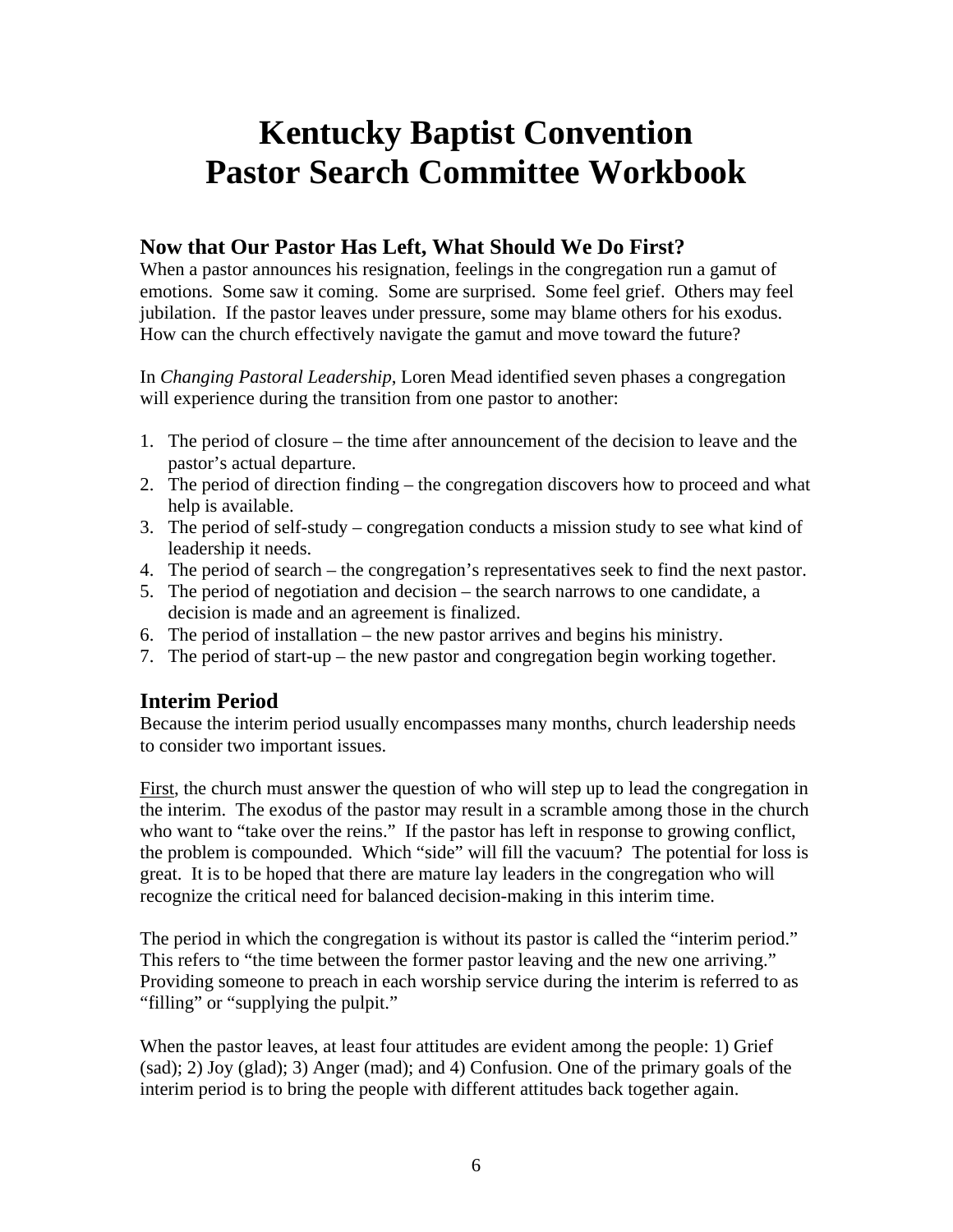# Kentucky Baptist Convention
# Pastor Search Committee Workbook

## Now that Our Pastor Has Left, What Should We Do First?

When a pastor announces his resignation, feelings in the congregation run a gamut of emotions. Some saw it coming. Some are surprised. Some feel grief. Others may feel jubilation. If the pastor leaves under pressure, some may blame others for his exodus. How can the church effectively navigate the gamut and move toward the future?

In *Changing Pastoral Leadership*, Loren Mead identified seven phases a congregation will experience during the transition from one pastor to another:

1. The period of closure – the time after announcement of the decision to leave and the pastor's actual departure.
2. The period of direction finding – the congregation discovers how to proceed and what help is available.
3. The period of self-study – congregation conducts a mission study to see what kind of leadership it needs.
4. The period of search – the congregation's representatives seek to find the next pastor.
5. The period of negotiation and decision – the search narrows to one candidate, a decision is made and an agreement is finalized.
6. The period of installation – the new pastor arrives and begins his ministry.
7. The period of start-up – the new pastor and congregation begin working together.

## Interim Period

Because the interim period usually encompasses many months, church leadership needs to consider two important issues.

<u>First</u>, the church must answer the question of who will step up to lead the congregation in the interim. The exodus of the pastor may result in a scramble among those in the church who want to "take over the reins." If the pastor has left in response to growing conflict, the problem is compounded. Which "side" will fill the vacuum? The potential for loss is great. It is to be hoped that there are mature lay leaders in the congregation who will recognize the critical need for balanced decision-making in this interim time.

The period in which the congregation is without its pastor is called the "interim period." This refers to "the time between the former pastor leaving and the new one arriving." Providing someone to preach in each worship service during the interim is referred to as "filling" or "supplying the pulpit."

When the pastor leaves, at least four attitudes are evident among the people: 1) Grief (sad); 2) Joy (glad); 3) Anger (mad); and 4) Confusion. One of the primary goals of the interim period is to bring the people with different attitudes back together again.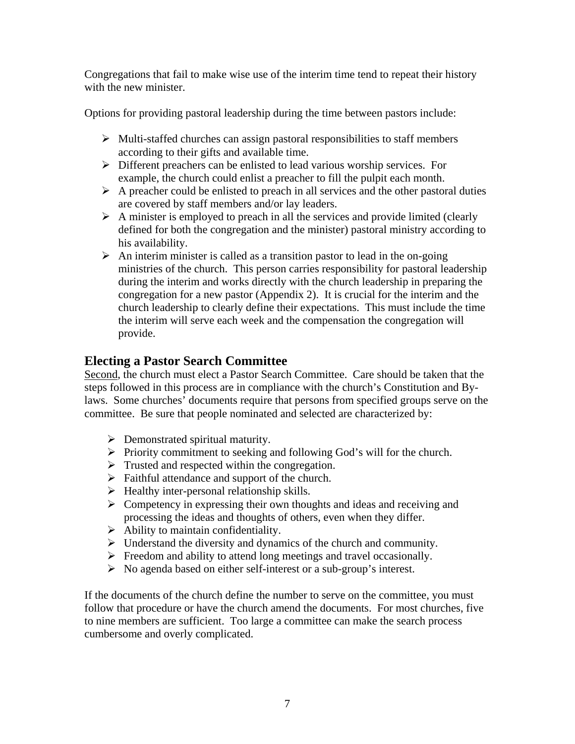Congregations that fail to make wise use of the interim time tend to repeat their history with the new minister.

Options for providing pastoral leadership during the time between pastors include:

- Multi-staffed churches can assign pastoral responsibilities to staff members according to their gifts and available time.
- Different preachers can be enlisted to lead various worship services. For example, the church could enlist a preacher to fill the pulpit each month.
- A preacher could be enlisted to preach in all services and the other pastoral duties are covered by staff members and/or lay leaders.
- A minister is employed to preach in all the services and provide limited (clearly defined for both the congregation and the minister) pastoral ministry according to his availability.
- An interim minister is called as a transition pastor to lead in the on-going ministries of the church. This person carries responsibility for pastoral leadership during the interim and works directly with the church leadership in preparing the congregation for a new pastor (Appendix 2). It is crucial for the interim and the church leadership to clearly define their expectations. This must include the time the interim will serve each week and the compensation the congregation will provide.

## Electing a Pastor Search Committee

Second, the church must elect a Pastor Search Committee. Care should be taken that the steps followed in this process are in compliance with the church's Constitution and By-laws. Some churches' documents require that persons from specified groups serve on the committee. Be sure that people nominated and selected are characterized by:

- Demonstrated spiritual maturity.
- Priority commitment to seeking and following God's will for the church.
- Trusted and respected within the congregation.
- Faithful attendance and support of the church.
- Healthy inter-personal relationship skills.
- Competency in expressing their own thoughts and ideas and receiving and processing the ideas and thoughts of others, even when they differ.
- Ability to maintain confidentiality.
- Understand the diversity and dynamics of the church and community.
- Freedom and ability to attend long meetings and travel occasionally.
- No agenda based on either self-interest or a sub-group's interest.

If the documents of the church define the number to serve on the committee, you must follow that procedure or have the church amend the documents. For most churches, five to nine members are sufficient. Too large a committee can make the search process cumbersome and overly complicated.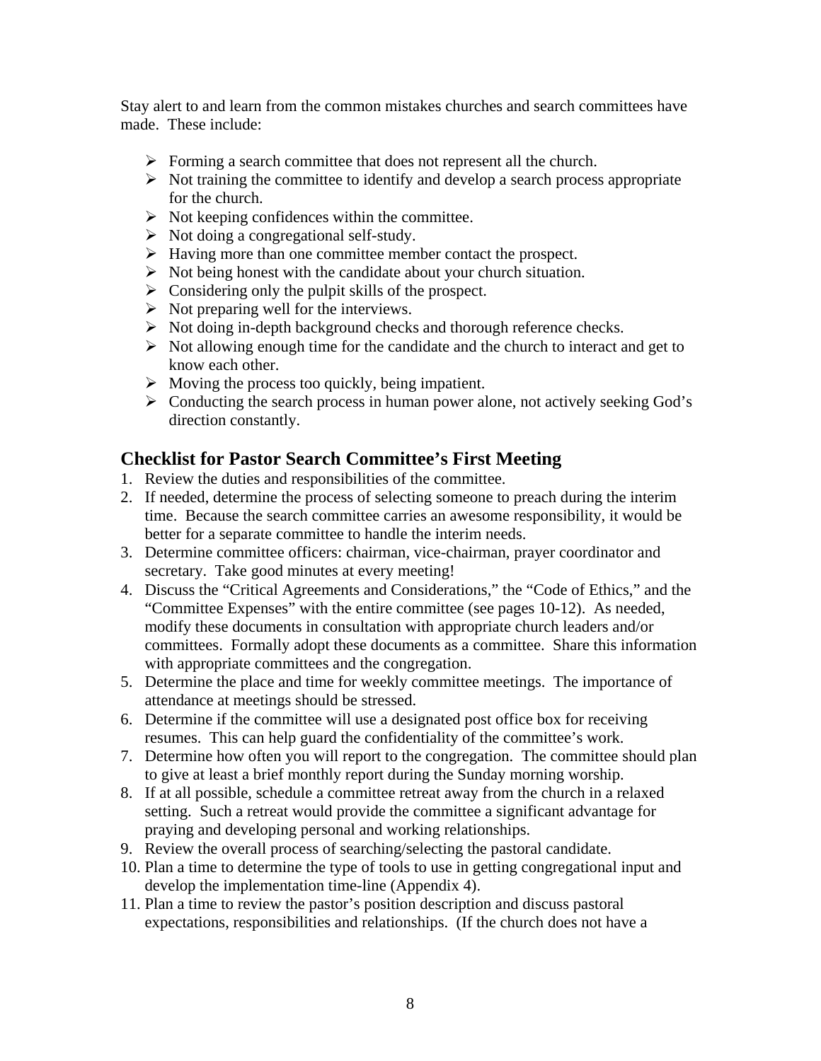Stay alert to and learn from the common mistakes churches and search committees have made. These include:

- Forming a search committee that does not represent all the church.
- Not training the committee to identify and develop a search process appropriate for the church.
- Not keeping confidences within the committee.
- Not doing a congregational self-study.
- Having more than one committee member contact the prospect.
- Not being honest with the candidate about your church situation.
- Considering only the pulpit skills of the prospect.
- Not preparing well for the interviews.
- Not doing in-depth background checks and thorough reference checks.
- Not allowing enough time for the candidate and the church to interact and get to know each other.
- Moving the process too quickly, being impatient.
- Conducting the search process in human power alone, not actively seeking God's direction constantly.

## Checklist for Pastor Search Committee's First Meeting

1. Review the duties and responsibilities of the committee.
2. If needed, determine the process of selecting someone to preach during the interim time. Because the search committee carries an awesome responsibility, it would be better for a separate committee to handle the interim needs.
3. Determine committee officers: chairman, vice-chairman, prayer coordinator and secretary. Take good minutes at every meeting!
4. Discuss the "Critical Agreements and Considerations," the "Code of Ethics," and the "Committee Expenses" with the entire committee (see pages 10-12). As needed, modify these documents in consultation with appropriate church leaders and/or committees. Formally adopt these documents as a committee. Share this information with appropriate committees and the congregation.
5. Determine the place and time for weekly committee meetings. The importance of attendance at meetings should be stressed.
6. Determine if the committee will use a designated post office box for receiving resumes. This can help guard the confidentiality of the committee's work.
7. Determine how often you will report to the congregation. The committee should plan to give at least a brief monthly report during the Sunday morning worship.
8. If at all possible, schedule a committee retreat away from the church in a relaxed setting. Such a retreat would provide the committee a significant advantage for praying and developing personal and working relationships.
9. Review the overall process of searching/selecting the pastoral candidate.
10. Plan a time to determine the type of tools to use in getting congregational input and develop the implementation time-line (Appendix 4).
11. Plan a time to review the pastor's position description and discuss pastoral expectations, responsibilities and relationships. (If the church does not have a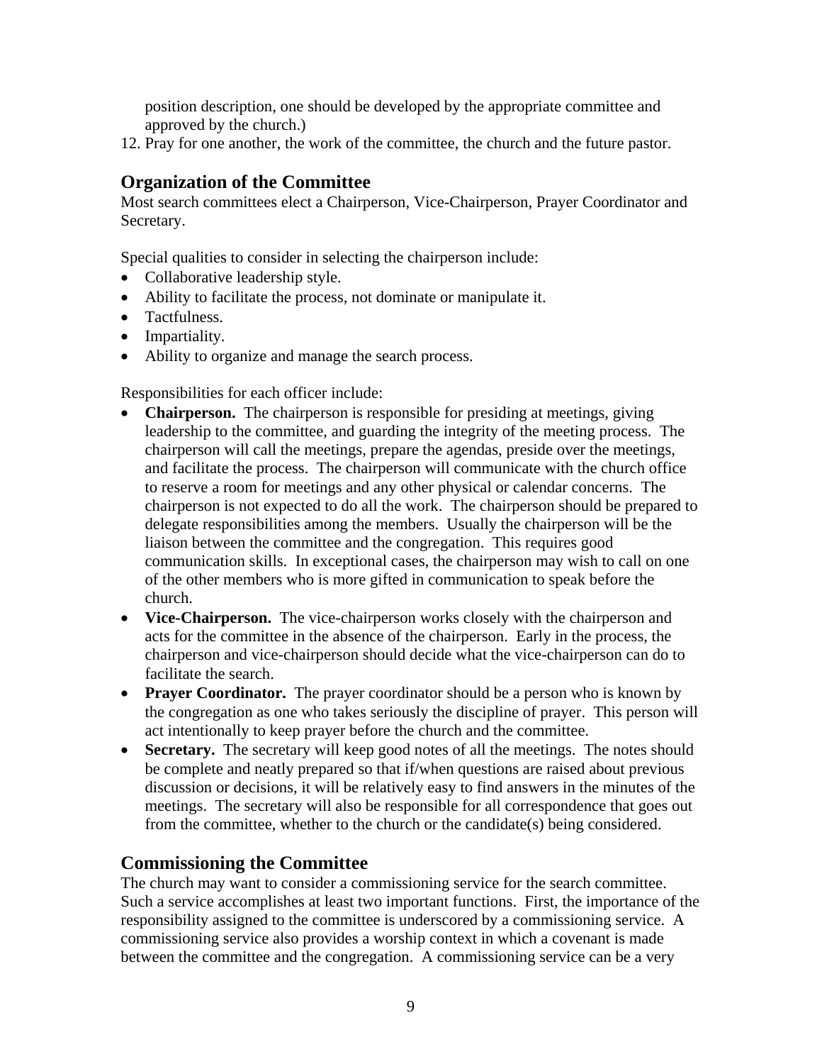position description, one should be developed by the appropriate committee and approved by the church.)

12. Pray for one another, the work of the committee, the church and the future pastor.

## Organization of the Committee

Most search committees elect a Chairperson, Vice-Chairperson, Prayer Coordinator and Secretary.

Special qualities to consider in selecting the chairperson include:

- Collaborative leadership style.
- Ability to facilitate the process, not dominate or manipulate it.
- Tactfulness.
- Impartiality.
- Ability to organize and manage the search process.

Responsibilities for each officer include:

- **Chairperson.** The chairperson is responsible for presiding at meetings, giving leadership to the committee, and guarding the integrity of the meeting process. The chairperson will call the meetings, prepare the agendas, preside over the meetings, and facilitate the process. The chairperson will communicate with the church office to reserve a room for meetings and any other physical or calendar concerns. The chairperson is not expected to do all the work. The chairperson should be prepared to delegate responsibilities among the members. Usually the chairperson will be the liaison between the committee and the congregation. This requires good communication skills. In exceptional cases, the chairperson may wish to call on one of the other members who is more gifted in communication to speak before the church.
- **Vice-Chairperson.** The vice-chairperson works closely with the chairperson and acts for the committee in the absence of the chairperson. Early in the process, the chairperson and vice-chairperson should decide what the vice-chairperson can do to facilitate the search.
- **Prayer Coordinator.** The prayer coordinator should be a person who is known by the congregation as one who takes seriously the discipline of prayer. This person will act intentionally to keep prayer before the church and the committee.
- **Secretary.** The secretary will keep good notes of all the meetings. The notes should be complete and neatly prepared so that if/when questions are raised about previous discussion or decisions, it will be relatively easy to find answers in the minutes of the meetings. The secretary will also be responsible for all correspondence that goes out from the committee, whether to the church or the candidate(s) being considered.

## Commissioning the Committee

The church may want to consider a commissioning service for the search committee. Such a service accomplishes at least two important functions. First, the importance of the responsibility assigned to the committee is underscored by a commissioning service. A commissioning service also provides a worship context in which a covenant is made between the committee and the congregation. A commissioning service can be a very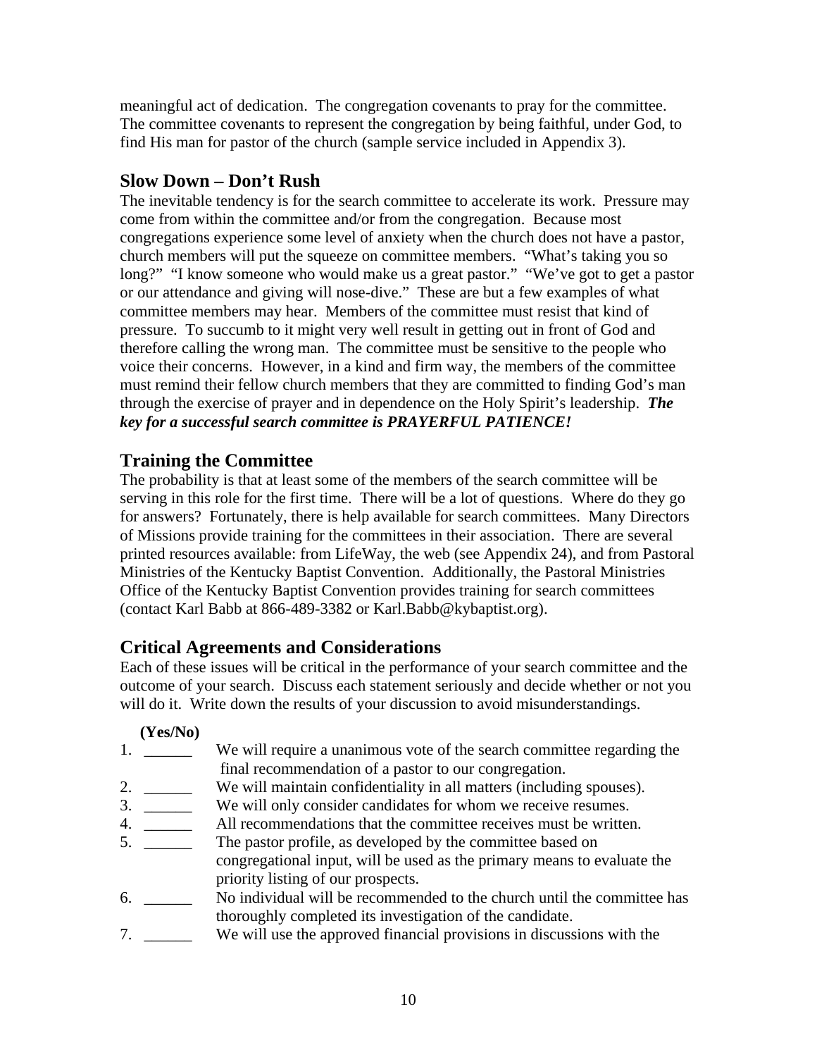meaningful act of dedication. The congregation covenants to pray for the committee. The committee covenants to represent the congregation by being faithful, under God, to find His man for pastor of the church (sample service included in Appendix 3).

## Slow Down – Don't Rush

The inevitable tendency is for the search committee to accelerate its work. Pressure may come from within the committee and/or from the congregation. Because most congregations experience some level of anxiety when the church does not have a pastor, church members will put the squeeze on committee members. "What's taking you so long?" "I know someone who would make us a great pastor." "We've got to get a pastor or our attendance and giving will nose-dive." These are but a few examples of what committee members may hear. Members of the committee must resist that kind of pressure. To succumb to it might very well result in getting out in front of God and therefore calling the wrong man. The committee must be sensitive to the people who voice their concerns. However, in a kind and firm way, the members of the committee must remind their fellow church members that they are committed to finding God's man through the exercise of prayer and in dependence on the Holy Spirit's leadership. ***The key for a successful search committee is PRAYERFUL PATIENCE!***

## Training the Committee

The probability is that at least some of the members of the search committee will be serving in this role for the first time. There will be a lot of questions. Where do they go for answers? Fortunately, there is help available for search committees. Many Directors of Missions provide training for the committees in their association. There are several printed resources available: from LifeWay, the web (see Appendix 24), and from Pastoral Ministries of the Kentucky Baptist Convention. Additionally, the Pastoral Ministries Office of the Kentucky Baptist Convention provides training for search committees (contact Karl Babb at 866-489-3382 or Karl.Babb@kybaptist.org).

## Critical Agreements and Considerations

Each of these issues will be critical in the performance of your search committee and the outcome of your search. Discuss each statement seriously and decide whether or not you will do it. Write down the results of your discussion to avoid misunderstandings.

**(Yes/No)**

1. ______ We will require a unanimous vote of the search committee regarding the final recommendation of a pastor to our congregation.
2. ______ We will maintain confidentiality in all matters (including spouses).
3. ______ We will only consider candidates for whom we receive resumes.
4. ______ All recommendations that the committee receives must be written.
5. ______ The pastor profile, as developed by the committee based on congregational input, will be used as the primary means to evaluate the priority listing of our prospects.
6. ______ No individual will be recommended to the church until the committee has thoroughly completed its investigation of the candidate.
7. ______ We will use the approved financial provisions in discussions with the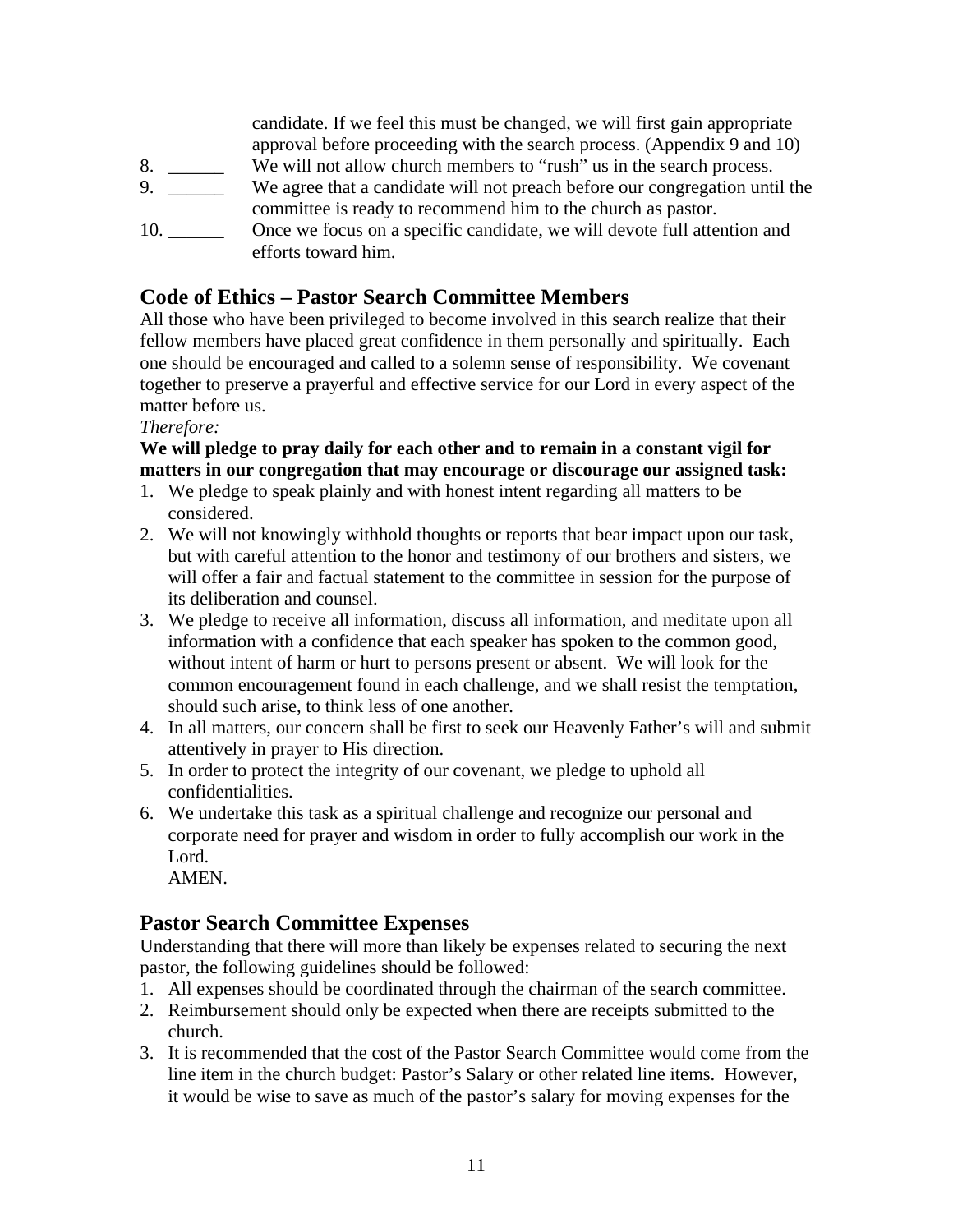candidate. If we feel this must be changed, we will first gain appropriate approval before proceeding with the search process. (Appendix 9 and 10)

8. ______ We will not allow church members to "rush" us in the search process.
9. ______ We agree that a candidate will not preach before our congregation until the committee is ready to recommend him to the church as pastor.
10. ______ Once we focus on a specific candidate, we will devote full attention and efforts toward him.

## Code of Ethics – Pastor Search Committee Members

All those who have been privileged to become involved in this search realize that their fellow members have placed great confidence in them personally and spiritually. Each one should be encouraged and called to a solemn sense of responsibility. We covenant together to preserve a prayerful and effective service for our Lord in every aspect of the matter before us.

*Therefore:*

**We will pledge to pray daily for each other and to remain in a constant vigil for matters in our congregation that may encourage or discourage our assigned task:**

1. We pledge to speak plainly and with honest intent regarding all matters to be considered.
2. We will not knowingly withhold thoughts or reports that bear impact upon our task, but with careful attention to the honor and testimony of our brothers and sisters, we will offer a fair and factual statement to the committee in session for the purpose of its deliberation and counsel.
3. We pledge to receive all information, discuss all information, and meditate upon all information with a confidence that each speaker has spoken to the common good, without intent of harm or hurt to persons present or absent. We will look for the common encouragement found in each challenge, and we shall resist the temptation, should such arise, to think less of one another.
4. In all matters, our concern shall be first to seek our Heavenly Father's will and submit attentively in prayer to His direction.
5. In order to protect the integrity of our covenant, we pledge to uphold all confidentialities.
6. We undertake this task as a spiritual challenge and recognize our personal and corporate need for prayer and wisdom in order to fully accomplish our work in the Lord.
   AMEN.

## Pastor Search Committee Expenses

Understanding that there will more than likely be expenses related to securing the next pastor, the following guidelines should be followed:

1. All expenses should be coordinated through the chairman of the search committee.
2. Reimbursement should only be expected when there are receipts submitted to the church.
3. It is recommended that the cost of the Pastor Search Committee would come from the line item in the church budget: Pastor's Salary or other related line items. However, it would be wise to save as much of the pastor's salary for moving expenses for the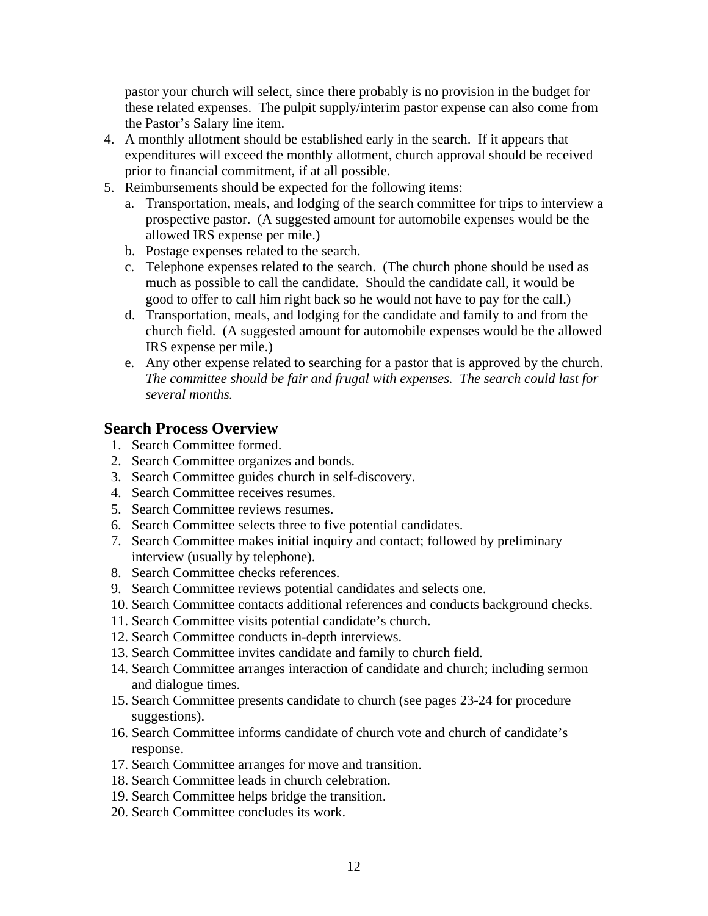pastor your church will select, since there probably is no provision in the budget for these related expenses. The pulpit supply/interim pastor expense can also come from the Pastor's Salary line item.

4. A monthly allotment should be established early in the search. If it appears that expenditures will exceed the monthly allotment, church approval should be received prior to financial commitment, if at all possible.
5. Reimbursements should be expected for the following items:
   a. Transportation, meals, and lodging of the search committee for trips to interview a prospective pastor. (A suggested amount for automobile expenses would be the allowed IRS expense per mile.)
   b. Postage expenses related to the search.
   c. Telephone expenses related to the search. (The church phone should be used as much as possible to call the candidate. Should the candidate call, it would be good to offer to call him right back so he would not have to pay for the call.)
   d. Transportation, meals, and lodging for the candidate and family to and from the church field. (A suggested amount for automobile expenses would be the allowed IRS expense per mile.)
   e. Any other expense related to searching for a pastor that is approved by the church. *The committee should be fair and frugal with expenses. The search could last for several months.*

## Search Process Overview

1. Search Committee formed.
2. Search Committee organizes and bonds.
3. Search Committee guides church in self-discovery.
4. Search Committee receives resumes.
5. Search Committee reviews resumes.
6. Search Committee selects three to five potential candidates.
7. Search Committee makes initial inquiry and contact; followed by preliminary interview (usually by telephone).
8. Search Committee checks references.
9. Search Committee reviews potential candidates and selects one.
10. Search Committee contacts additional references and conducts background checks.
11. Search Committee visits potential candidate's church.
12. Search Committee conducts in-depth interviews.
13. Search Committee invites candidate and family to church field.
14. Search Committee arranges interaction of candidate and church; including sermon and dialogue times.
15. Search Committee presents candidate to church (see pages 23-24 for procedure suggestions).
16. Search Committee informs candidate of church vote and church of candidate's response.
17. Search Committee arranges for move and transition.
18. Search Committee leads in church celebration.
19. Search Committee helps bridge the transition.
20. Search Committee concludes its work.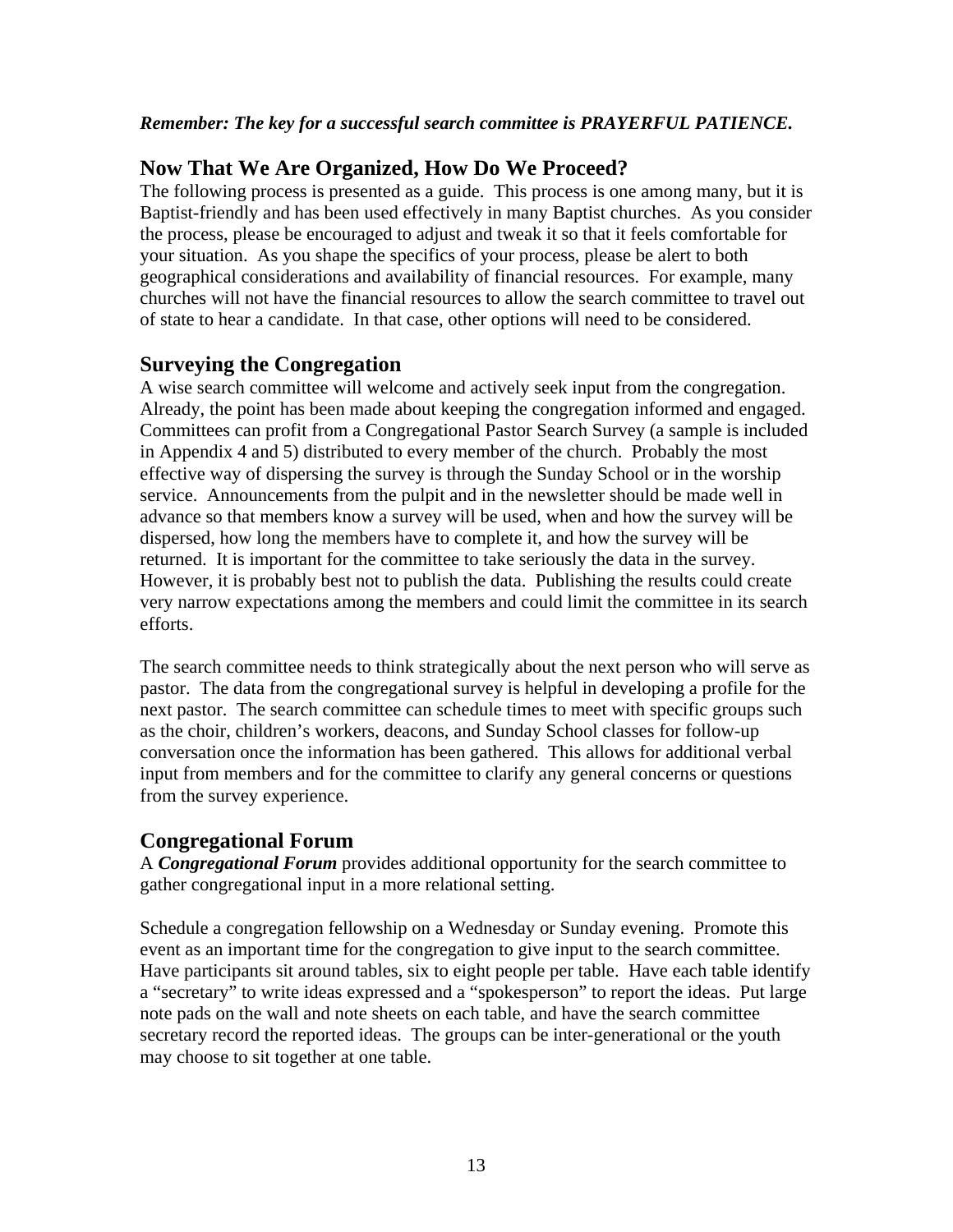***Remember: The key for a successful search committee is PRAYERFUL PATIENCE.***

## Now That We Are Organized, How Do We Proceed?

The following process is presented as a guide. This process is one among many, but it is Baptist-friendly and has been used effectively in many Baptist churches. As you consider the process, please be encouraged to adjust and tweak it so that it feels comfortable for your situation. As you shape the specifics of your process, please be alert to both geographical considerations and availability of financial resources. For example, many churches will not have the financial resources to allow the search committee to travel out of state to hear a candidate. In that case, other options will need to be considered.

## Surveying the Congregation

A wise search committee will welcome and actively seek input from the congregation. Already, the point has been made about keeping the congregation informed and engaged. Committees can profit from a Congregational Pastor Search Survey (a sample is included in Appendix 4 and 5) distributed to every member of the church. Probably the most effective way of dispersing the survey is through the Sunday School or in the worship service. Announcements from the pulpit and in the newsletter should be made well in advance so that members know a survey will be used, when and how the survey will be dispersed, how long the members have to complete it, and how the survey will be returned. It is important for the committee to take seriously the data in the survey. However, it is probably best not to publish the data. Publishing the results could create very narrow expectations among the members and could limit the committee in its search efforts.

The search committee needs to think strategically about the next person who will serve as pastor. The data from the congregational survey is helpful in developing a profile for the next pastor. The search committee can schedule times to meet with specific groups such as the choir, children's workers, deacons, and Sunday School classes for follow-up conversation once the information has been gathered. This allows for additional verbal input from members and for the committee to clarify any general concerns or questions from the survey experience.

## Congregational Forum

A ***Congregational Forum*** provides additional opportunity for the search committee to gather congregational input in a more relational setting.

Schedule a congregation fellowship on a Wednesday or Sunday evening. Promote this event as an important time for the congregation to give input to the search committee. Have participants sit around tables, six to eight people per table. Have each table identify a "secretary" to write ideas expressed and a "spokesperson" to report the ideas. Put large note pads on the wall and note sheets on each table, and have the search committee secretary record the reported ideas. The groups can be inter-generational or the youth may choose to sit together at one table.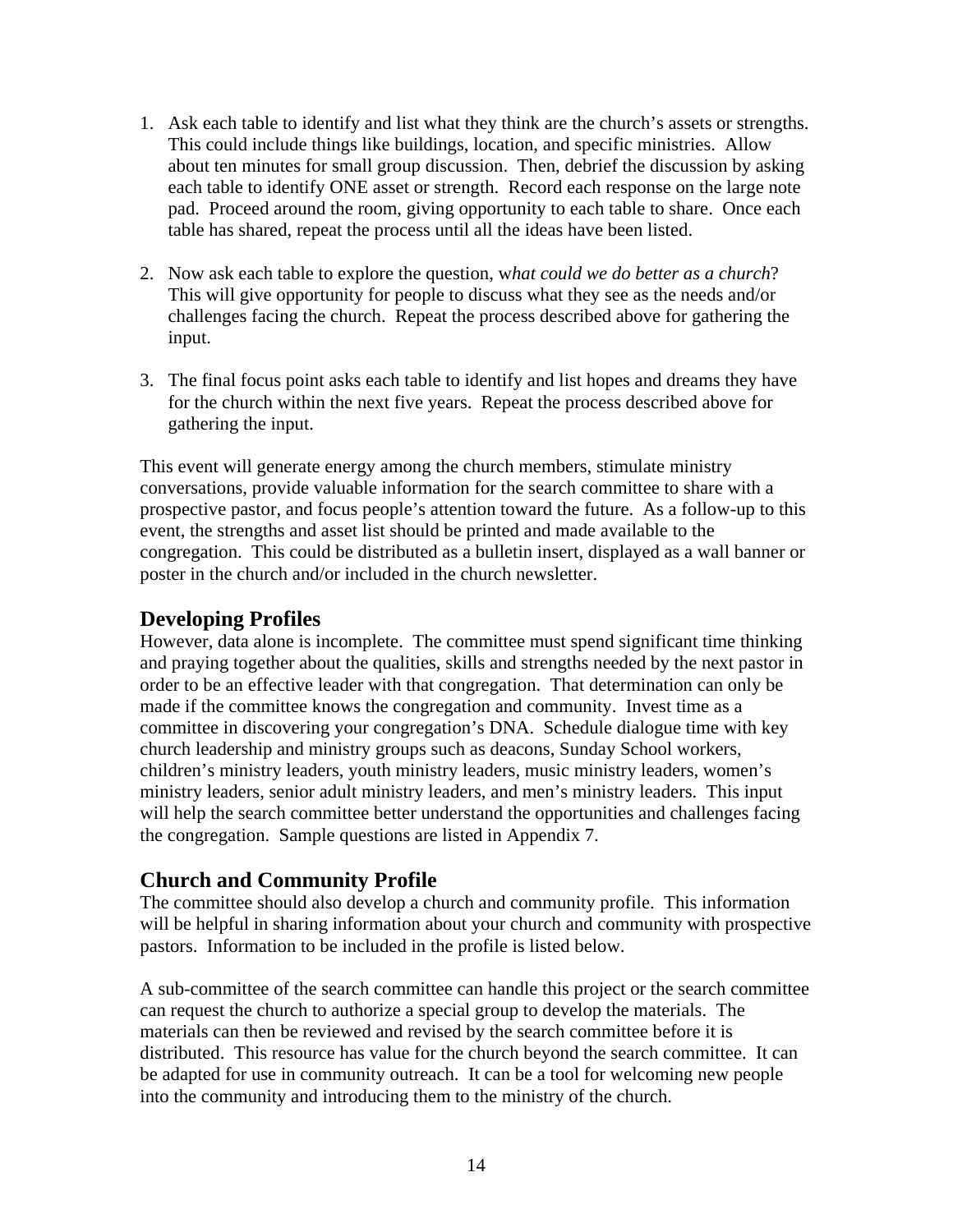1. Ask each table to identify and list what they think are the church's assets or strengths. This could include things like buildings, location, and specific ministries. Allow about ten minutes for small group discussion. Then, debrief the discussion by asking each table to identify ONE asset or strength. Record each response on the large note pad. Proceed around the room, giving opportunity to each table to share. Once each table has shared, repeat the process until all the ideas have been listed.

2. Now ask each table to explore the question, w*hat could we do better as a church*? This will give opportunity for people to discuss what they see as the needs and/or challenges facing the church. Repeat the process described above for gathering the input.

3. The final focus point asks each table to identify and list hopes and dreams they have for the church within the next five years. Repeat the process described above for gathering the input.

This event will generate energy among the church members, stimulate ministry conversations, provide valuable information for the search committee to share with a prospective pastor, and focus people's attention toward the future. As a follow-up to this event, the strengths and asset list should be printed and made available to the congregation. This could be distributed as a bulletin insert, displayed as a wall banner or poster in the church and/or included in the church newsletter.

## Developing Profiles

However, data alone is incomplete. The committee must spend significant time thinking and praying together about the qualities, skills and strengths needed by the next pastor in order to be an effective leader with that congregation. That determination can only be made if the committee knows the congregation and community. Invest time as a committee in discovering your congregation's DNA. Schedule dialogue time with key church leadership and ministry groups such as deacons, Sunday School workers, children's ministry leaders, youth ministry leaders, music ministry leaders, women's ministry leaders, senior adult ministry leaders, and men's ministry leaders. This input will help the search committee better understand the opportunities and challenges facing the congregation. Sample questions are listed in Appendix 7.

## Church and Community Profile

The committee should also develop a church and community profile. This information will be helpful in sharing information about your church and community with prospective pastors. Information to be included in the profile is listed below.

A sub-committee of the search committee can handle this project or the search committee can request the church to authorize a special group to develop the materials. The materials can then be reviewed and revised by the search committee before it is distributed. This resource has value for the church beyond the search committee. It can be adapted for use in community outreach. It can be a tool for welcoming new people into the community and introducing them to the ministry of the church.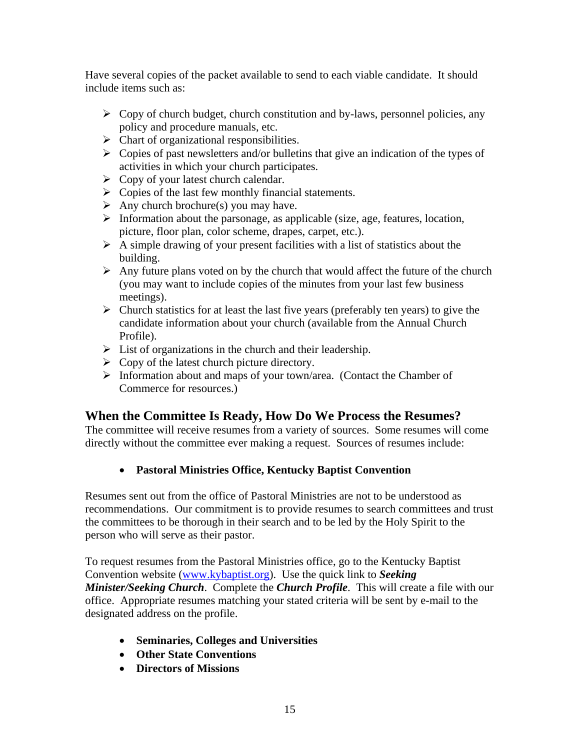Have several copies of the packet available to send to each viable candidate. It should include items such as:

- Copy of church budget, church constitution and by-laws, personnel policies, any policy and procedure manuals, etc.
- Chart of organizational responsibilities.
- Copies of past newsletters and/or bulletins that give an indication of the types of activities in which your church participates.
- Copy of your latest church calendar.
- Copies of the last few monthly financial statements.
- Any church brochure(s) you may have.
- Information about the parsonage, as applicable (size, age, features, location, picture, floor plan, color scheme, drapes, carpet, etc.).
- A simple drawing of your present facilities with a list of statistics about the building.
- Any future plans voted on by the church that would affect the future of the church (you may want to include copies of the minutes from your last few business meetings).
- Church statistics for at least the last five years (preferably ten years) to give the candidate information about your church (available from the Annual Church Profile).
- List of organizations in the church and their leadership.
- Copy of the latest church picture directory.
- Information about and maps of your town/area. (Contact the Chamber of Commerce for resources.)

## When the Committee Is Ready, How Do We Process the Resumes?

The committee will receive resumes from a variety of sources. Some resumes will come directly without the committee ever making a request. Sources of resumes include:

- **Pastoral Ministries Office, Kentucky Baptist Convention**

Resumes sent out from the office of Pastoral Ministries are not to be understood as recommendations. Our commitment is to provide resumes to search committees and trust the committees to be thorough in their search and to be led by the Holy Spirit to the person who will serve as their pastor.

To request resumes from the Pastoral Ministries office, go to the Kentucky Baptist Convention website (www.kybaptist.org). Use the quick link to ***Seeking Minister/Seeking Church***. Complete the ***Church Profile***. This will create a file with our office. Appropriate resumes matching your stated criteria will be sent by e-mail to the designated address on the profile.

- **Seminaries, Colleges and Universities**
- **Other State Conventions**
- **Directors of Missions**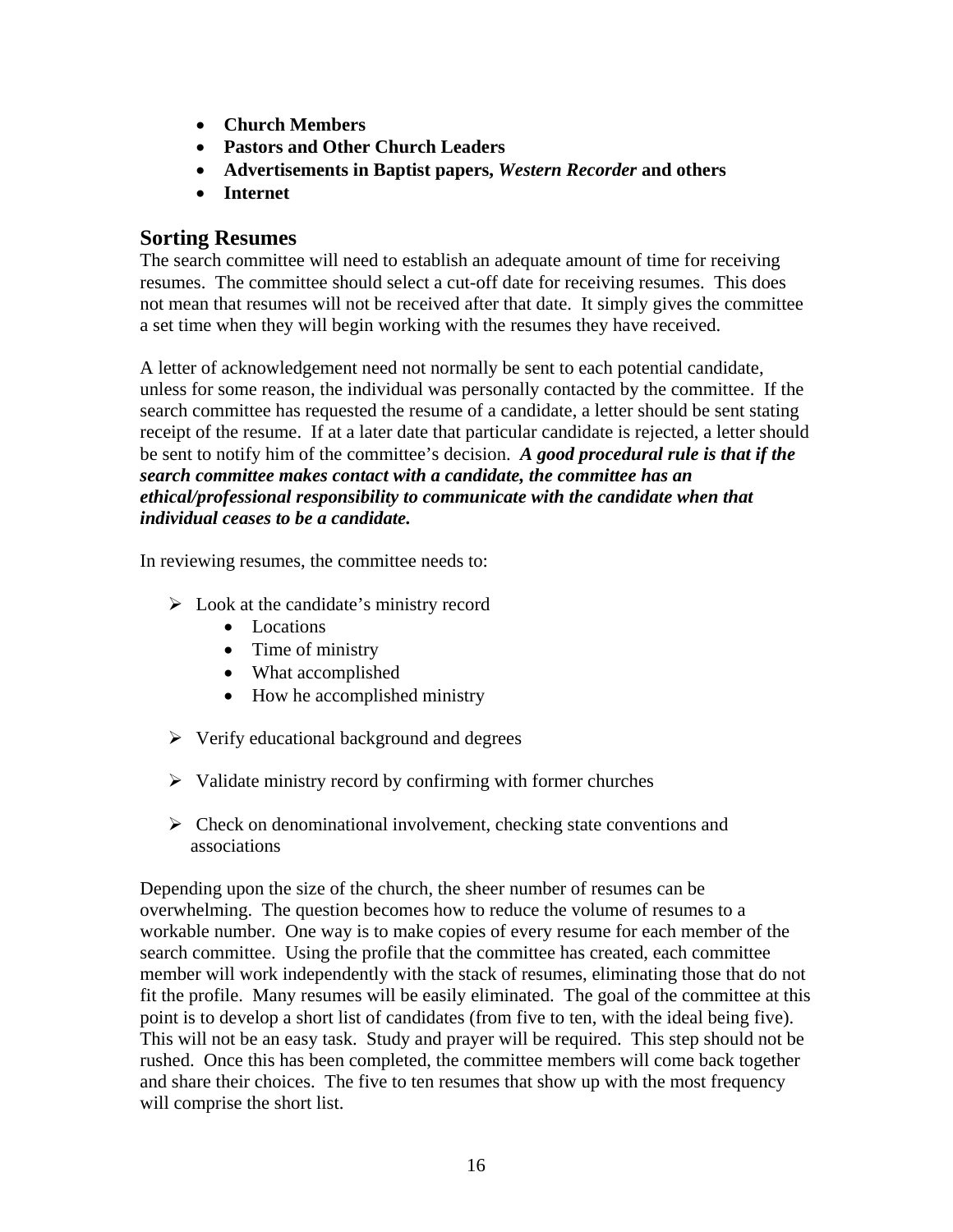- **Church Members**
- **Pastors and Other Church Leaders**
- **Advertisements in Baptist papers, *Western Recorder* and others**
- **Internet**

## Sorting Resumes

The search committee will need to establish an adequate amount of time for receiving resumes. The committee should select a cut-off date for receiving resumes. This does not mean that resumes will not be received after that date. It simply gives the committee a set time when they will begin working with the resumes they have received.

A letter of acknowledgement need not normally be sent to each potential candidate, unless for some reason, the individual was personally contacted by the committee. If the search committee has requested the resume of a candidate, a letter should be sent stating receipt of the resume. If at a later date that particular candidate is rejected, a letter should be sent to notify him of the committee's decision. ***A good procedural rule is that if the search committee makes contact with a candidate, the committee has an ethical/professional responsibility to communicate with the candidate when that individual ceases to be a candidate.***

In reviewing resumes, the committee needs to:

- Look at the candidate's ministry record
  - Locations
  - Time of ministry
  - What accomplished
  - How he accomplished ministry
- Verify educational background and degrees
- Validate ministry record by confirming with former churches
- Check on denominational involvement, checking state conventions and associations

Depending upon the size of the church, the sheer number of resumes can be overwhelming. The question becomes how to reduce the volume of resumes to a workable number. One way is to make copies of every resume for each member of the search committee. Using the profile that the committee has created, each committee member will work independently with the stack of resumes, eliminating those that do not fit the profile. Many resumes will be easily eliminated. The goal of the committee at this point is to develop a short list of candidates (from five to ten, with the ideal being five). This will not be an easy task. Study and prayer will be required. This step should not be rushed. Once this has been completed, the committee members will come back together and share their choices. The five to ten resumes that show up with the most frequency will comprise the short list.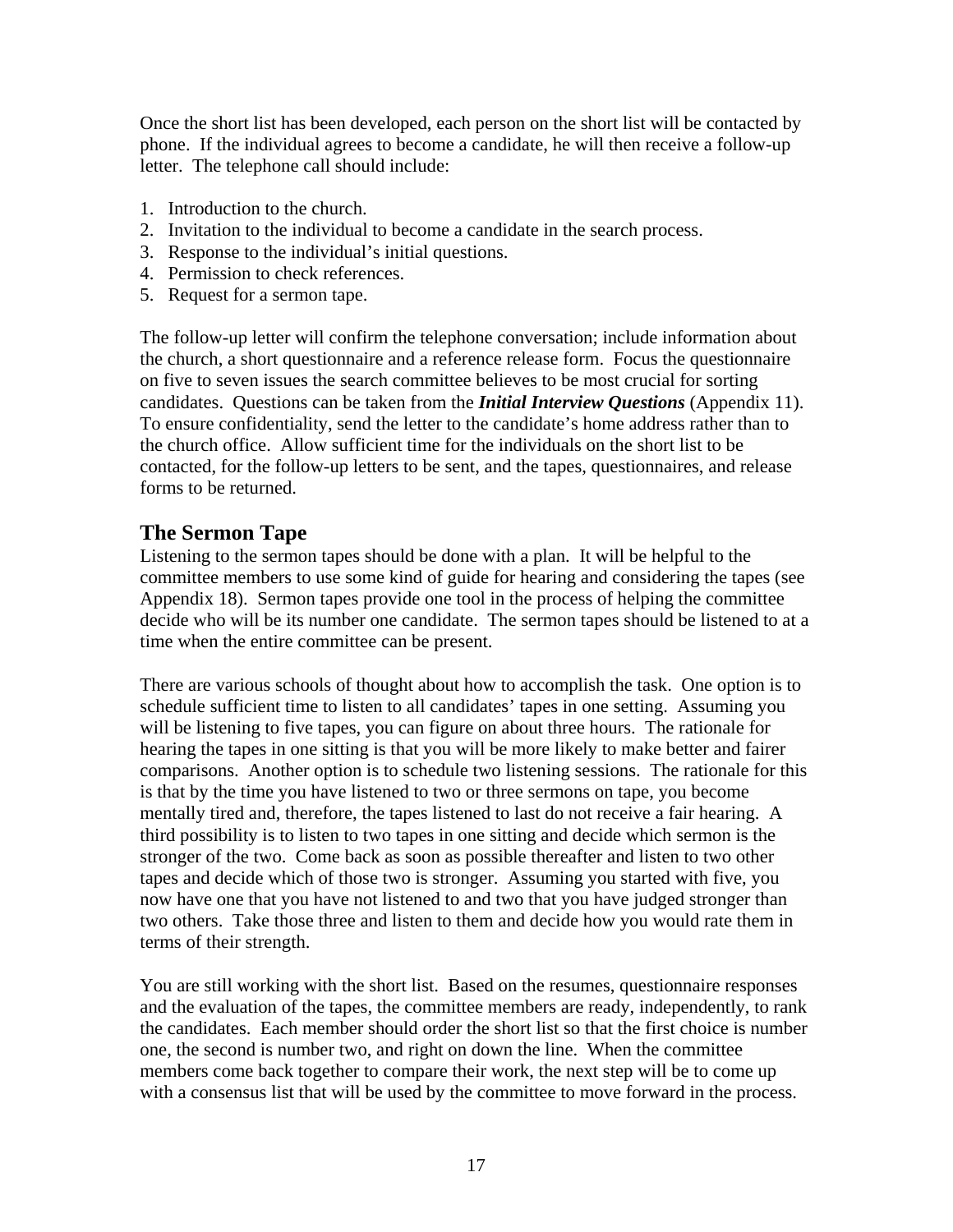Once the short list has been developed, each person on the short list will be contacted by phone. If the individual agrees to become a candidate, he will then receive a follow-up letter. The telephone call should include:

1. Introduction to the church.
2. Invitation to the individual to become a candidate in the search process.
3. Response to the individual's initial questions.
4. Permission to check references.
5. Request for a sermon tape.

The follow-up letter will confirm the telephone conversation; include information about the church, a short questionnaire and a reference release form. Focus the questionnaire on five to seven issues the search committee believes to be most crucial for sorting candidates. Questions can be taken from the ***Initial Interview Questions*** (Appendix 11). To ensure confidentiality, send the letter to the candidate's home address rather than to the church office. Allow sufficient time for the individuals on the short list to be contacted, for the follow-up letters to be sent, and the tapes, questionnaires, and release forms to be returned.

## The Sermon Tape

Listening to the sermon tapes should be done with a plan. It will be helpful to the committee members to use some kind of guide for hearing and considering the tapes (see Appendix 18). Sermon tapes provide one tool in the process of helping the committee decide who will be its number one candidate. The sermon tapes should be listened to at a time when the entire committee can be present.

There are various schools of thought about how to accomplish the task. One option is to schedule sufficient time to listen to all candidates' tapes in one setting. Assuming you will be listening to five tapes, you can figure on about three hours. The rationale for hearing the tapes in one sitting is that you will be more likely to make better and fairer comparisons. Another option is to schedule two listening sessions. The rationale for this is that by the time you have listened to two or three sermons on tape, you become mentally tired and, therefore, the tapes listened to last do not receive a fair hearing. A third possibility is to listen to two tapes in one sitting and decide which sermon is the stronger of the two. Come back as soon as possible thereafter and listen to two other tapes and decide which of those two is stronger. Assuming you started with five, you now have one that you have not listened to and two that you have judged stronger than two others. Take those three and listen to them and decide how you would rate them in terms of their strength.

You are still working with the short list. Based on the resumes, questionnaire responses and the evaluation of the tapes, the committee members are ready, independently, to rank the candidates. Each member should order the short list so that the first choice is number one, the second is number two, and right on down the line. When the committee members come back together to compare their work, the next step will be to come up with a consensus list that will be used by the committee to move forward in the process.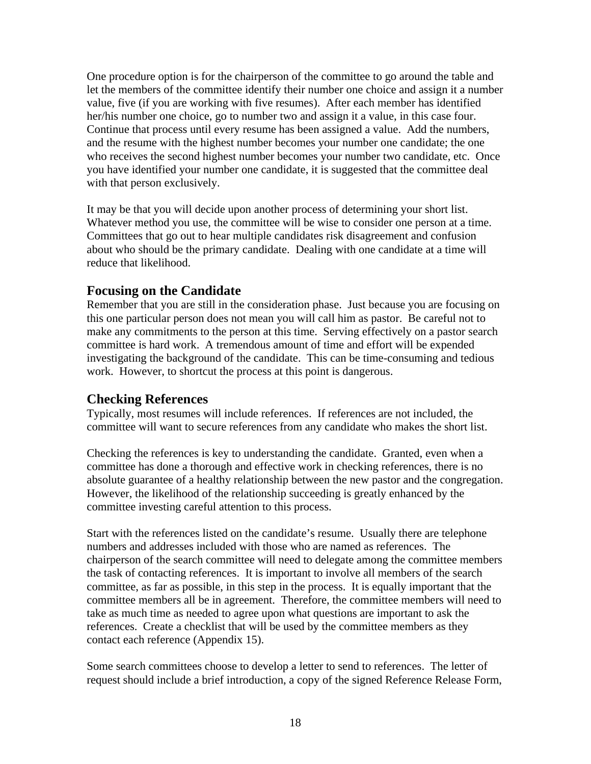One procedure option is for the chairperson of the committee to go around the table and let the members of the committee identify their number one choice and assign it a number value, five (if you are working with five resumes). After each member has identified her/his number one choice, go to number two and assign it a value, in this case four. Continue that process until every resume has been assigned a value. Add the numbers, and the resume with the highest number becomes your number one candidate; the one who receives the second highest number becomes your number two candidate, etc. Once you have identified your number one candidate, it is suggested that the committee deal with that person exclusively.

It may be that you will decide upon another process of determining your short list. Whatever method you use, the committee will be wise to consider one person at a time. Committees that go out to hear multiple candidates risk disagreement and confusion about who should be the primary candidate. Dealing with one candidate at a time will reduce that likelihood.

## Focusing on the Candidate

Remember that you are still in the consideration phase. Just because you are focusing on this one particular person does not mean you will call him as pastor. Be careful not to make any commitments to the person at this time. Serving effectively on a pastor search committee is hard work. A tremendous amount of time and effort will be expended investigating the background of the candidate. This can be time-consuming and tedious work. However, to shortcut the process at this point is dangerous.

## Checking References

Typically, most resumes will include references. If references are not included, the committee will want to secure references from any candidate who makes the short list.

Checking the references is key to understanding the candidate. Granted, even when a committee has done a thorough and effective work in checking references, there is no absolute guarantee of a healthy relationship between the new pastor and the congregation. However, the likelihood of the relationship succeeding is greatly enhanced by the committee investing careful attention to this process.

Start with the references listed on the candidate's resume. Usually there are telephone numbers and addresses included with those who are named as references. The chairperson of the search committee will need to delegate among the committee members the task of contacting references. It is important to involve all members of the search committee, as far as possible, in this step in the process. It is equally important that the committee members all be in agreement. Therefore, the committee members will need to take as much time as needed to agree upon what questions are important to ask the references. Create a checklist that will be used by the committee members as they contact each reference (Appendix 15).

Some search committees choose to develop a letter to send to references. The letter of request should include a brief introduction, a copy of the signed Reference Release Form,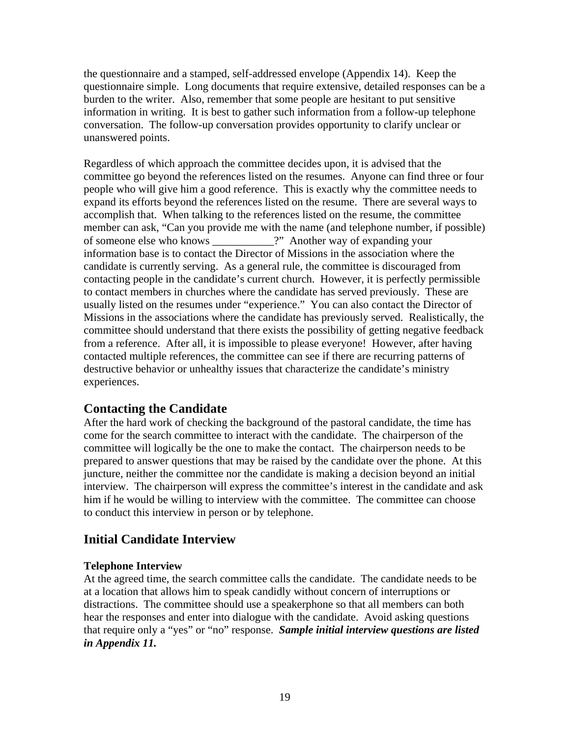the questionnaire and a stamped, self-addressed envelope (Appendix 14). Keep the questionnaire simple. Long documents that require extensive, detailed responses can be a burden to the writer. Also, remember that some people are hesitant to put sensitive information in writing. It is best to gather such information from a follow-up telephone conversation. The follow-up conversation provides opportunity to clarify unclear or unanswered points.

Regardless of which approach the committee decides upon, it is advised that the committee go beyond the references listed on the resumes. Anyone can find three or four people who will give him a good reference. This is exactly why the committee needs to expand its efforts beyond the references listed on the resume. There are several ways to accomplish that. When talking to the references listed on the resume, the committee member can ask, "Can you provide me with the name (and telephone number, if possible) of someone else who knows ___________?" Another way of expanding your information base is to contact the Director of Missions in the association where the candidate is currently serving. As a general rule, the committee is discouraged from contacting people in the candidate's current church. However, it is perfectly permissible to contact members in churches where the candidate has served previously. These are usually listed on the resumes under "experience." You can also contact the Director of Missions in the associations where the candidate has previously served. Realistically, the committee should understand that there exists the possibility of getting negative feedback from a reference. After all, it is impossible to please everyone! However, after having contacted multiple references, the committee can see if there are recurring patterns of destructive behavior or unhealthy issues that characterize the candidate's ministry experiences.

## Contacting the Candidate

After the hard work of checking the background of the pastoral candidate, the time has come for the search committee to interact with the candidate. The chairperson of the committee will logically be the one to make the contact. The chairperson needs to be prepared to answer questions that may be raised by the candidate over the phone. At this juncture, neither the committee nor the candidate is making a decision beyond an initial interview. The chairperson will express the committee's interest in the candidate and ask him if he would be willing to interview with the committee. The committee can choose to conduct this interview in person or by telephone.

## Initial Candidate Interview

### Telephone Interview

At the agreed time, the search committee calls the candidate. The candidate needs to be at a location that allows him to speak candidly without concern of interruptions or distractions. The committee should use a speakerphone so that all members can both hear the responses and enter into dialogue with the candidate. Avoid asking questions that require only a "yes" or "no" response. ***Sample initial interview questions are listed in Appendix 11.***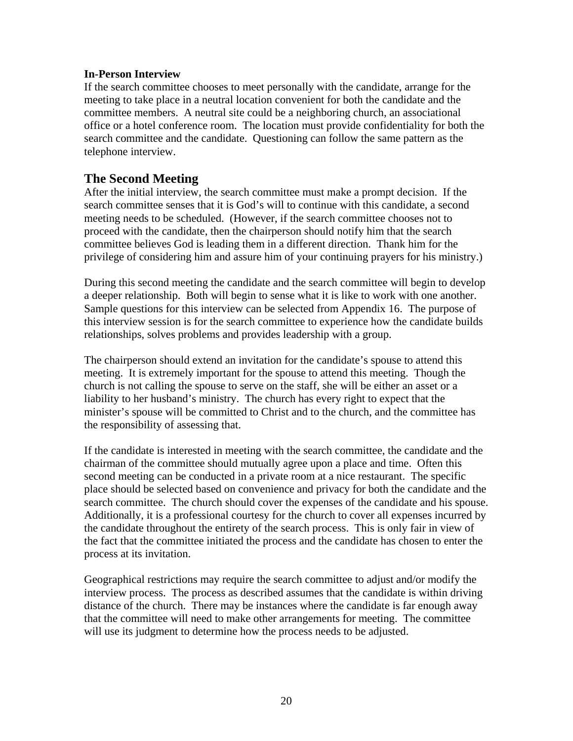**In-Person Interview**

If the search committee chooses to meet personally with the candidate, arrange for the meeting to take place in a neutral location convenient for both the candidate and the committee members. A neutral site could be a neighboring church, an associational office or a hotel conference room. The location must provide confidentiality for both the search committee and the candidate. Questioning can follow the same pattern as the telephone interview.

## The Second Meeting

After the initial interview, the search committee must make a prompt decision. If the search committee senses that it is God's will to continue with this candidate, a second meeting needs to be scheduled. (However, if the search committee chooses not to proceed with the candidate, then the chairperson should notify him that the search committee believes God is leading them in a different direction. Thank him for the privilege of considering him and assure him of your continuing prayers for his ministry.)

During this second meeting the candidate and the search committee will begin to develop a deeper relationship. Both will begin to sense what it is like to work with one another. Sample questions for this interview can be selected from Appendix 16. The purpose of this interview session is for the search committee to experience how the candidate builds relationships, solves problems and provides leadership with a group.

The chairperson should extend an invitation for the candidate's spouse to attend this meeting. It is extremely important for the spouse to attend this meeting. Though the church is not calling the spouse to serve on the staff, she will be either an asset or a liability to her husband's ministry. The church has every right to expect that the minister's spouse will be committed to Christ and to the church, and the committee has the responsibility of assessing that.

If the candidate is interested in meeting with the search committee, the candidate and the chairman of the committee should mutually agree upon a place and time. Often this second meeting can be conducted in a private room at a nice restaurant. The specific place should be selected based on convenience and privacy for both the candidate and the search committee. The church should cover the expenses of the candidate and his spouse. Additionally, it is a professional courtesy for the church to cover all expenses incurred by the candidate throughout the entirety of the search process. This is only fair in view of the fact that the committee initiated the process and the candidate has chosen to enter the process at its invitation.

Geographical restrictions may require the search committee to adjust and/or modify the interview process. The process as described assumes that the candidate is within driving distance of the church. There may be instances where the candidate is far enough away that the committee will need to make other arrangements for meeting. The committee will use its judgment to determine how the process needs to be adjusted.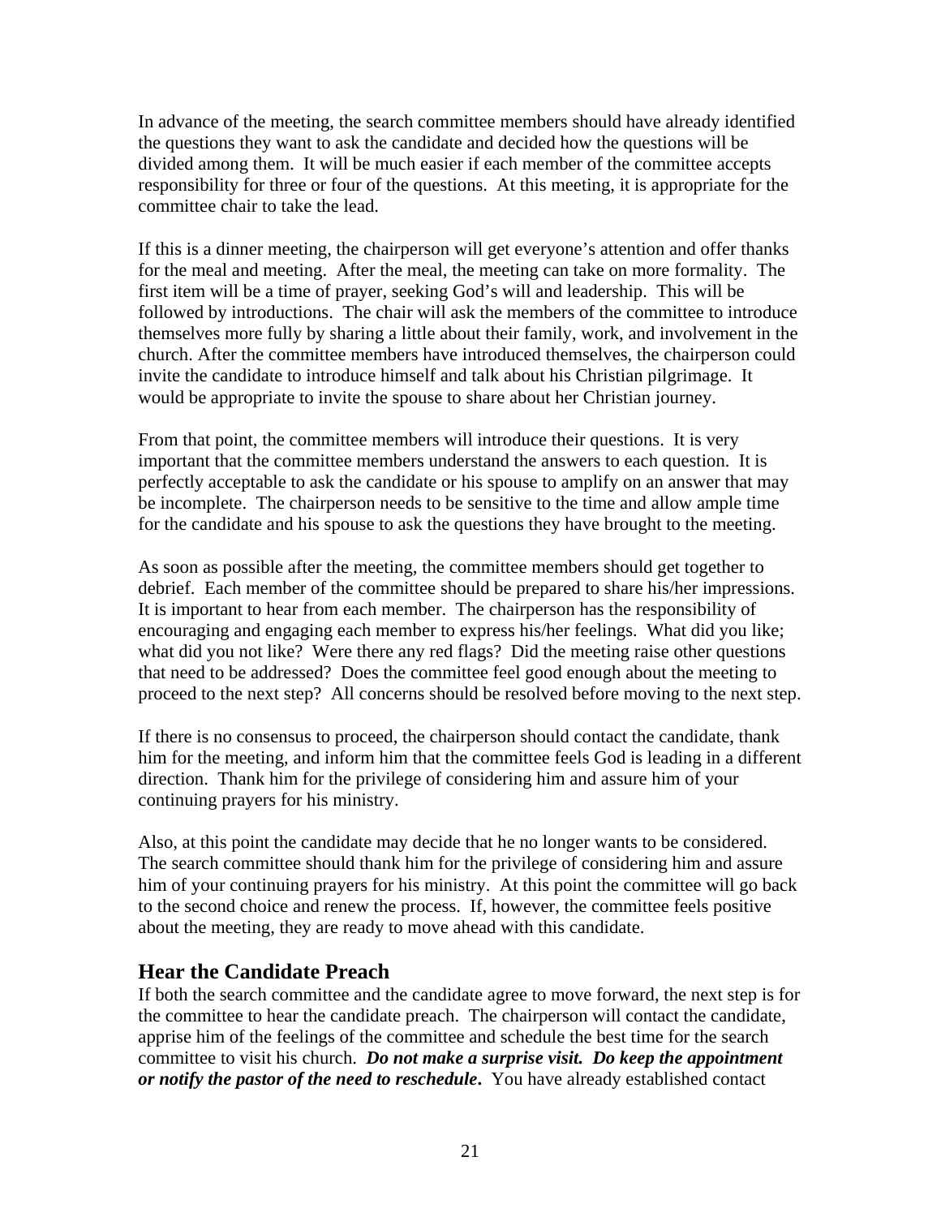In advance of the meeting, the search committee members should have already identified the questions they want to ask the candidate and decided how the questions will be divided among them. It will be much easier if each member of the committee accepts responsibility for three or four of the questions. At this meeting, it is appropriate for the committee chair to take the lead.

If this is a dinner meeting, the chairperson will get everyone's attention and offer thanks for the meal and meeting. After the meal, the meeting can take on more formality. The first item will be a time of prayer, seeking God's will and leadership. This will be followed by introductions. The chair will ask the members of the committee to introduce themselves more fully by sharing a little about their family, work, and involvement in the church. After the committee members have introduced themselves, the chairperson could invite the candidate to introduce himself and talk about his Christian pilgrimage. It would be appropriate to invite the spouse to share about her Christian journey.

From that point, the committee members will introduce their questions. It is very important that the committee members understand the answers to each question. It is perfectly acceptable to ask the candidate or his spouse to amplify on an answer that may be incomplete. The chairperson needs to be sensitive to the time and allow ample time for the candidate and his spouse to ask the questions they have brought to the meeting.

As soon as possible after the meeting, the committee members should get together to debrief. Each member of the committee should be prepared to share his/her impressions. It is important to hear from each member. The chairperson has the responsibility of encouraging and engaging each member to express his/her feelings. What did you like; what did you not like? Were there any red flags? Did the meeting raise other questions that need to be addressed? Does the committee feel good enough about the meeting to proceed to the next step? All concerns should be resolved before moving to the next step.

If there is no consensus to proceed, the chairperson should contact the candidate, thank him for the meeting, and inform him that the committee feels God is leading in a different direction. Thank him for the privilege of considering him and assure him of your continuing prayers for his ministry.

Also, at this point the candidate may decide that he no longer wants to be considered. The search committee should thank him for the privilege of considering him and assure him of your continuing prayers for his ministry. At this point the committee will go back to the second choice and renew the process. If, however, the committee feels positive about the meeting, they are ready to move ahead with this candidate.

## Hear the Candidate Preach

If both the search committee and the candidate agree to move forward, the next step is for the committee to hear the candidate preach. The chairperson will contact the candidate, apprise him of the feelings of the committee and schedule the best time for the search committee to visit his church. ***Do not make a surprise visit. Do keep the appointment or notify the pastor of the need to reschedule***. You have already established contact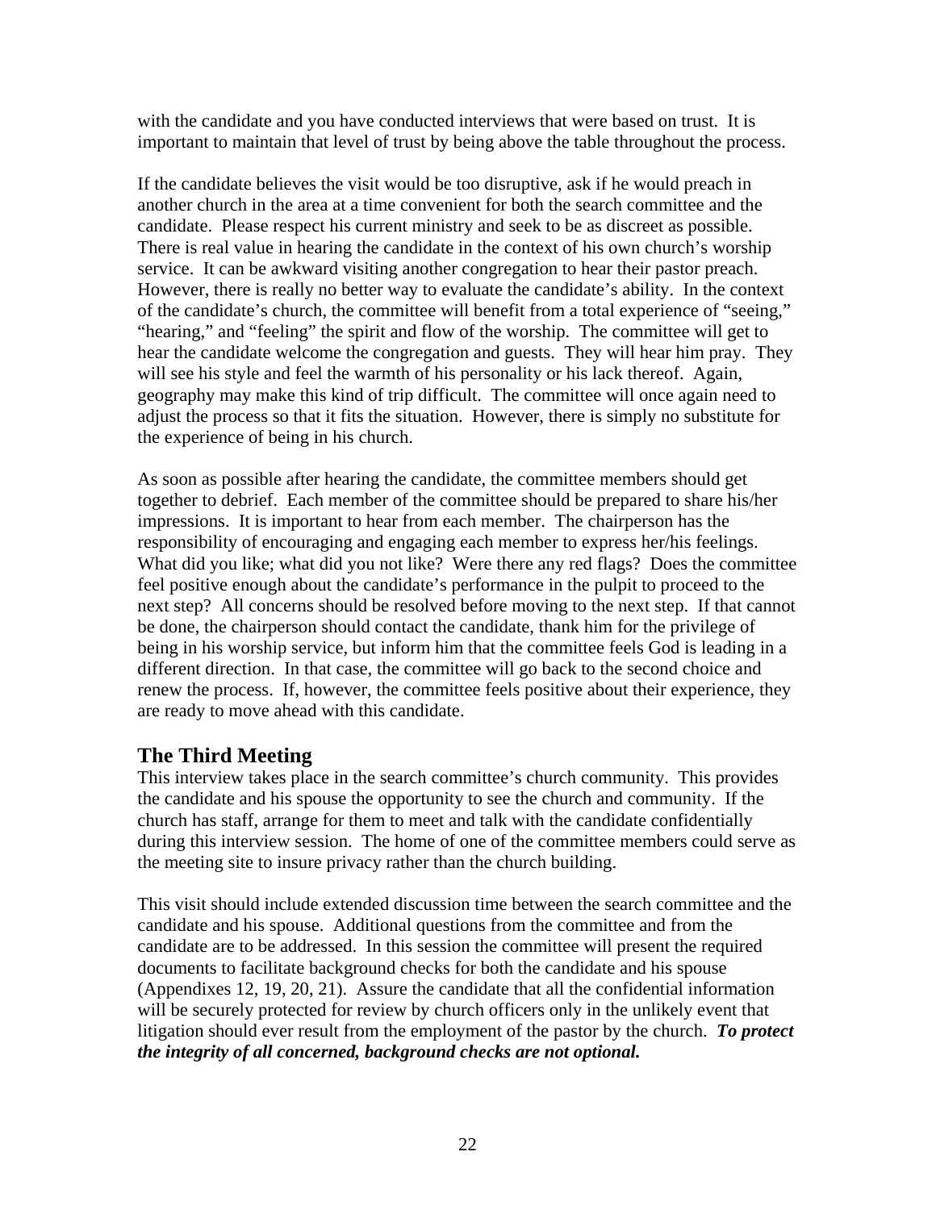with the candidate and you have conducted interviews that were based on trust. It is important to maintain that level of trust by being above the table throughout the process.

If the candidate believes the visit would be too disruptive, ask if he would preach in another church in the area at a time convenient for both the search committee and the candidate. Please respect his current ministry and seek to be as discreet as possible. There is real value in hearing the candidate in the context of his own church's worship service. It can be awkward visiting another congregation to hear their pastor preach. However, there is really no better way to evaluate the candidate's ability. In the context of the candidate's church, the committee will benefit from a total experience of "seeing," "hearing," and "feeling" the spirit and flow of the worship. The committee will get to hear the candidate welcome the congregation and guests. They will hear him pray. They will see his style and feel the warmth of his personality or his lack thereof. Again, geography may make this kind of trip difficult. The committee will once again need to adjust the process so that it fits the situation. However, there is simply no substitute for the experience of being in his church.

As soon as possible after hearing the candidate, the committee members should get together to debrief. Each member of the committee should be prepared to share his/her impressions. It is important to hear from each member. The chairperson has the responsibility of encouraging and engaging each member to express her/his feelings. What did you like; what did you not like? Were there any red flags? Does the committee feel positive enough about the candidate's performance in the pulpit to proceed to the next step? All concerns should be resolved before moving to the next step. If that cannot be done, the chairperson should contact the candidate, thank him for the privilege of being in his worship service, but inform him that the committee feels God is leading in a different direction. In that case, the committee will go back to the second choice and renew the process. If, however, the committee feels positive about their experience, they are ready to move ahead with this candidate.

## The Third Meeting

This interview takes place in the search committee's church community. This provides the candidate and his spouse the opportunity to see the church and community. If the church has staff, arrange for them to meet and talk with the candidate confidentially during this interview session. The home of one of the committee members could serve as the meeting site to insure privacy rather than the church building.

This visit should include extended discussion time between the search committee and the candidate and his spouse. Additional questions from the committee and from the candidate are to be addressed. In this session the committee will present the required documents to facilitate background checks for both the candidate and his spouse (Appendixes 12, 19, 20, 21). Assure the candidate that all the confidential information will be securely protected for review by church officers only in the unlikely event that litigation should ever result from the employment of the pastor by the church. ***To protect the integrity of all concerned, background checks are not optional.***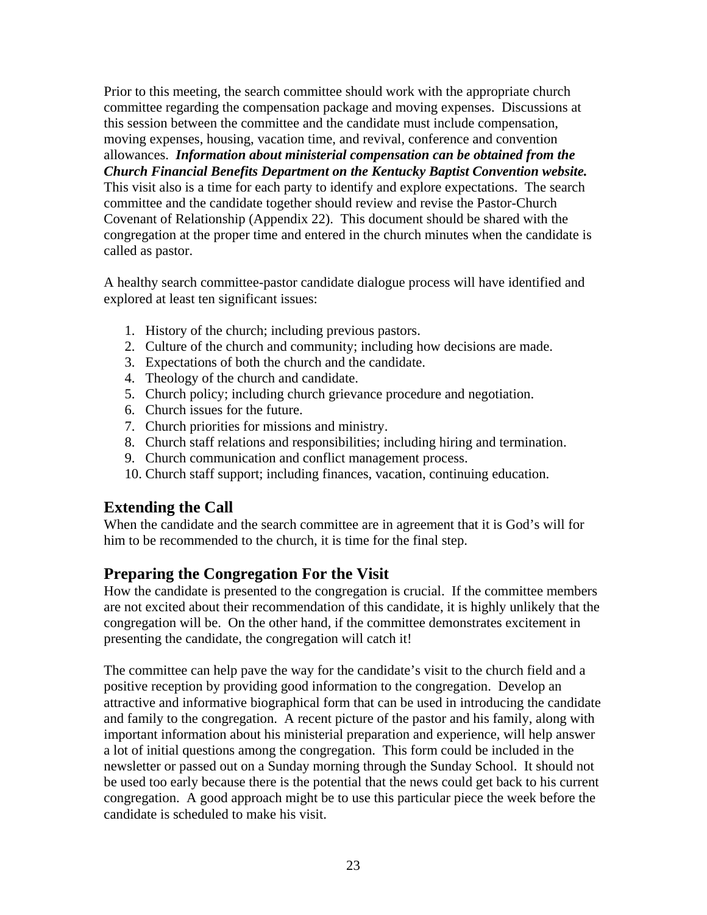Prior to this meeting, the search committee should work with the appropriate church committee regarding the compensation package and moving expenses. Discussions at this session between the committee and the candidate must include compensation, moving expenses, housing, vacation time, and revival, conference and convention allowances. ***Information about ministerial compensation can be obtained from the Church Financial Benefits Department on the Kentucky Baptist Convention website.*** This visit also is a time for each party to identify and explore expectations. The search committee and the candidate together should review and revise the Pastor-Church Covenant of Relationship (Appendix 22). This document should be shared with the congregation at the proper time and entered in the church minutes when the candidate is called as pastor.

A healthy search committee-pastor candidate dialogue process will have identified and explored at least ten significant issues:

1. History of the church; including previous pastors.
2. Culture of the church and community; including how decisions are made.
3. Expectations of both the church and the candidate.
4. Theology of the church and candidate.
5. Church policy; including church grievance procedure and negotiation.
6. Church issues for the future.
7. Church priorities for missions and ministry.
8. Church staff relations and responsibilities; including hiring and termination.
9. Church communication and conflict management process.
10. Church staff support; including finances, vacation, continuing education.

## Extending the Call

When the candidate and the search committee are in agreement that it is God's will for him to be recommended to the church, it is time for the final step.

## Preparing the Congregation For the Visit

How the candidate is presented to the congregation is crucial. If the committee members are not excited about their recommendation of this candidate, it is highly unlikely that the congregation will be. On the other hand, if the committee demonstrates excitement in presenting the candidate, the congregation will catch it!

The committee can help pave the way for the candidate's visit to the church field and a positive reception by providing good information to the congregation. Develop an attractive and informative biographical form that can be used in introducing the candidate and family to the congregation. A recent picture of the pastor and his family, along with important information about his ministerial preparation and experience, will help answer a lot of initial questions among the congregation. This form could be included in the newsletter or passed out on a Sunday morning through the Sunday School. It should not be used too early because there is the potential that the news could get back to his current congregation. A good approach might be to use this particular piece the week before the candidate is scheduled to make his visit.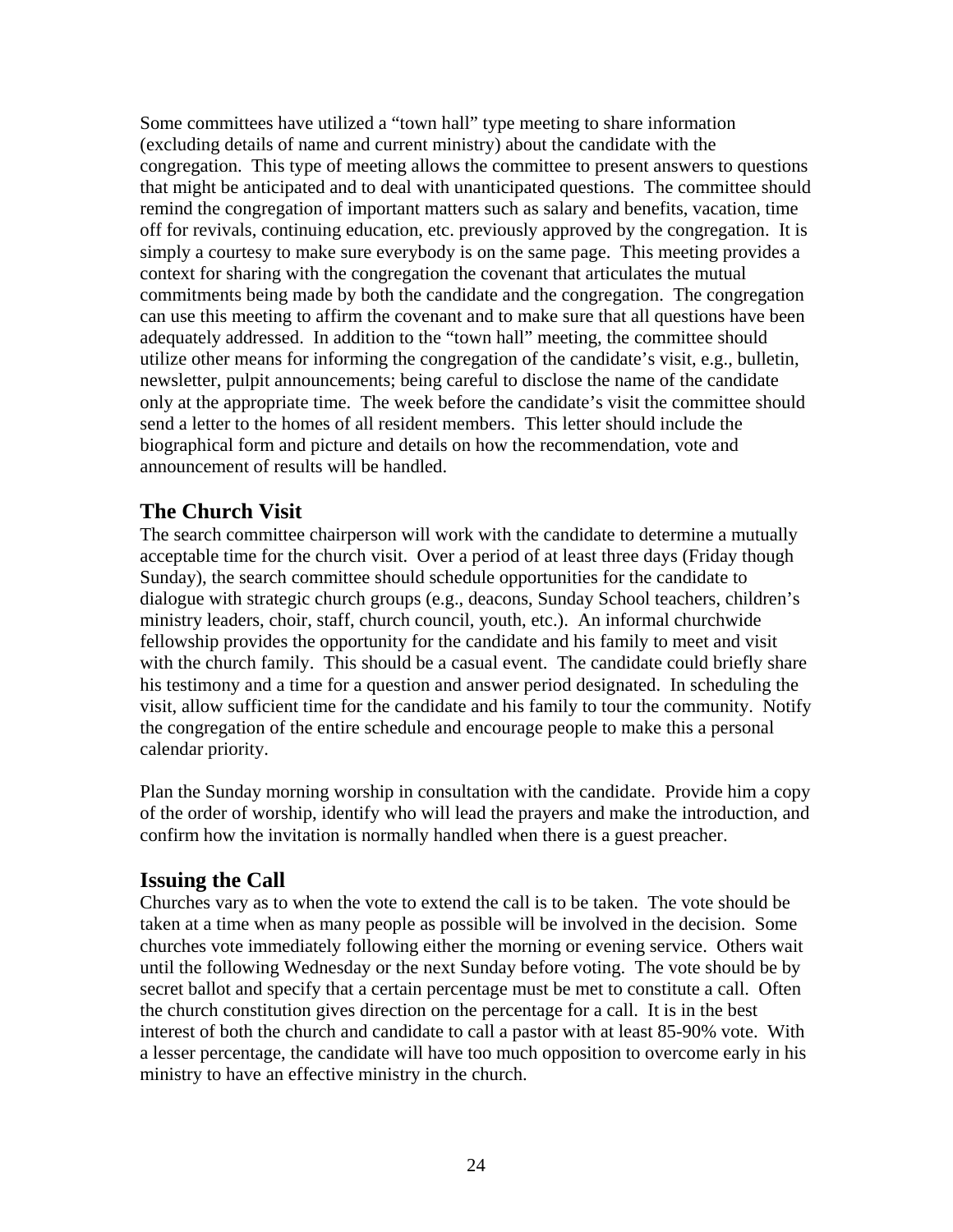Some committees have utilized a "town hall" type meeting to share information (excluding details of name and current ministry) about the candidate with the congregation. This type of meeting allows the committee to present answers to questions that might be anticipated and to deal with unanticipated questions. The committee should remind the congregation of important matters such as salary and benefits, vacation, time off for revivals, continuing education, etc. previously approved by the congregation. It is simply a courtesy to make sure everybody is on the same page. This meeting provides a context for sharing with the congregation the covenant that articulates the mutual commitments being made by both the candidate and the congregation. The congregation can use this meeting to affirm the covenant and to make sure that all questions have been adequately addressed. In addition to the "town hall" meeting, the committee should utilize other means for informing the congregation of the candidate's visit, e.g., bulletin, newsletter, pulpit announcements; being careful to disclose the name of the candidate only at the appropriate time. The week before the candidate's visit the committee should send a letter to the homes of all resident members. This letter should include the biographical form and picture and details on how the recommendation, vote and announcement of results will be handled.

## The Church Visit

The search committee chairperson will work with the candidate to determine a mutually acceptable time for the church visit. Over a period of at least three days (Friday though Sunday), the search committee should schedule opportunities for the candidate to dialogue with strategic church groups (e.g., deacons, Sunday School teachers, children's ministry leaders, choir, staff, church council, youth, etc.). An informal churchwide fellowship provides the opportunity for the candidate and his family to meet and visit with the church family. This should be a casual event. The candidate could briefly share his testimony and a time for a question and answer period designated. In scheduling the visit, allow sufficient time for the candidate and his family to tour the community. Notify the congregation of the entire schedule and encourage people to make this a personal calendar priority.

Plan the Sunday morning worship in consultation with the candidate. Provide him a copy of the order of worship, identify who will lead the prayers and make the introduction, and confirm how the invitation is normally handled when there is a guest preacher.

## Issuing the Call

Churches vary as to when the vote to extend the call is to be taken. The vote should be taken at a time when as many people as possible will be involved in the decision. Some churches vote immediately following either the morning or evening service. Others wait until the following Wednesday or the next Sunday before voting. The vote should be by secret ballot and specify that a certain percentage must be met to constitute a call. Often the church constitution gives direction on the percentage for a call. It is in the best interest of both the church and candidate to call a pastor with at least 85-90% vote. With a lesser percentage, the candidate will have too much opposition to overcome early in his ministry to have an effective ministry in the church.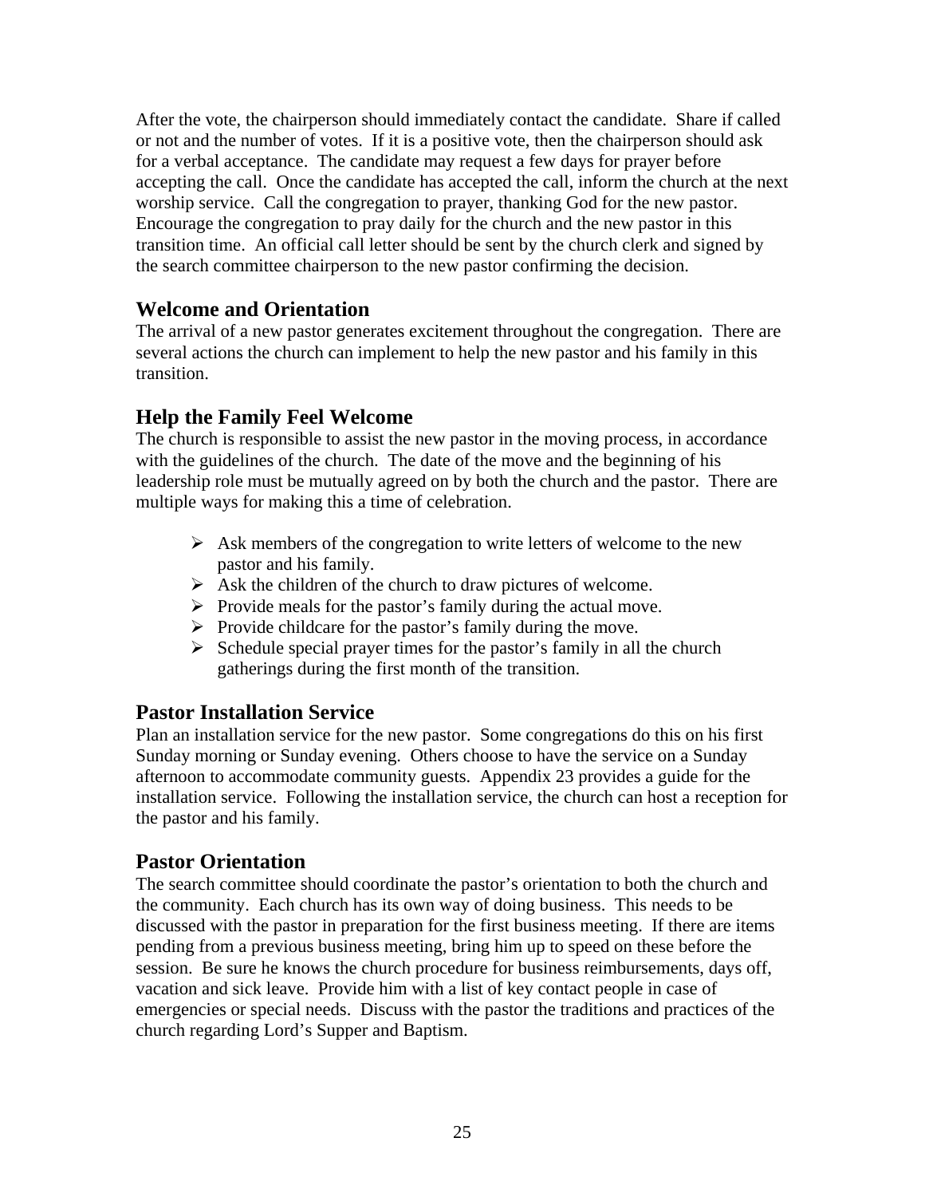After the vote, the chairperson should immediately contact the candidate. Share if called or not and the number of votes. If it is a positive vote, then the chairperson should ask for a verbal acceptance. The candidate may request a few days for prayer before accepting the call. Once the candidate has accepted the call, inform the church at the next worship service. Call the congregation to prayer, thanking God for the new pastor. Encourage the congregation to pray daily for the church and the new pastor in this transition time. An official call letter should be sent by the church clerk and signed by the search committee chairperson to the new pastor confirming the decision.

## Welcome and Orientation

The arrival of a new pastor generates excitement throughout the congregation. There are several actions the church can implement to help the new pastor and his family in this transition.

## Help the Family Feel Welcome

The church is responsible to assist the new pastor in the moving process, in accordance with the guidelines of the church. The date of the move and the beginning of his leadership role must be mutually agreed on by both the church and the pastor. There are multiple ways for making this a time of celebration.

- Ask members of the congregation to write letters of welcome to the new pastor and his family.
- Ask the children of the church to draw pictures of welcome.
- Provide meals for the pastor's family during the actual move.
- Provide childcare for the pastor's family during the move.
- Schedule special prayer times for the pastor's family in all the church gatherings during the first month of the transition.

## Pastor Installation Service

Plan an installation service for the new pastor. Some congregations do this on his first Sunday morning or Sunday evening. Others choose to have the service on a Sunday afternoon to accommodate community guests. Appendix 23 provides a guide for the installation service. Following the installation service, the church can host a reception for the pastor and his family.

## Pastor Orientation

The search committee should coordinate the pastor's orientation to both the church and the community. Each church has its own way of doing business. This needs to be discussed with the pastor in preparation for the first business meeting. If there are items pending from a previous business meeting, bring him up to speed on these before the session. Be sure he knows the church procedure for business reimbursements, days off, vacation and sick leave. Provide him with a list of key contact people in case of emergencies or special needs. Discuss with the pastor the traditions and practices of the church regarding Lord's Supper and Baptism.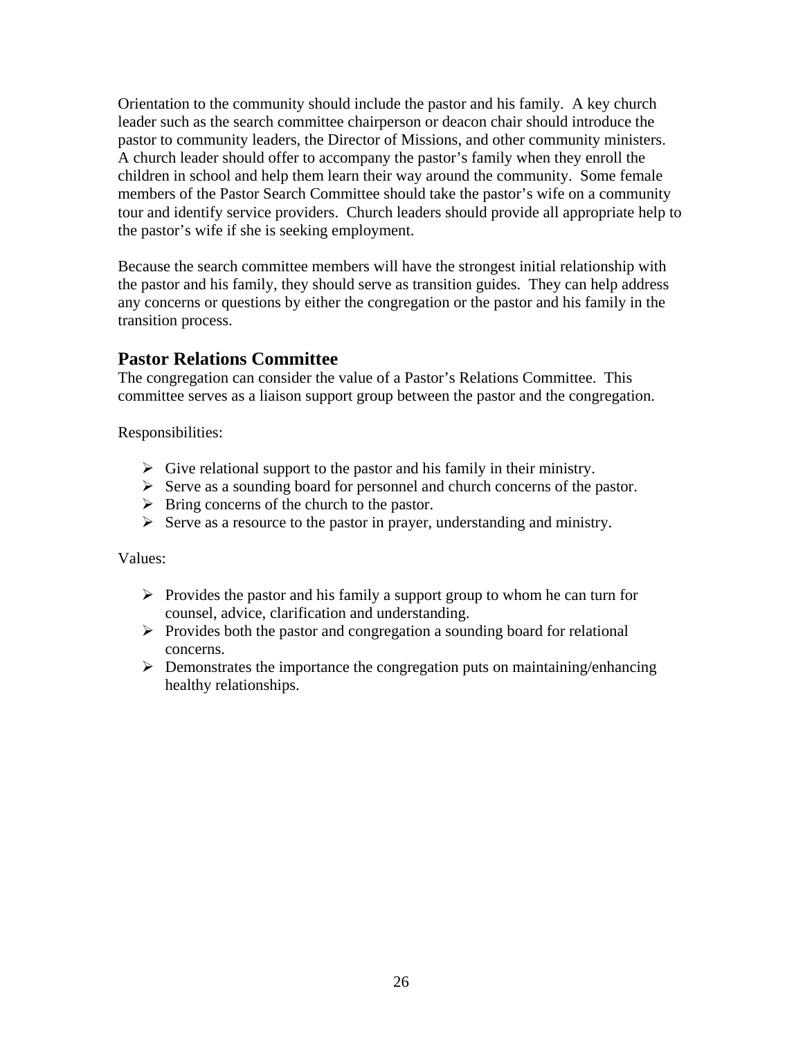Orientation to the community should include the pastor and his family. A key church leader such as the search committee chairperson or deacon chair should introduce the pastor to community leaders, the Director of Missions, and other community ministers. A church leader should offer to accompany the pastor's family when they enroll the children in school and help them learn their way around the community. Some female members of the Pastor Search Committee should take the pastor's wife on a community tour and identify service providers. Church leaders should provide all appropriate help to the pastor's wife if she is seeking employment.

Because the search committee members will have the strongest initial relationship with the pastor and his family, they should serve as transition guides. They can help address any concerns or questions by either the congregation or the pastor and his family in the transition process.

## Pastor Relations Committee

The congregation can consider the value of a Pastor's Relations Committee. This committee serves as a liaison support group between the pastor and the congregation.

Responsibilities:

- Give relational support to the pastor and his family in their ministry.
- Serve as a sounding board for personnel and church concerns of the pastor.
- Bring concerns of the church to the pastor.
- Serve as a resource to the pastor in prayer, understanding and ministry.

Values:

- Provides the pastor and his family a support group to whom he can turn for counsel, advice, clarification and understanding.
- Provides both the pastor and congregation a sounding board for relational concerns.
- Demonstrates the importance the congregation puts on maintaining/enhancing healthy relationships.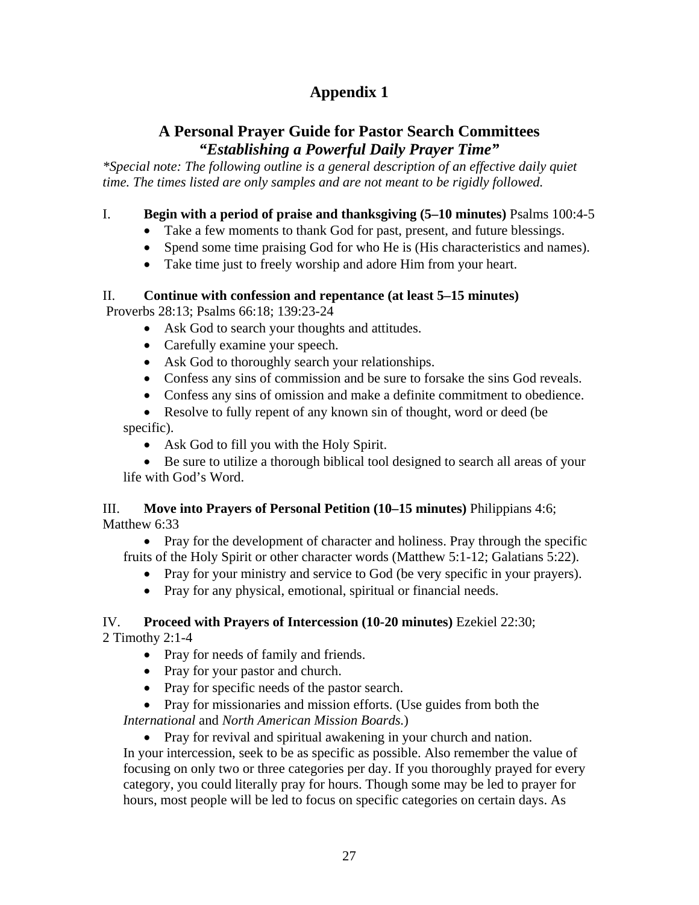# Appendix 1

## A Personal Prayer Guide for Pastor Search Committees
### *"Establishing a Powerful Daily Prayer Time"*

*\*Special note: The following outline is a general description of an effective daily quiet time. The times listed are only samples and are not meant to be rigidly followed.*

I. **Begin with a period of praise and thanksgiving (5–10 minutes)** Psalms 100:4-5

- Take a few moments to thank God for past, present, and future blessings.
- Spend some time praising God for who He is (His characteristics and names).
- Take time just to freely worship and adore Him from your heart.

II. **Continue with confession and repentance (at least 5–15 minutes)** Proverbs 28:13; Psalms 66:18; 139:23-24

- Ask God to search your thoughts and attitudes.
- Carefully examine your speech.
- Ask God to thoroughly search your relationships.
- Confess any sins of commission and be sure to forsake the sins God reveals.
- Confess any sins of omission and make a definite commitment to obedience.
- Resolve to fully repent of any known sin of thought, word or deed (be specific).
- Ask God to fill you with the Holy Spirit.
- Be sure to utilize a thorough biblical tool designed to search all areas of your life with God's Word.

III. **Move into Prayers of Personal Petition (10–15 minutes)** Philippians 4:6; Matthew 6:33

- Pray for the development of character and holiness. Pray through the specific fruits of the Holy Spirit or other character words (Matthew 5:1-12; Galatians 5:22).
- Pray for your ministry and service to God (be very specific in your prayers).
- Pray for any physical, emotional, spiritual or financial needs.

IV. **Proceed with Prayers of Intercession (10-20 minutes)** Ezekiel 22:30; 2 Timothy 2:1-4

- Pray for needs of family and friends.
- Pray for your pastor and church.
- Pray for specific needs of the pastor search.
- Pray for missionaries and mission efforts. (Use guides from both the *International* and *North American Mission Boards.*)
- Pray for revival and spiritual awakening in your church and nation.

In your intercession, seek to be as specific as possible. Also remember the value of focusing on only two or three categories per day. If you thoroughly prayed for every category, you could literally pray for hours. Though some may be led to prayer for hours, most people will be led to focus on specific categories on certain days. As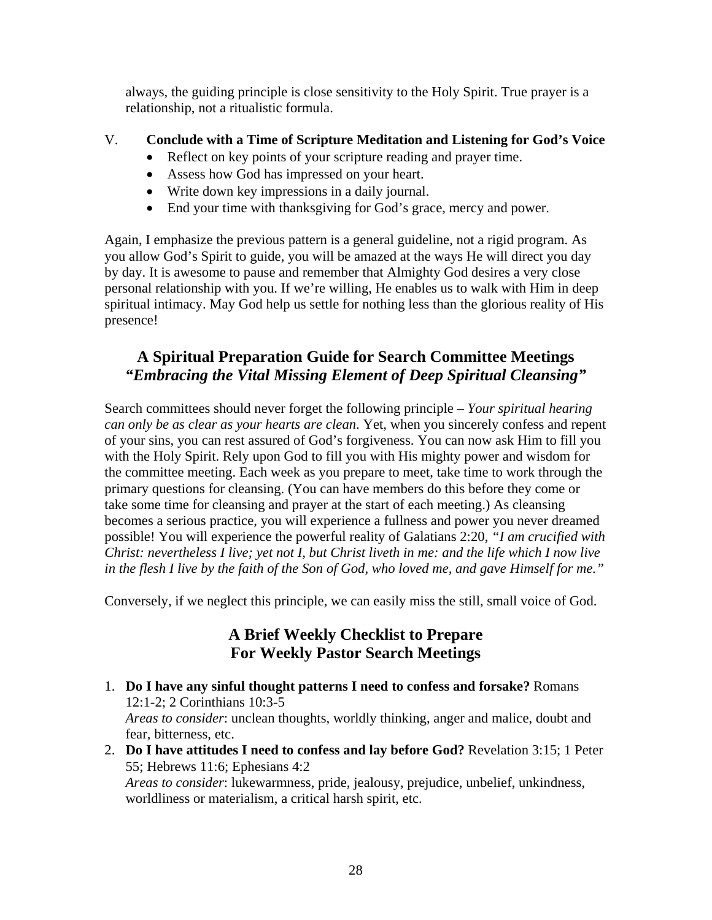always, the guiding principle is close sensitivity to the Holy Spirit. True prayer is a relationship, not a ritualistic formula.

V. **Conclude with a Time of Scripture Meditation and Listening for God's Voice**

- Reflect on key points of your scripture reading and prayer time.
- Assess how God has impressed on your heart.
- Write down key impressions in a daily journal.
- End your time with thanksgiving for God's grace, mercy and power.

Again, I emphasize the previous pattern is a general guideline, not a rigid program. As you allow God's Spirit to guide, you will be amazed at the ways He will direct you day by day. It is awesome to pause and remember that Almighty God desires a very close personal relationship with you. If we're willing, He enables us to walk with Him in deep spiritual intimacy. May God help us settle for nothing less than the glorious reality of His presence!

## A Spiritual Preparation Guide for Search Committee Meetings
## *"Embracing the Vital Missing Element of Deep Spiritual Cleansing"*

Search committees should never forget the following principle – *Your spiritual hearing can only be as clear as your hearts are clean*. Yet, when you sincerely confess and repent of your sins, you can rest assured of God's forgiveness. You can now ask Him to fill you with the Holy Spirit. Rely upon God to fill you with His mighty power and wisdom for the committee meeting. Each week as you prepare to meet, take time to work through the primary questions for cleansing. (You can have members do this before they come or take some time for cleansing and prayer at the start of each meeting.) As cleansing becomes a serious practice, you will experience a fullness and power you never dreamed possible! You will experience the powerful reality of Galatians 2:20, *"I am crucified with Christ: nevertheless I live; yet not I, but Christ liveth in me: and the life which I now live in the flesh I live by the faith of the Son of God, who loved me, and gave Himself for me."*

Conversely, if we neglect this principle, we can easily miss the still, small voice of God.

### A Brief Weekly Checklist to Prepare For Weekly Pastor Search Meetings

1. **Do I have any sinful thought patterns I need to confess and forsake?** Romans 12:1-2; 2 Corinthians 10:3-5
   *Areas to consider*: unclean thoughts, worldly thinking, anger and malice, doubt and fear, bitterness, etc.
2. **Do I have attitudes I need to confess and lay before God?** Revelation 3:15; 1 Peter 55; Hebrews 11:6; Ephesians 4:2
   *Areas to consider*: lukewarmness, pride, jealousy, prejudice, unbelief, unkindness, worldliness or materialism, a critical harsh spirit, etc.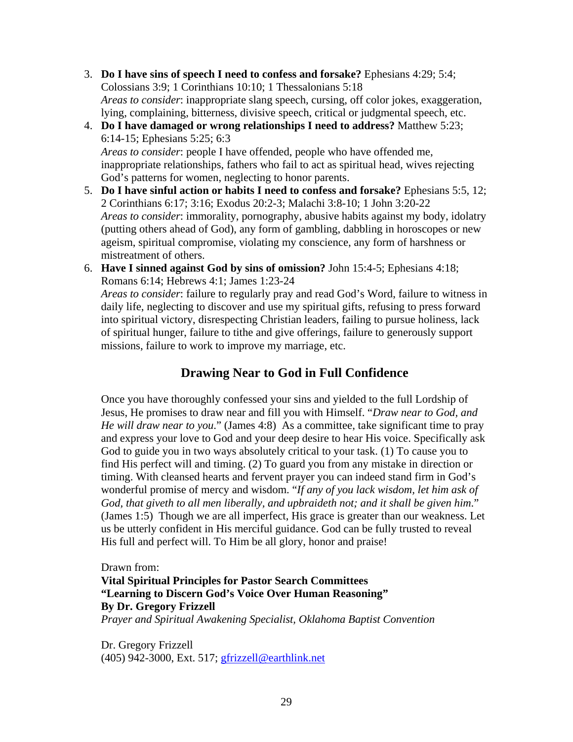3. **Do I have sins of speech I need to confess and forsake?** Ephesians 4:29; 5:4; Colossians 3:9; 1 Corinthians 10:10; 1 Thessalonians 5:18
   *Areas to consider*: inappropriate slang speech, cursing, off color jokes, exaggeration, lying, complaining, bitterness, divisive speech, critical or judgmental speech, etc.
4. **Do I have damaged or wrong relationships I need to address?** Matthew 5:23; 6:14-15; Ephesians 5:25; 6:3
   *Areas to consider*: people I have offended, people who have offended me, inappropriate relationships, fathers who fail to act as spiritual head, wives rejecting God's patterns for women, neglecting to honor parents.
5. **Do I have sinful action or habits I need to confess and forsake?** Ephesians 5:5, 12; 2 Corinthians 6:17; 3:16; Exodus 20:2-3; Malachi 3:8-10; 1 John 3:20-22
   *Areas to consider*: immorality, pornography, abusive habits against my body, idolatry (putting others ahead of God), any form of gambling, dabbling in horoscopes or new ageism, spiritual compromise, violating my conscience, any form of harshness or mistreatment of others.
6. **Have I sinned against God by sins of omission?** John 15:4-5; Ephesians 4:18; Romans 6:14; Hebrews 4:1; James 1:23-24
   *Areas to consider*: failure to regularly pray and read God's Word, failure to witness in daily life, neglecting to discover and use my spiritual gifts, refusing to press forward into spiritual victory, disrespecting Christian leaders, failing to pursue holiness, lack of spiritual hunger, failure to tithe and give offerings, failure to generously support missions, failure to work to improve my marriage, etc.

## Drawing Near to God in Full Confidence

Once you have thoroughly confessed your sins and yielded to the full Lordship of Jesus, He promises to draw near and fill you with Himself. "*Draw near to God, and He will draw near to you*." (James 4:8) As a committee, take significant time to pray and express your love to God and your deep desire to hear His voice. Specifically ask God to guide you in two ways absolutely critical to your task. (1) To cause you to find His perfect will and timing. (2) To guard you from any mistake in direction or timing. With cleansed hearts and fervent prayer you can indeed stand firm in God's wonderful promise of mercy and wisdom. "*If any of you lack wisdom, let him ask of God, that giveth to all men liberally, and upbraideth not; and it shall be given him*." (James 1:5) Though we are all imperfect, His grace is greater than our weakness. Let us be utterly confident in His merciful guidance. God can be fully trusted to reveal His full and perfect will. To Him be all glory, honor and praise!

Drawn from:
**Vital Spiritual Principles for Pastor Search Committees**
**"Learning to Discern God's Voice Over Human Reasoning"**
**By Dr. Gregory Frizzell**
*Prayer and Spiritual Awakening Specialist, Oklahoma Baptist Convention*

Dr. Gregory Frizzell
(405) 942-3000, Ext. 517; gfrizzell@earthlink.net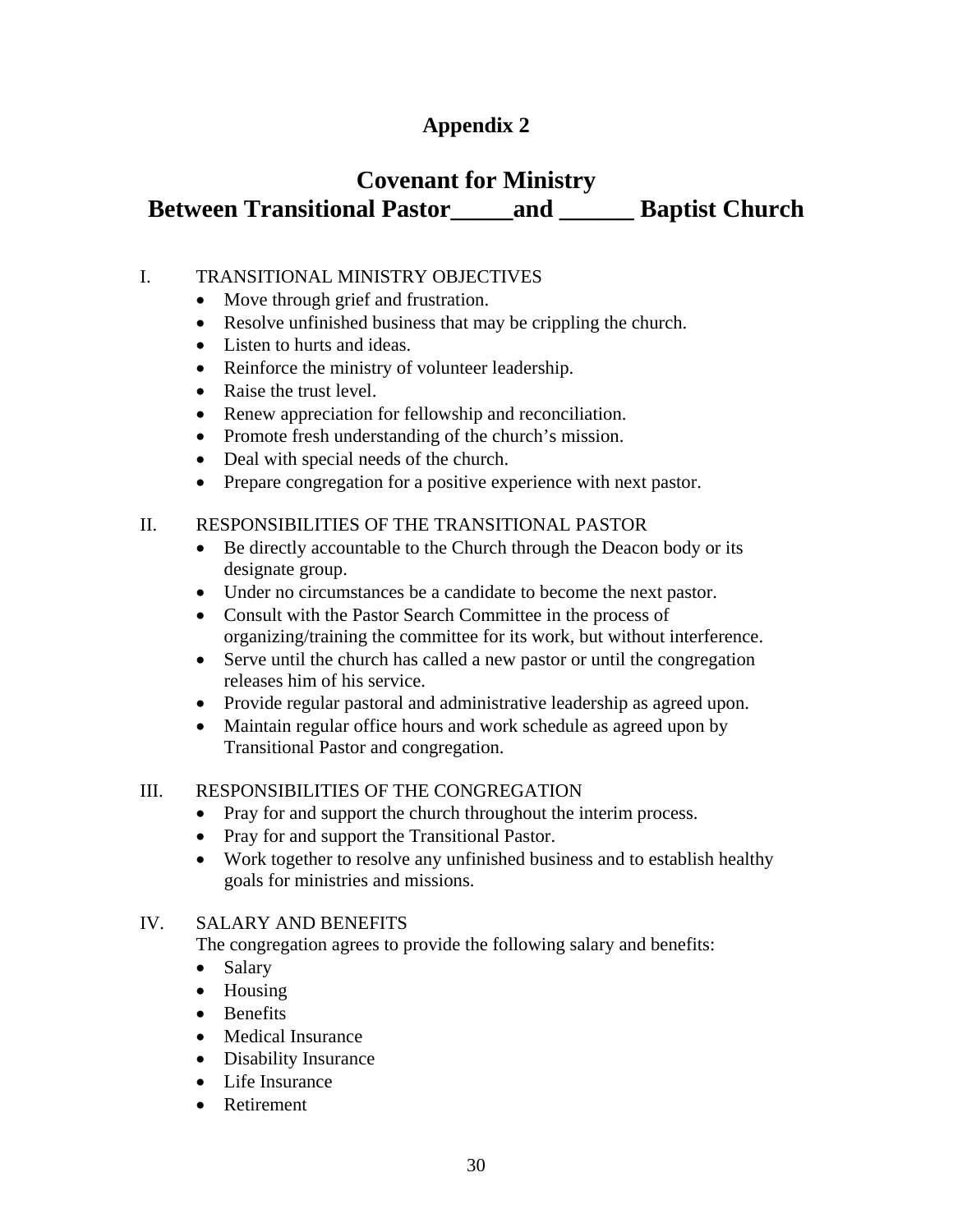# Appendix 2

## Covenant for Ministry
## Between Transitional Pastor_____and ______ Baptist Church

I. TRANSITIONAL MINISTRY OBJECTIVES

- Move through grief and frustration.
- Resolve unfinished business that may be crippling the church.
- Listen to hurts and ideas.
- Reinforce the ministry of volunteer leadership.
- Raise the trust level.
- Renew appreciation for fellowship and reconciliation.
- Promote fresh understanding of the church's mission.
- Deal with special needs of the church.
- Prepare congregation for a positive experience with next pastor.

II. RESPONSIBILITIES OF THE TRANSITIONAL PASTOR

- Be directly accountable to the Church through the Deacon body or its designate group.
- Under no circumstances be a candidate to become the next pastor.
- Consult with the Pastor Search Committee in the process of organizing/training the committee for its work, but without interference.
- Serve until the church has called a new pastor or until the congregation releases him of his service.
- Provide regular pastoral and administrative leadership as agreed upon.
- Maintain regular office hours and work schedule as agreed upon by Transitional Pastor and congregation.

III. RESPONSIBILITIES OF THE CONGREGATION

- Pray for and support the church throughout the interim process.
- Pray for and support the Transitional Pastor.
- Work together to resolve any unfinished business and to establish healthy goals for ministries and missions.

IV. SALARY AND BENEFITS

The congregation agrees to provide the following salary and benefits:

- Salary
- Housing
- Benefits
- Medical Insurance
- Disability Insurance
- Life Insurance
- Retirement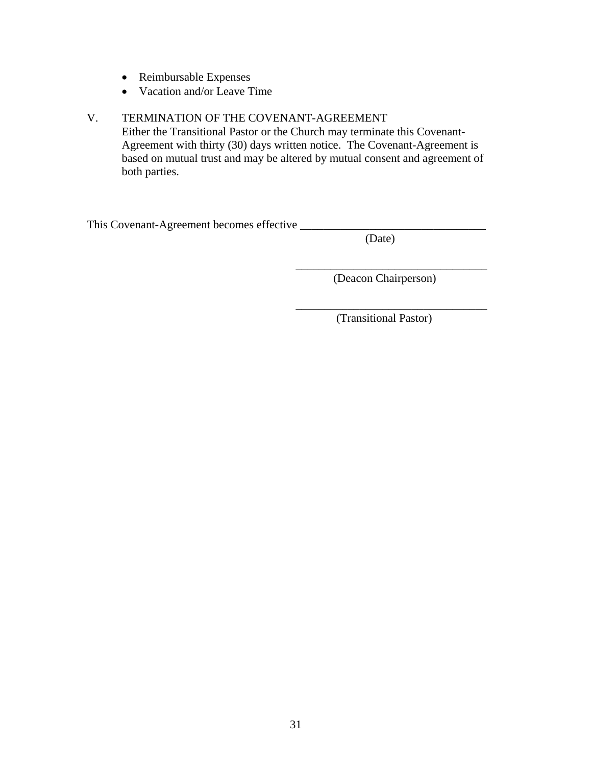- Reimbursable Expenses
- Vacation and/or Leave Time

V. TERMINATION OF THE COVENANT-AGREEMENT

Either the Transitional Pastor or the Church may terminate this Covenant-Agreement with thirty (30) days written notice. The Covenant-Agreement is based on mutual trust and may be altered by mutual consent and agreement of both parties.

This Covenant-Agreement becomes effective \_\_\_\_\_\_\_\_\_\_\_\_\_\_\_\_\_\_\_\_\_\_\_\_\_\_\_\_\_\_\_\_\_
(Date)

\_\_\_\_\_\_\_\_\_\_\_\_\_\_\_\_\_\_\_\_\_\_\_\_\_\_\_\_\_\_\_\_\_
(Deacon Chairperson)

\_\_\_\_\_\_\_\_\_\_\_\_\_\_\_\_\_\_\_\_\_\_\_\_\_\_\_\_\_\_\_\_\_
(Transitional Pastor)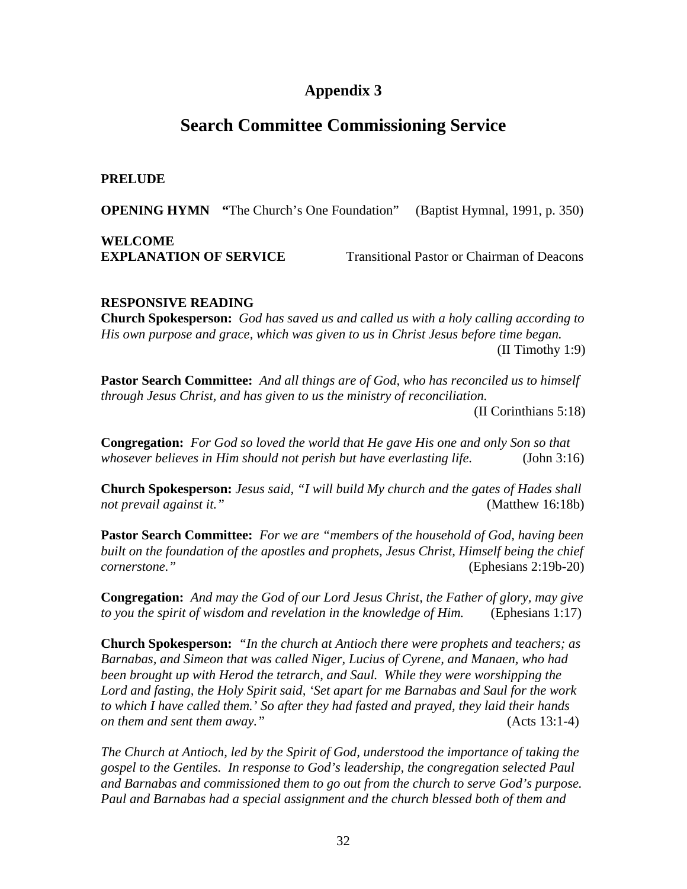# Appendix 3

## Search Committee Commissioning Service

**PRELUDE**

**OPENING HYMN** "The Church's One Foundation" (Baptist Hymnal, 1991, p. 350)

**WELCOME**
**EXPLANATION OF SERVICE** Transitional Pastor or Chairman of Deacons

**RESPONSIVE READING**
**Church Spokesperson:** *God has saved us and called us with a holy calling according to His own purpose and grace, which was given to us in Christ Jesus before time began.* (II Timothy 1:9)

**Pastor Search Committee:** *And all things are of God, who has reconciled us to himself through Jesus Christ, and has given to us the ministry of reconciliation.* (II Corinthians 5:18)

**Congregation:** *For God so loved the world that He gave His one and only Son so that whosever believes in Him should not perish but have everlasting life.* (John 3:16)

**Church Spokesperson:** *Jesus said, "I will build My church and the gates of Hades shall not prevail against it."* (Matthew 16:18b)

**Pastor Search Committee:** *For we are "members of the household of God, having been built on the foundation of the apostles and prophets, Jesus Christ, Himself being the chief cornerstone."* (Ephesians 2:19b-20)

**Congregation:** *And may the God of our Lord Jesus Christ, the Father of glory, may give to you the spirit of wisdom and revelation in the knowledge of Him.* (Ephesians 1:17)

**Church Spokesperson:** *"In the church at Antioch there were prophets and teachers; as Barnabas, and Simeon that was called Niger, Lucius of Cyrene, and Manaen, who had been brought up with Herod the tetrarch, and Saul. While they were worshipping the Lord and fasting, the Holy Spirit said, 'Set apart for me Barnabas and Saul for the work to which I have called them.' So after they had fasted and prayed, they laid their hands on them and sent them away."* (Acts 13:1-4)

*The Church at Antioch, led by the Spirit of God, understood the importance of taking the gospel to the Gentiles. In response to God's leadership, the congregation selected Paul and Barnabas and commissioned them to go out from the church to serve God's purpose. Paul and Barnabas had a special assignment and the church blessed both of them and*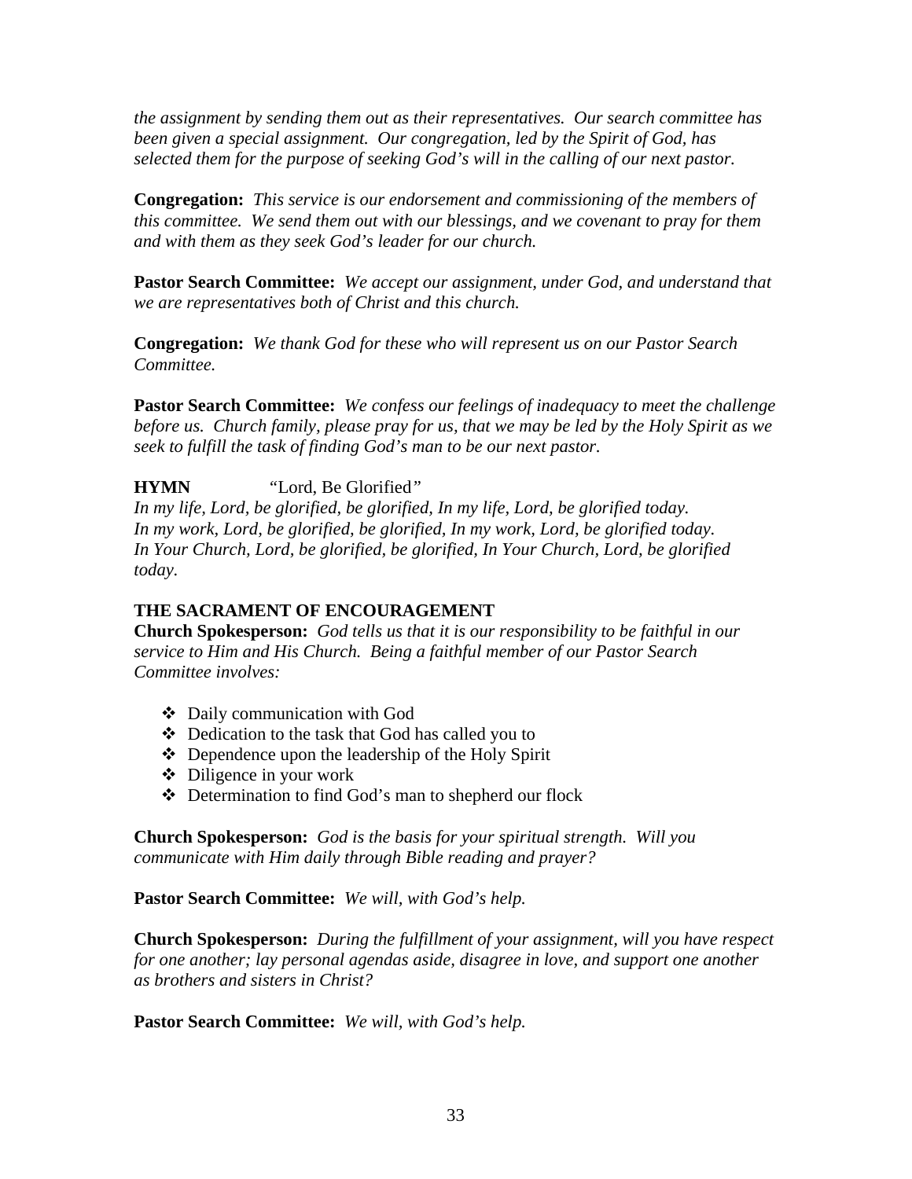*the assignment by sending them out as their representatives. Our search committee has been given a special assignment. Our congregation, led by the Spirit of God, has selected them for the purpose of seeking God's will in the calling of our next pastor.*

**Congregation:** *This service is our endorsement and commissioning of the members of this committee. We send them out with our blessings, and we covenant to pray for them and with them as they seek God's leader for our church.*

**Pastor Search Committee:** *We accept our assignment, under God, and understand that we are representatives both of Christ and this church.*

**Congregation:** *We thank God for these who will represent us on our Pastor Search Committee.*

**Pastor Search Committee:** *We confess our feelings of inadequacy to meet the challenge before us. Church family, please pray for us, that we may be led by the Holy Spirit as we seek to fulfill the task of finding God's man to be our next pastor.*

**HYMN** "Lord, Be Glorified"

*In my life, Lord, be glorified, be glorified, In my life, Lord, be glorified today.*
*In my work, Lord, be glorified, be glorified, In my work, Lord, be glorified today.*
*In Your Church, Lord, be glorified, be glorified, In Your Church, Lord, be glorified today.*

**THE SACRAMENT OF ENCOURAGEMENT**

**Church Spokesperson:** *God tells us that it is our responsibility to be faithful in our service to Him and His Church. Being a faithful member of our Pastor Search Committee involves:*

- Daily communication with God
- Dedication to the task that God has called you to
- Dependence upon the leadership of the Holy Spirit
- Diligence in your work
- Determination to find God's man to shepherd our flock

**Church Spokesperson:** *God is the basis for your spiritual strength. Will you communicate with Him daily through Bible reading and prayer?*

**Pastor Search Committee:** *We will, with God's help.*

**Church Spokesperson:** *During the fulfillment of your assignment, will you have respect for one another; lay personal agendas aside, disagree in love, and support one another as brothers and sisters in Christ?*

**Pastor Search Committee:** *We will, with God's help.*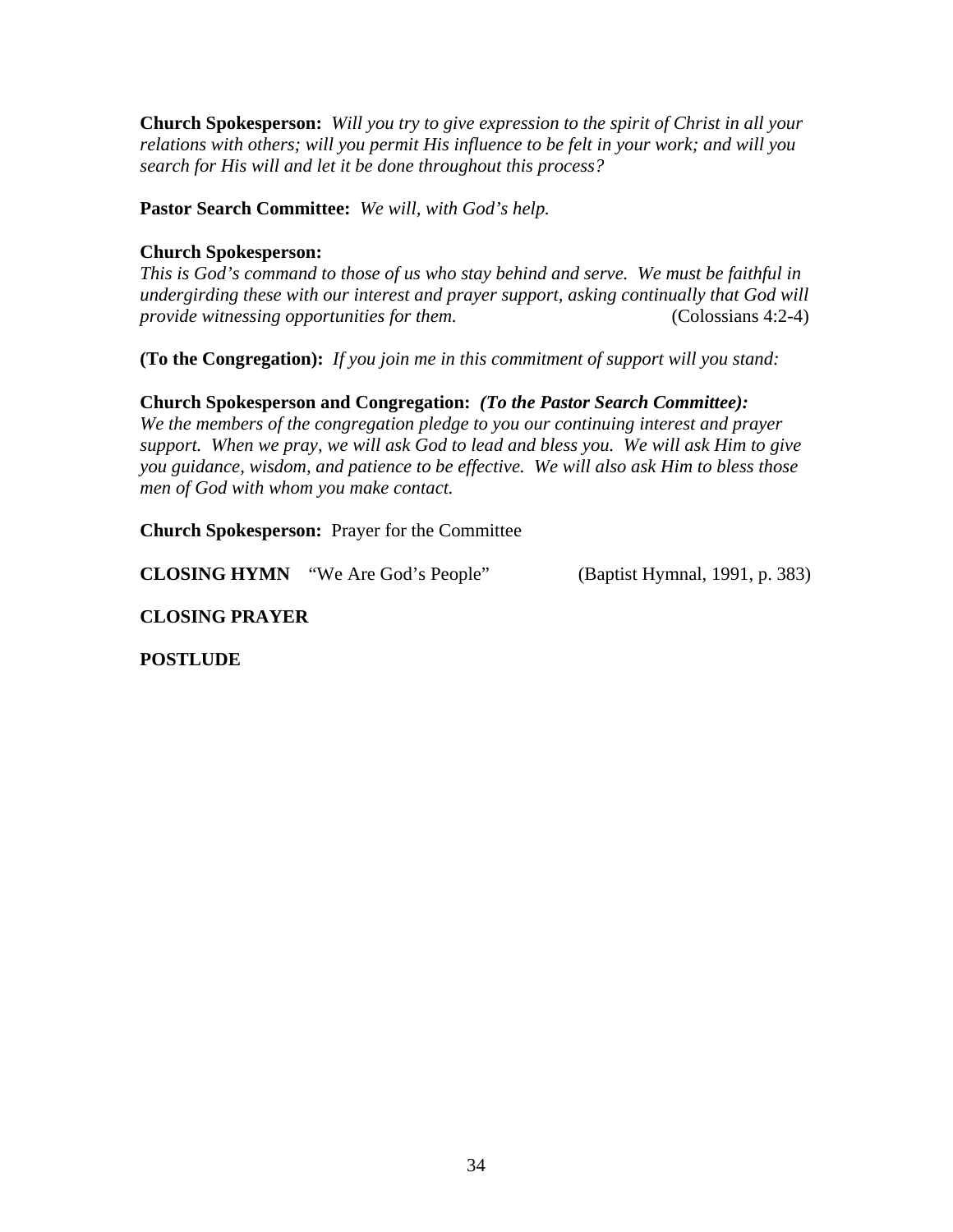**Church Spokesperson:** *Will you try to give expression to the spirit of Christ in all your relations with others; will you permit His influence to be felt in your work; and will you search for His will and let it be done throughout this process?*

**Pastor Search Committee:** *We will, with God's help.*

**Church Spokesperson:**
*This is God's command to those of us who stay behind and serve. We must be faithful in undergirding these with our interest and prayer support, asking continually that God will provide witnessing opportunities for them.* (Colossians 4:2-4)

**(To the Congregation):** *If you join me in this commitment of support will you stand:*

**Church Spokesperson and Congregation:** ***(To the Pastor Search Committee):***
*We the members of the congregation pledge to you our continuing interest and prayer support. When we pray, we will ask God to lead and bless you. We will ask Him to give you guidance, wisdom, and patience to be effective. We will also ask Him to bless those men of God with whom you make contact.*

**Church Spokesperson:** Prayer for the Committee

**CLOSING HYMN** "We Are God's People" (Baptist Hymnal, 1991, p. 383)

**CLOSING PRAYER**

**POSTLUDE**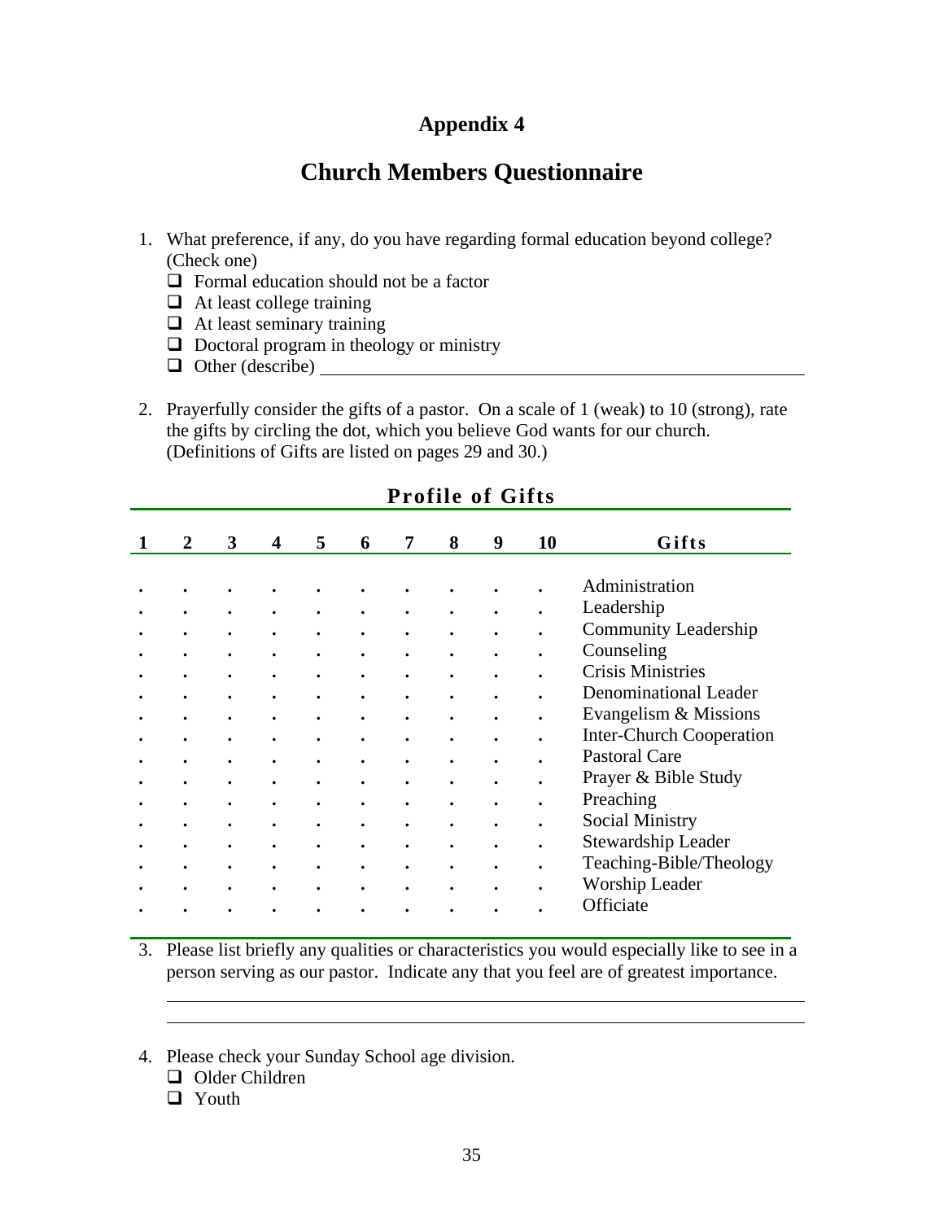# Appendix 4

## Church Members Questionnaire

1. What preference, if any, do you have regarding formal education beyond college? (Check one)
   - ❑ Formal education should not be a factor
   - ❑ At least college training
   - ❑ At least seminary training
   - ❑ Doctoral program in theology or ministry
   - ❑ Other (describe) ____________________________________________

2. Prayerfully consider the gifts of a pastor. On a scale of 1 (weak) to 10 (strong), rate the gifts by circling the dot, which you believe God wants for our church. (Definitions of Gifts are listed on pages 29 and 30.)

**Profile of Gifts**

| 1 | 2 | 3 | 4 | 5 | 6 | 7 | 8 | 9 | 10 | Gifts |
|---|---|---|---|---|---|---|---|---|---|---|
| • | • | • | • | • | • | • | • | • | • | Administration |
| • | • | • | • | • | • | • | • | • | • | Leadership |
| • | • | • | • | • | • | • | • | • | • | Community Leadership |
| • | • | • | • | • | • | • | • | • | • | Counseling |
| • | • | • | • | • | • | • | • | • | • | Crisis Ministries |
| • | • | • | • | • | • | • | • | • | • | Denominational Leader |
| • | • | • | • | • | • | • | • | • | • | Evangelism & Missions |
| • | • | • | • | • | • | • | • | • | • | Inter-Church Cooperation |
| • | • | • | • | • | • | • | • | • | • | Pastoral Care |
| • | • | • | • | • | • | • | • | • | • | Prayer & Bible Study |
| • | • | • | • | • | • | • | • | • | • | Preaching |
| • | • | • | • | • | • | • | • | • | • | Social Ministry |
| • | • | • | • | • | • | • | • | • | • | Stewardship Leader |
| • | • | • | • | • | • | • | • | • | • | Teaching-Bible/Theology |
| • | • | • | • | • | • | • | • | • | • | Worship Leader |
| • | • | • | • | • | • | • | • | • | • | Officiate |

3. Please list briefly any qualities or characteristics you would especially like to see in a person serving as our pastor. Indicate any that you feel are of greatest importance.

   ____________________________________________

   ____________________________________________

4. Please check your Sunday School age division.
   - ❑ Older Children
   - ❑ Youth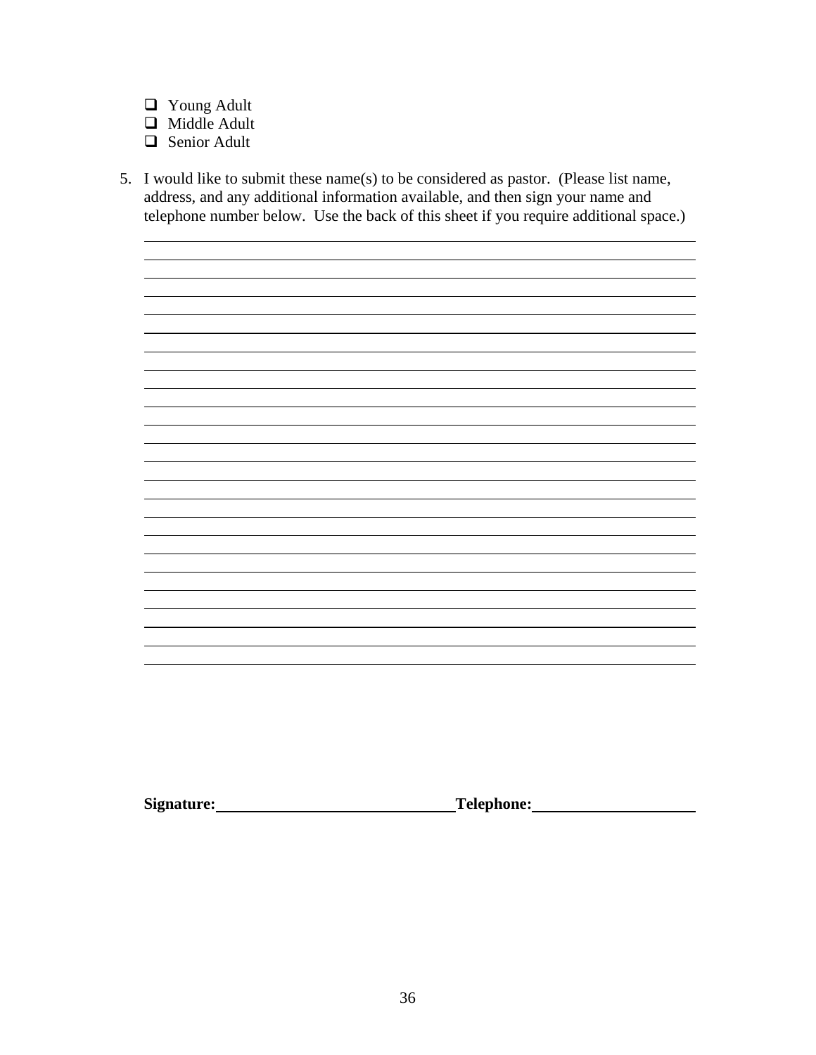- ☐ Young Adult
- ☐ Middle Adult
- ☐ Senior Adult

5. I would like to submit these name(s) to be considered as pastor. (Please list name, address, and any additional information available, and then sign your name and telephone number below. Use the back of this sheet if you require additional space.)

\_\_\_\_\_\_\_\_\_\_\_\_\_\_\_\_\_\_\_\_\_\_\_\_\_\_\_\_\_\_\_\_\_\_\_\_\_\_\_\_\_\_\_\_\_\_\_\_\_\_\_\_\_\_\_\_\_\_\_\_\_\_\_\_\_\_\_\_\_\_\_\_
\_\_\_\_\_\_\_\_\_\_\_\_\_\_\_\_\_\_\_\_\_\_\_\_\_\_\_\_\_\_\_\_\_\_\_\_\_\_\_\_\_\_\_\_\_\_\_\_\_\_\_\_\_\_\_\_\_\_\_\_\_\_\_\_\_\_\_\_\_\_\_\_
\_\_\_\_\_\_\_\_\_\_\_\_\_\_\_\_\_\_\_\_\_\_\_\_\_\_\_\_\_\_\_\_\_\_\_\_\_\_\_\_\_\_\_\_\_\_\_\_\_\_\_\_\_\_\_\_\_\_\_\_\_\_\_\_\_\_\_\_\_\_\_\_
\_\_\_\_\_\_\_\_\_\_\_\_\_\_\_\_\_\_\_\_\_\_\_\_\_\_\_\_\_\_\_\_\_\_\_\_\_\_\_\_\_\_\_\_\_\_\_\_\_\_\_\_\_\_\_\_\_\_\_\_\_\_\_\_\_\_\_\_\_\_\_\_
\_\_\_\_\_\_\_\_\_\_\_\_\_\_\_\_\_\_\_\_\_\_\_\_\_\_\_\_\_\_\_\_\_\_\_\_\_\_\_\_\_\_\_\_\_\_\_\_\_\_\_\_\_\_\_\_\_\_\_\_\_\_\_\_\_\_\_\_\_\_\_\_

**Signature:** \_\_\_\_\_\_\_\_\_\_\_\_\_\_\_\_\_\_\_\_\_\_\_\_\_\_\_\_\_\_ **Telephone:** \_\_\_\_\_\_\_\_\_\_\_\_\_\_\_\_\_\_\_\_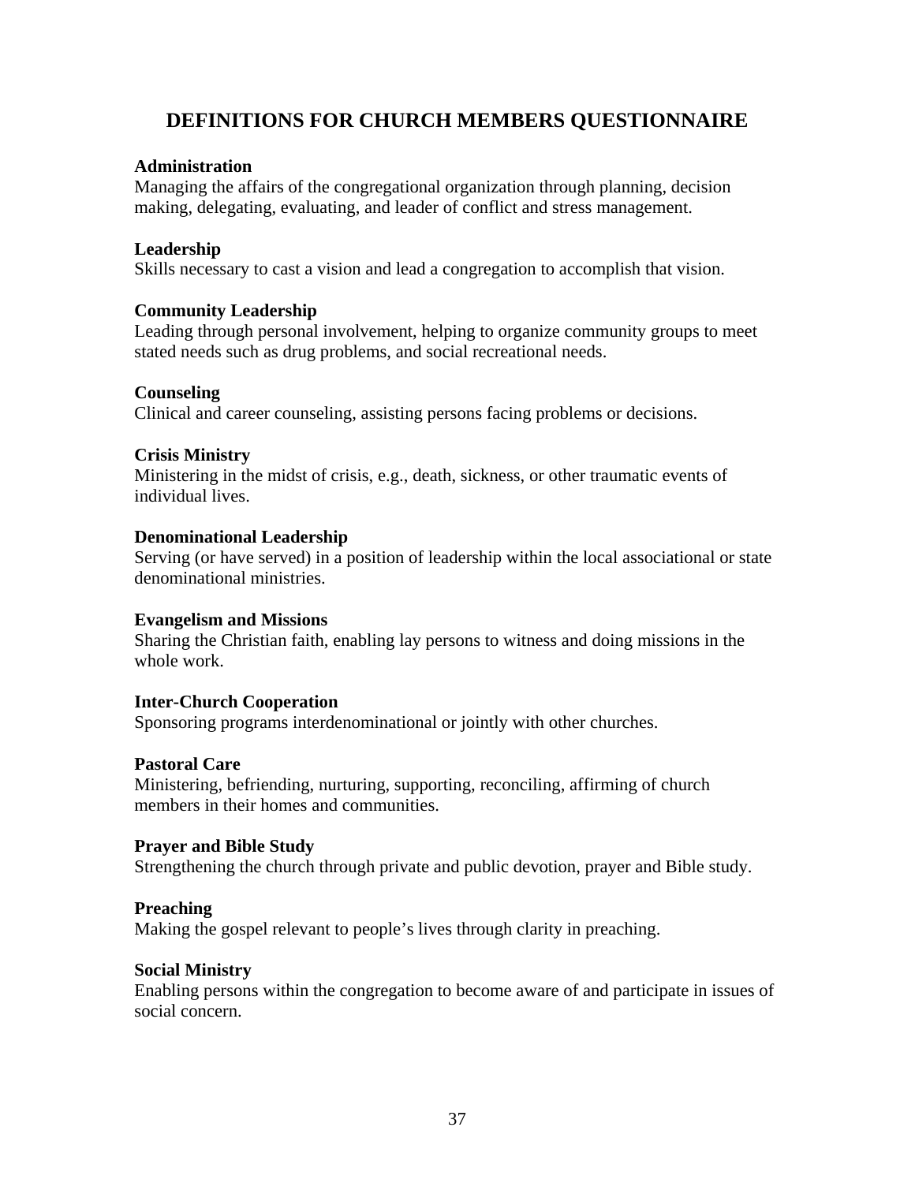# DEFINITIONS FOR CHURCH MEMBERS QUESTIONNAIRE

**Administration**
Managing the affairs of the congregational organization through planning, decision making, delegating, evaluating, and leader of conflict and stress management.

**Leadership**
Skills necessary to cast a vision and lead a congregation to accomplish that vision.

**Community Leadership**
Leading through personal involvement, helping to organize community groups to meet stated needs such as drug problems, and social recreational needs.

**Counseling**
Clinical and career counseling, assisting persons facing problems or decisions.

**Crisis Ministry**
Ministering in the midst of crisis, e.g., death, sickness, or other traumatic events of individual lives.

**Denominational Leadership**
Serving (or have served) in a position of leadership within the local associational or state denominational ministries.

**Evangelism and Missions**
Sharing the Christian faith, enabling lay persons to witness and doing missions in the whole work.

**Inter-Church Cooperation**
Sponsoring programs interdenominational or jointly with other churches.

**Pastoral Care**
Ministering, befriending, nurturing, supporting, reconciling, affirming of church members in their homes and communities.

**Prayer and Bible Study**
Strengthening the church through private and public devotion, prayer and Bible study.

**Preaching**
Making the gospel relevant to people's lives through clarity in preaching.

**Social Ministry**
Enabling persons within the congregation to become aware of and participate in issues of social concern.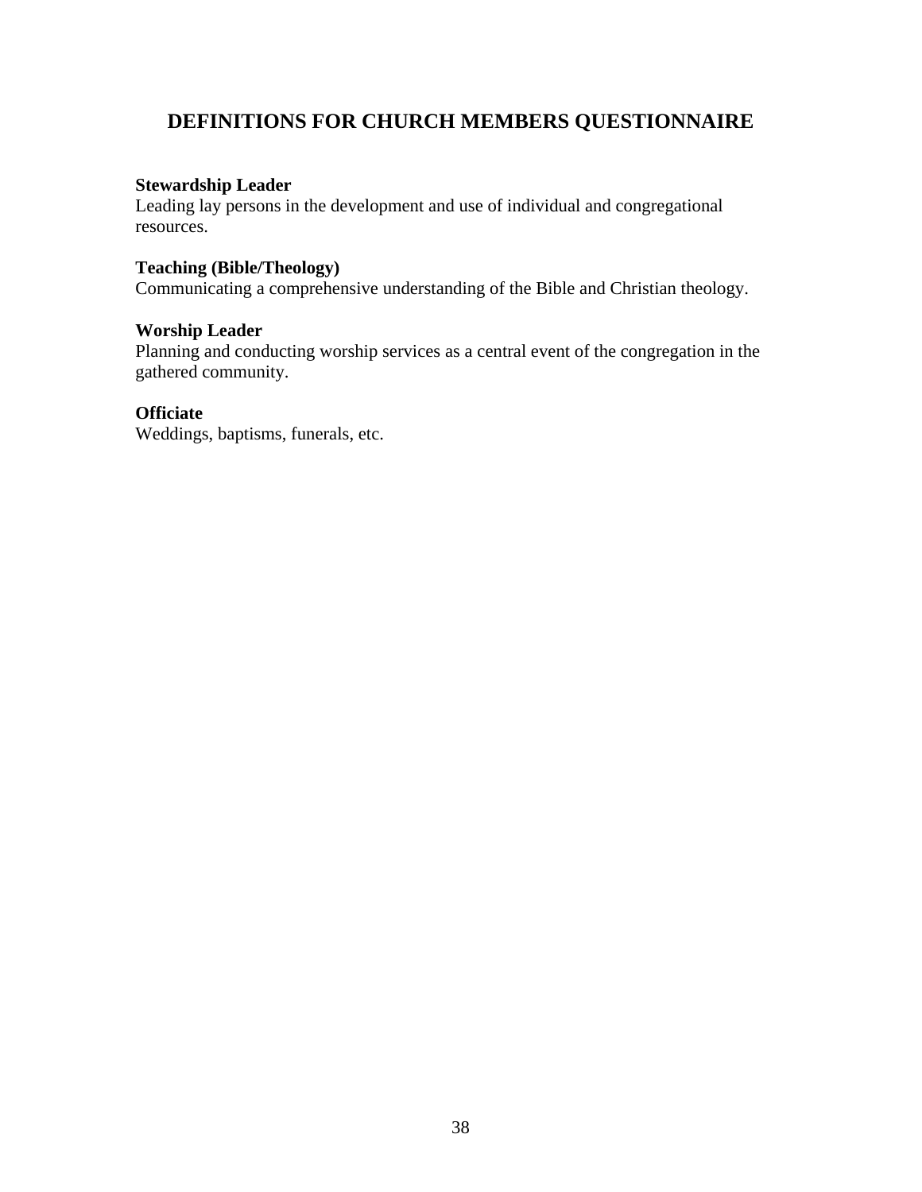## DEFINITIONS FOR CHURCH MEMBERS QUESTIONNAIRE

**Stewardship Leader**
Leading lay persons in the development and use of individual and congregational resources.

**Teaching (Bible/Theology)**
Communicating a comprehensive understanding of the Bible and Christian theology.

**Worship Leader**
Planning and conducting worship services as a central event of the congregation in the gathered community.

**Officiate**
Weddings, baptisms, funerals, etc.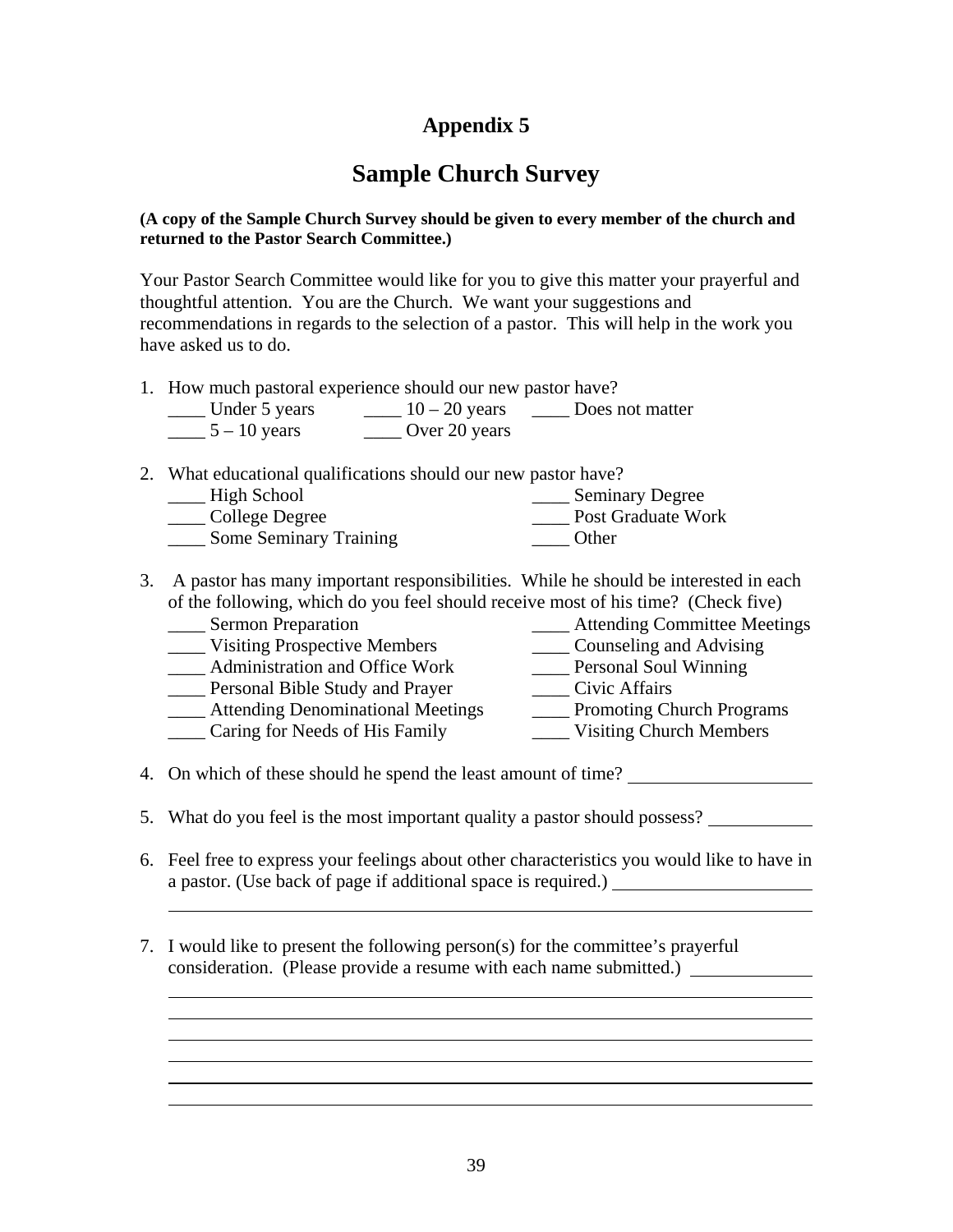# Appendix 5

## Sample Church Survey

**(A copy of the Sample Church Survey should be given to every member of the church and returned to the Pastor Search Committee.)**

Your Pastor Search Committee would like for you to give this matter your prayerful and thoughtful attention. You are the Church. We want your suggestions and recommendations in regards to the selection of a pastor. This will help in the work you have asked us to do.

1. How much pastoral experience should our new pastor have?
   ____ Under 5 years ____ 10 – 20 years ____ Does not matter
   ____ 5 – 10 years ____ Over 20 years

2. What educational qualifications should our new pastor have?
   ____ High School ____ Seminary Degree
   ____ College Degree ____ Post Graduate Work
   ____ Some Seminary Training ____ Other

3. A pastor has many important responsibilities. While he should be interested in each of the following, which do you feel should receive most of his time? (Check five)
   ____ Sermon Preparation ____ Attending Committee Meetings
   ____ Visiting Prospective Members ____ Counseling and Advising
   ____ Administration and Office Work ____ Personal Soul Winning
   ____ Personal Bible Study and Prayer ____ Civic Affairs
   ____ Attending Denominational Meetings ____ Promoting Church Programs
   ____ Caring for Needs of His Family ____ Visiting Church Members

4. On which of these should he spend the least amount of time? ____________________

5. What do you feel is the most important quality a pastor should possess? ___________

6. Feel free to express your feelings about other characteristics you would like to have in a pastor. (Use back of page if additional space is required.) ______________________
   ______________________________________________________________________________

7. I would like to present the following person(s) for the committee's prayerful consideration. (Please provide a resume with each name submitted.) _____________
   ______________________________________________________________________________
   ______________________________________________________________________________
   ______________________________________________________________________________
   ______________________________________________________________________________
   ______________________________________________________________________________
   ______________________________________________________________________________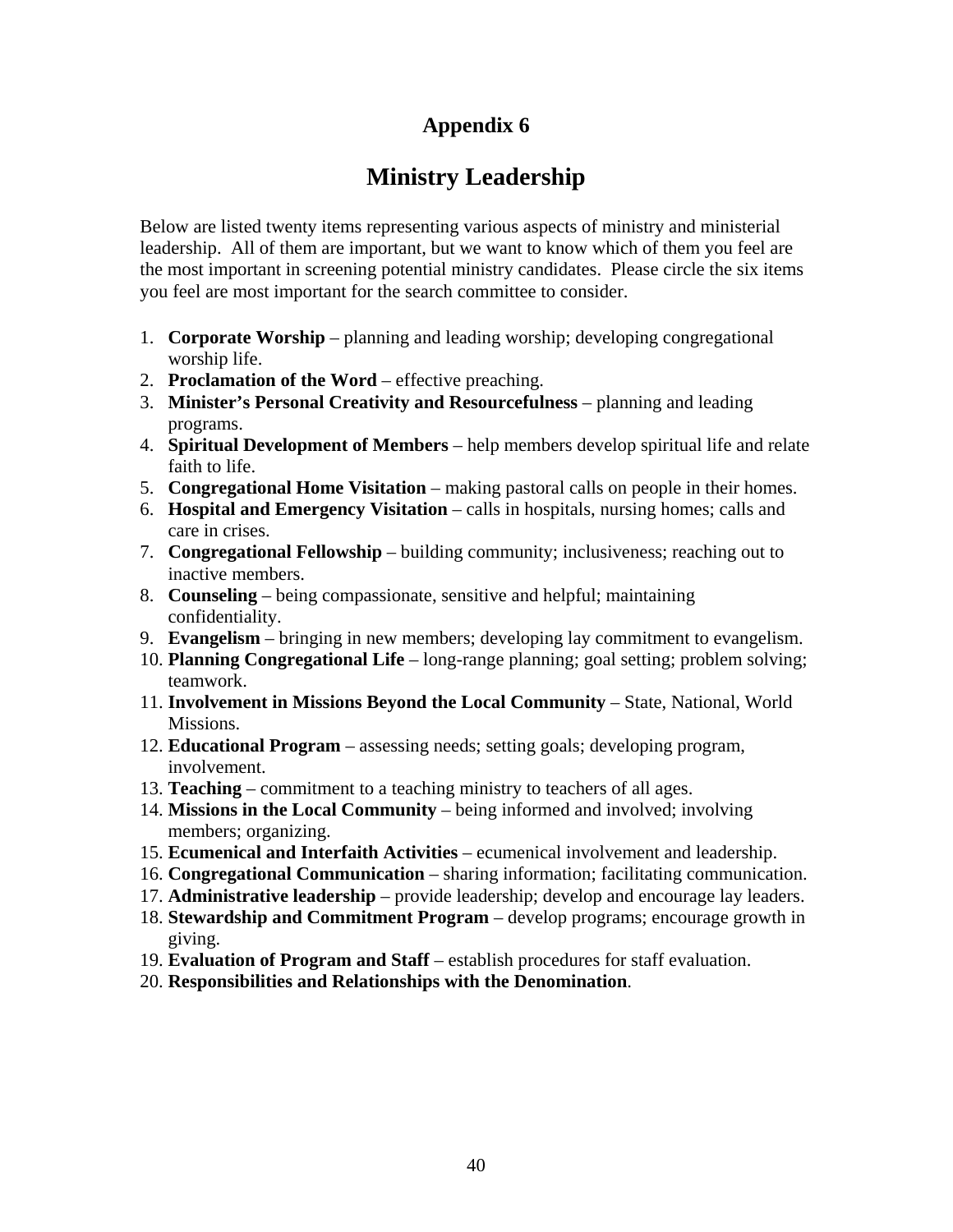# Appendix 6

## Ministry Leadership

Below are listed twenty items representing various aspects of ministry and ministerial leadership. All of them are important, but we want to know which of them you feel are the most important in screening potential ministry candidates. Please circle the six items you feel are most important for the search committee to consider.

1. **Corporate Worship** – planning and leading worship; developing congregational worship life.
2. **Proclamation of the Word** – effective preaching.
3. **Minister's Personal Creativity and Resourcefulness** – planning and leading programs.
4. **Spiritual Development of Members** – help members develop spiritual life and relate faith to life.
5. **Congregational Home Visitation** – making pastoral calls on people in their homes.
6. **Hospital and Emergency Visitation** – calls in hospitals, nursing homes; calls and care in crises.
7. **Congregational Fellowship** – building community; inclusiveness; reaching out to inactive members.
8. **Counseling** – being compassionate, sensitive and helpful; maintaining confidentiality.
9. **Evangelism** – bringing in new members; developing lay commitment to evangelism.
10. **Planning Congregational Life** – long-range planning; goal setting; problem solving; teamwork.
11. **Involvement in Missions Beyond the Local Community** – State, National, World Missions.
12. **Educational Program** – assessing needs; setting goals; developing program, involvement.
13. **Teaching** – commitment to a teaching ministry to teachers of all ages.
14. **Missions in the Local Community** – being informed and involved; involving members; organizing.
15. **Ecumenical and Interfaith Activities** – ecumenical involvement and leadership.
16. **Congregational Communication** – sharing information; facilitating communication.
17. **Administrative leadership** – provide leadership; develop and encourage lay leaders.
18. **Stewardship and Commitment Program** – develop programs; encourage growth in giving.
19. **Evaluation of Program and Staff** – establish procedures for staff evaluation.
20. **Responsibilities and Relationships with the Denomination**.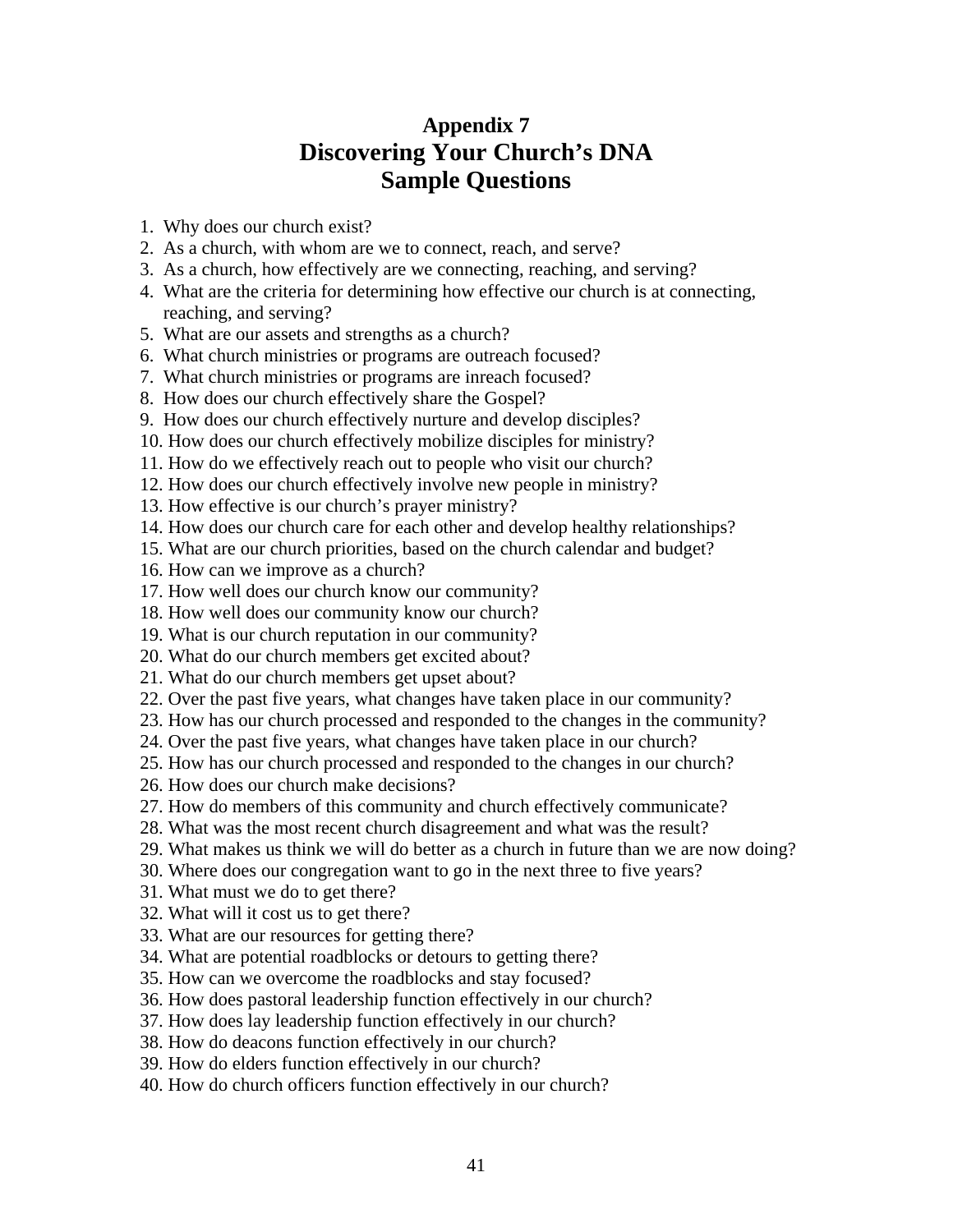# Appendix 7
# Discovering Your Church's DNA
# Sample Questions

1. Why does our church exist?
2. As a church, with whom are we to connect, reach, and serve?
3. As a church, how effectively are we connecting, reaching, and serving?
4. What are the criteria for determining how effective our church is at connecting, reaching, and serving?
5. What are our assets and strengths as a church?
6. What church ministries or programs are outreach focused?
7. What church ministries or programs are inreach focused?
8. How does our church effectively share the Gospel?
9. How does our church effectively nurture and develop disciples?
10. How does our church effectively mobilize disciples for ministry?
11. How do we effectively reach out to people who visit our church?
12. How does our church effectively involve new people in ministry?
13. How effective is our church's prayer ministry?
14. How does our church care for each other and develop healthy relationships?
15. What are our church priorities, based on the church calendar and budget?
16. How can we improve as a church?
17. How well does our church know our community?
18. How well does our community know our church?
19. What is our church reputation in our community?
20. What do our church members get excited about?
21. What do our church members get upset about?
22. Over the past five years, what changes have taken place in our community?
23. How has our church processed and responded to the changes in the community?
24. Over the past five years, what changes have taken place in our church?
25. How has our church processed and responded to the changes in our church?
26. How does our church make decisions?
27. How do members of this community and church effectively communicate?
28. What was the most recent church disagreement and what was the result?
29. What makes us think we will do better as a church in future than we are now doing?
30. Where does our congregation want to go in the next three to five years?
31. What must we do to get there?
32. What will it cost us to get there?
33. What are our resources for getting there?
34. What are potential roadblocks or detours to getting there?
35. How can we overcome the roadblocks and stay focused?
36. How does pastoral leadership function effectively in our church?
37. How does lay leadership function effectively in our church?
38. How do deacons function effectively in our church?
39. How do elders function effectively in our church?
40. How do church officers function effectively in our church?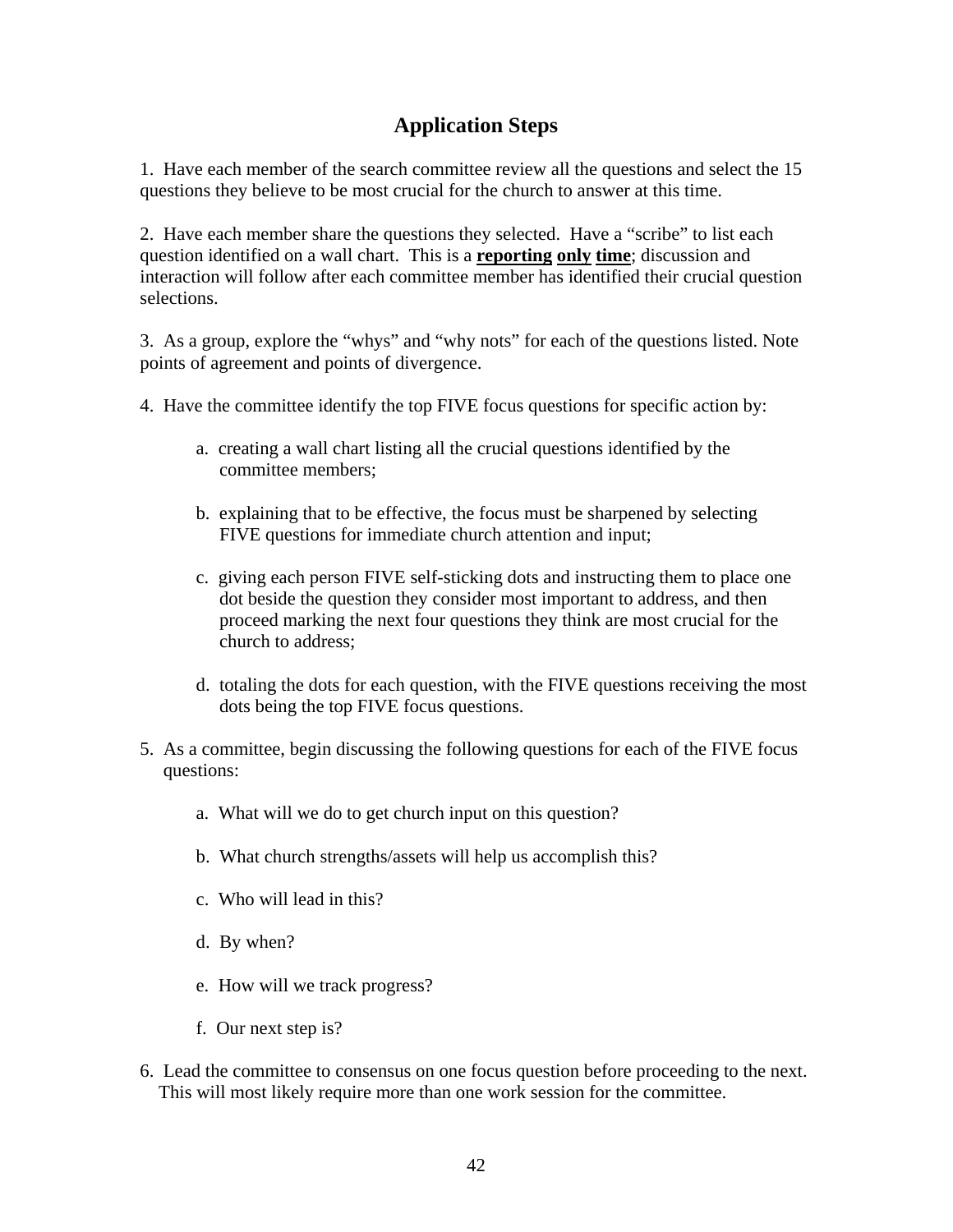# Application Steps

1. Have each member of the search committee review all the questions and select the 15 questions they believe to be most crucial for the church to answer at this time.

2. Have each member share the questions they selected. Have a "scribe" to list each question identified on a wall chart. This is a **reporting only time**; discussion and interaction will follow after each committee member has identified their crucial question selections.

3. As a group, explore the "whys" and "why nots" for each of the questions listed. Note points of agreement and points of divergence.

4. Have the committee identify the top FIVE focus questions for specific action by:

   a. creating a wall chart listing all the crucial questions identified by the committee members;

   b. explaining that to be effective, the focus must be sharpened by selecting FIVE questions for immediate church attention and input;

   c. giving each person FIVE self-sticking dots and instructing them to place one dot beside the question they consider most important to address, and then proceed marking the next four questions they think are most crucial for the church to address;

   d. totaling the dots for each question, with the FIVE questions receiving the most dots being the top FIVE focus questions.

5. As a committee, begin discussing the following questions for each of the FIVE focus questions:

   a. What will we do to get church input on this question?

   b. What church strengths/assets will help us accomplish this?

   c. Who will lead in this?

   d. By when?

   e. How will we track progress?

   f. Our next step is?

6. Lead the committee to consensus on one focus question before proceeding to the next. This will most likely require more than one work session for the committee.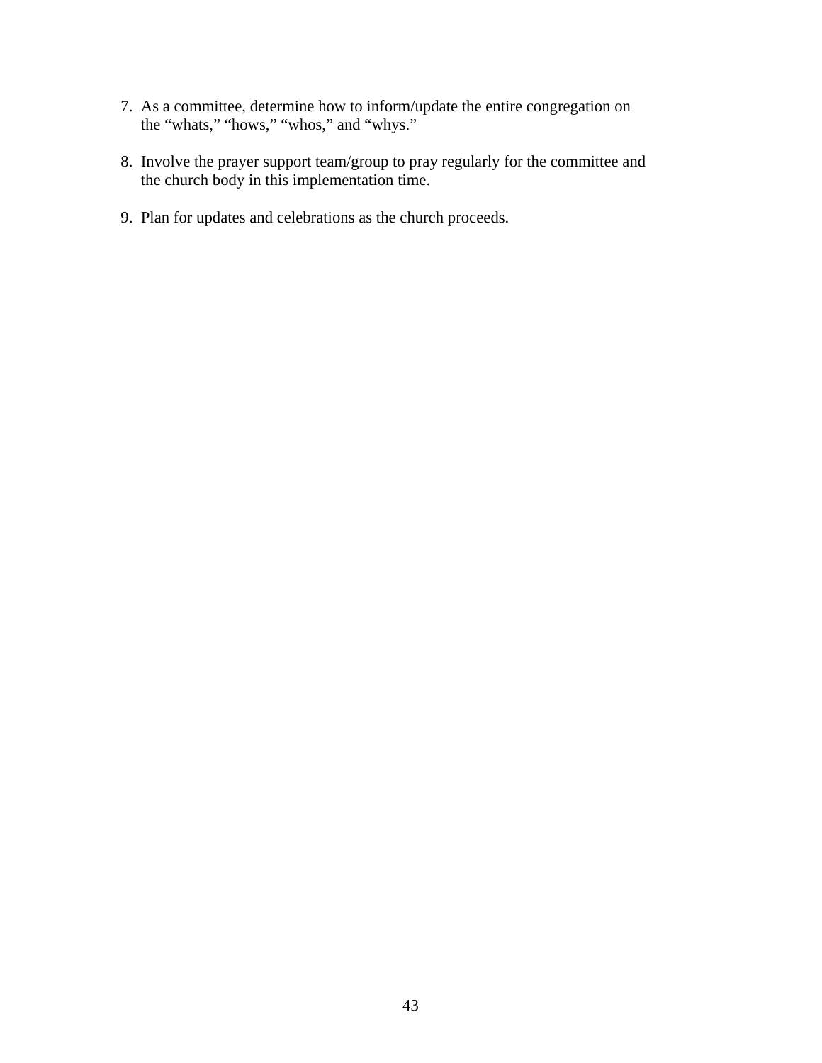7. As a committee, determine how to inform/update the entire congregation on the "whats," "hows," "whos," and "whys."

8. Involve the prayer support team/group to pray regularly for the committee and the church body in this implementation time.

9. Plan for updates and celebrations as the church proceeds.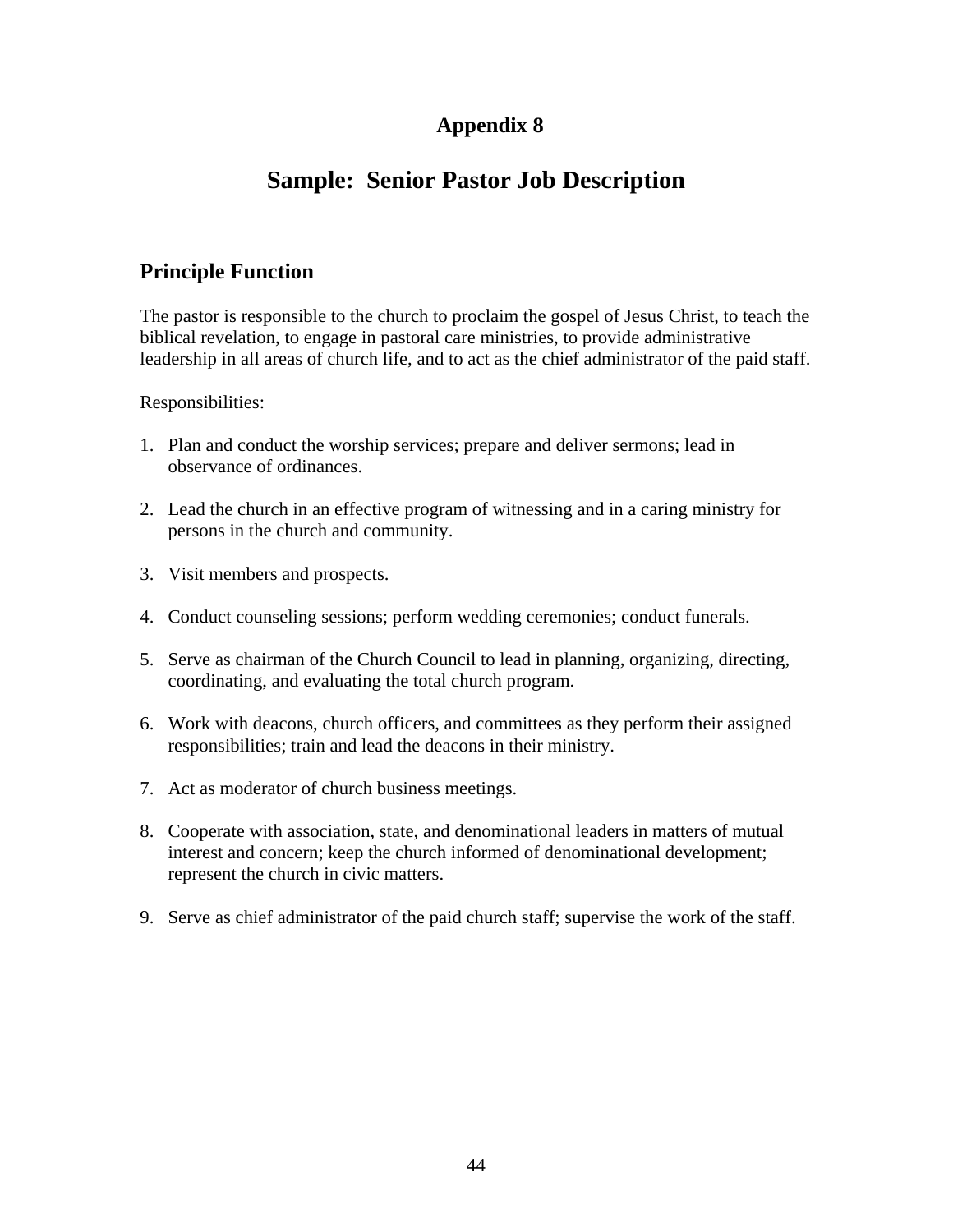# Appendix 8

# Sample: Senior Pastor Job Description

## Principle Function

The pastor is responsible to the church to proclaim the gospel of Jesus Christ, to teach the biblical revelation, to engage in pastoral care ministries, to provide administrative leadership in all areas of church life, and to act as the chief administrator of the paid staff.

Responsibilities:

1. Plan and conduct the worship services; prepare and deliver sermons; lead in observance of ordinances.

2. Lead the church in an effective program of witnessing and in a caring ministry for persons in the church and community.

3. Visit members and prospects.

4. Conduct counseling sessions; perform wedding ceremonies; conduct funerals.

5. Serve as chairman of the Church Council to lead in planning, organizing, directing, coordinating, and evaluating the total church program.

6. Work with deacons, church officers, and committees as they perform their assigned responsibilities; train and lead the deacons in their ministry.

7. Act as moderator of church business meetings.

8. Cooperate with association, state, and denominational leaders in matters of mutual interest and concern; keep the church informed of denominational development; represent the church in civic matters.

9. Serve as chief administrator of the paid church staff; supervise the work of the staff.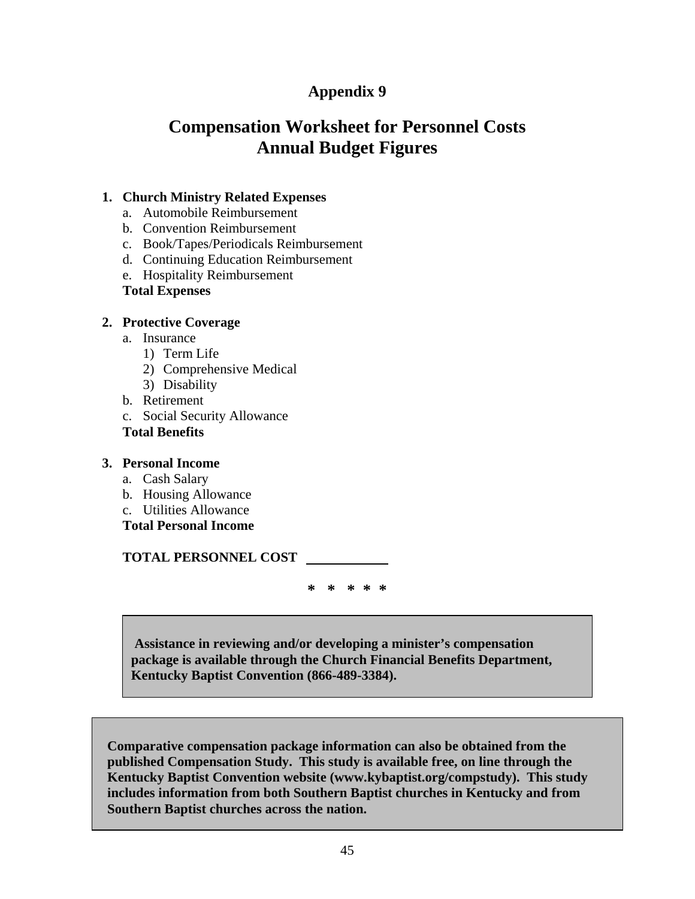## Appendix 9

# Compensation Worksheet for Personnel Costs
# Annual Budget Figures

1. **Church Ministry Related Expenses**
   a. Automobile Reimbursement
   b. Convention Reimbursement
   c. Book/Tapes/Periodicals Reimbursement
   d. Continuing Education Reimbursement
   e. Hospitality Reimbursement
   **Total Expenses**

2. **Protective Coverage**
   a. Insurance
      1) Term Life
      2) Comprehensive Medical
      3) Disability
   b. Retirement
   c. Social Security Allowance
   **Total Benefits**

3. **Personal Income**
   a. Cash Salary
   b. Housing Allowance
   c. Utilities Allowance
   **Total Personal Income**

**TOTAL PERSONNEL COST** ____________

\* \* \* \* \*

**Assistance in reviewing and/or developing a minister's compensation package is available through the Church Financial Benefits Department, Kentucky Baptist Convention (866-489-3384).**

**Comparative compensation package information can also be obtained from the published Compensation Study. This study is available free, on line through the Kentucky Baptist Convention website (www.kybaptist.org/compstudy). This study includes information from both Southern Baptist churches in Kentucky and from Southern Baptist churches across the nation.**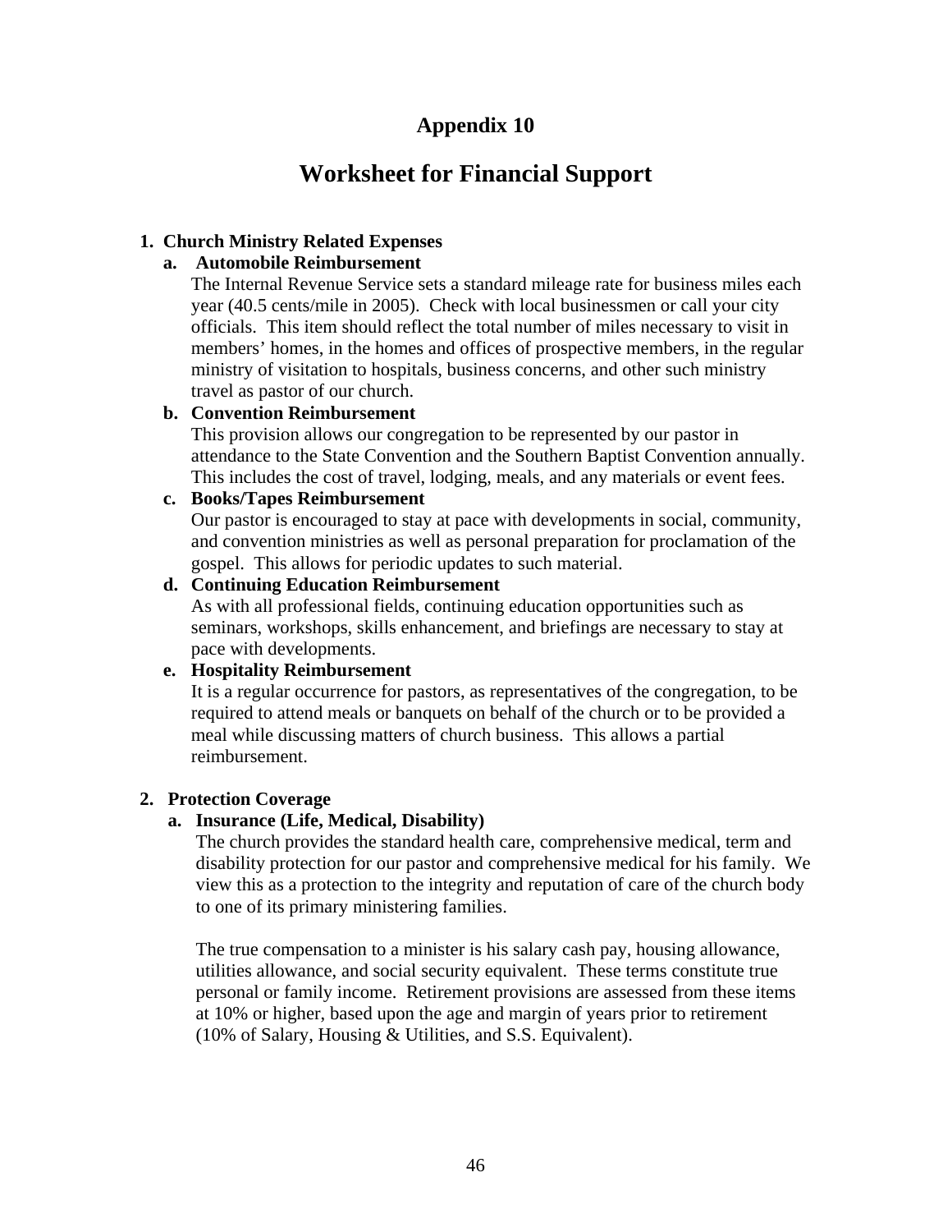# Appendix 10

## Worksheet for Financial Support

1. **Church Ministry Related Expenses**

   a. **Automobile Reimbursement**

   The Internal Revenue Service sets a standard mileage rate for business miles each year (40.5 cents/mile in 2005). Check with local businessmen or call your city officials. This item should reflect the total number of miles necessary to visit in members' homes, in the homes and offices of prospective members, in the regular ministry of visitation to hospitals, business concerns, and other such ministry travel as pastor of our church.

   b. **Convention Reimbursement**

   This provision allows our congregation to be represented by our pastor in attendance to the State Convention and the Southern Baptist Convention annually. This includes the cost of travel, lodging, meals, and any materials or event fees.

   c. **Books/Tapes Reimbursement**

   Our pastor is encouraged to stay at pace with developments in social, community, and convention ministries as well as personal preparation for proclamation of the gospel. This allows for periodic updates to such material.

   d. **Continuing Education Reimbursement**

   As with all professional fields, continuing education opportunities such as seminars, workshops, skills enhancement, and briefings are necessary to stay at pace with developments.

   e. **Hospitality Reimbursement**

   It is a regular occurrence for pastors, as representatives of the congregation, to be required to attend meals or banquets on behalf of the church or to be provided a meal while discussing matters of church business. This allows a partial reimbursement.

2. **Protection Coverage**

   a. **Insurance (Life, Medical, Disability)**

   The church provides the standard health care, comprehensive medical, term and disability protection for our pastor and comprehensive medical for his family. We view this as a protection to the integrity and reputation of care of the church body to one of its primary ministering families.

   The true compensation to a minister is his salary cash pay, housing allowance, utilities allowance, and social security equivalent. These terms constitute true personal or family income. Retirement provisions are assessed from these items at 10% or higher, based upon the age and margin of years prior to retirement (10% of Salary, Housing & Utilities, and S.S. Equivalent).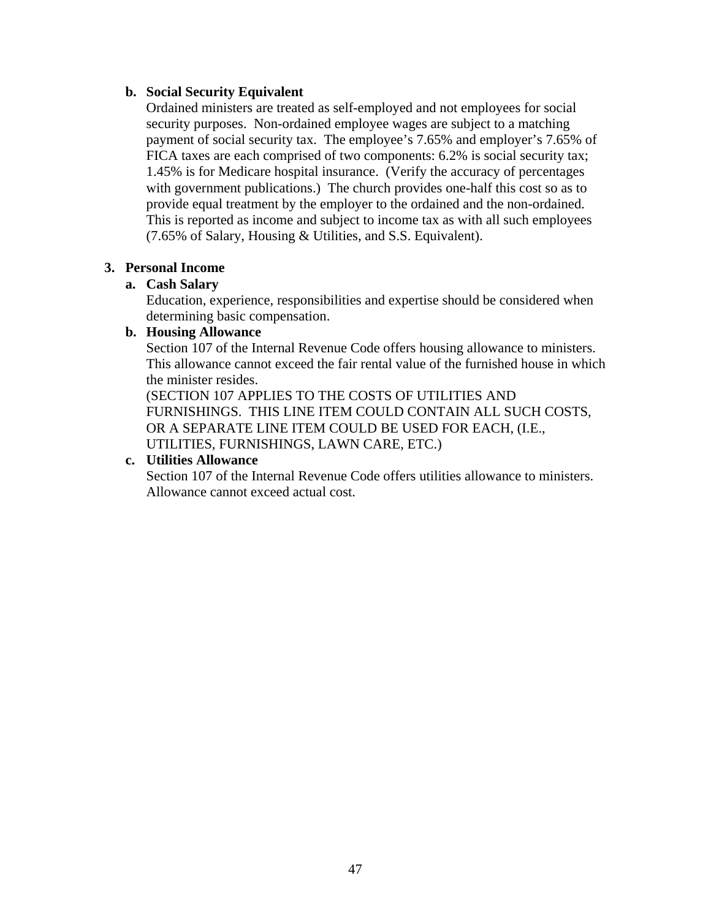**b. Social Security Equivalent**

Ordained ministers are treated as self-employed and not employees for social security purposes. Non-ordained employee wages are subject to a matching payment of social security tax. The employee's 7.65% and employer's 7.65% of FICA taxes are each comprised of two components: 6.2% is social security tax; 1.45% is for Medicare hospital insurance. (Verify the accuracy of percentages with government publications.) The church provides one-half this cost so as to provide equal treatment by the employer to the ordained and the non-ordained. This is reported as income and subject to income tax as with all such employees (7.65% of Salary, Housing & Utilities, and S.S. Equivalent).

**3. Personal Income**

**a. Cash Salary**

Education, experience, responsibilities and expertise should be considered when determining basic compensation.

**b. Housing Allowance**

Section 107 of the Internal Revenue Code offers housing allowance to ministers. This allowance cannot exceed the fair rental value of the furnished house in which the minister resides.
(SECTION 107 APPLIES TO THE COSTS OF UTILITIES AND FURNISHINGS. THIS LINE ITEM COULD CONTAIN ALL SUCH COSTS, OR A SEPARATE LINE ITEM COULD BE USED FOR EACH, (I.E., UTILITIES, FURNISHINGS, LAWN CARE, ETC.)

**c. Utilities Allowance**

Section 107 of the Internal Revenue Code offers utilities allowance to ministers. Allowance cannot exceed actual cost.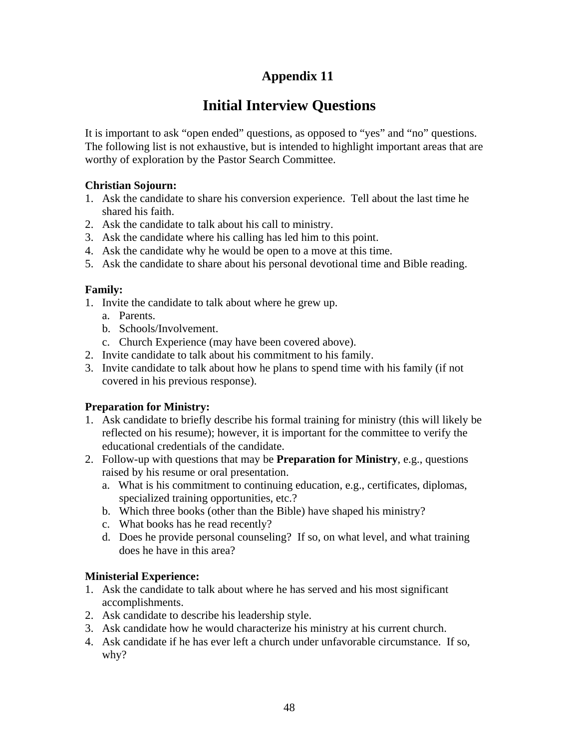# Appendix 11

## Initial Interview Questions

It is important to ask "open ended" questions, as opposed to "yes" and "no" questions. The following list is not exhaustive, but is intended to highlight important areas that are worthy of exploration by the Pastor Search Committee.

**Christian Sojourn:**

1. Ask the candidate to share his conversion experience. Tell about the last time he shared his faith.
2. Ask the candidate to talk about his call to ministry.
3. Ask the candidate where his calling has led him to this point.
4. Ask the candidate why he would be open to a move at this time.
5. Ask the candidate to share about his personal devotional time and Bible reading.

**Family:**

1. Invite the candidate to talk about where he grew up.
   a. Parents.
   b. Schools/Involvement.
   c. Church Experience (may have been covered above).
2. Invite candidate to talk about his commitment to his family.
3. Invite candidate to talk about how he plans to spend time with his family (if not covered in his previous response).

**Preparation for Ministry:**

1. Ask candidate to briefly describe his formal training for ministry (this will likely be reflected on his resume); however, it is important for the committee to verify the educational credentials of the candidate.
2. Follow-up with questions that may be **Preparation for Ministry**, e.g., questions raised by his resume or oral presentation.
   a. What is his commitment to continuing education, e.g., certificates, diplomas, specialized training opportunities, etc.?
   b. Which three books (other than the Bible) have shaped his ministry?
   c. What books has he read recently?
   d. Does he provide personal counseling? If so, on what level, and what training does he have in this area?

**Ministerial Experience:**

1. Ask the candidate to talk about where he has served and his most significant accomplishments.
2. Ask candidate to describe his leadership style.
3. Ask candidate how he would characterize his ministry at his current church.
4. Ask candidate if he has ever left a church under unfavorable circumstance. If so, why?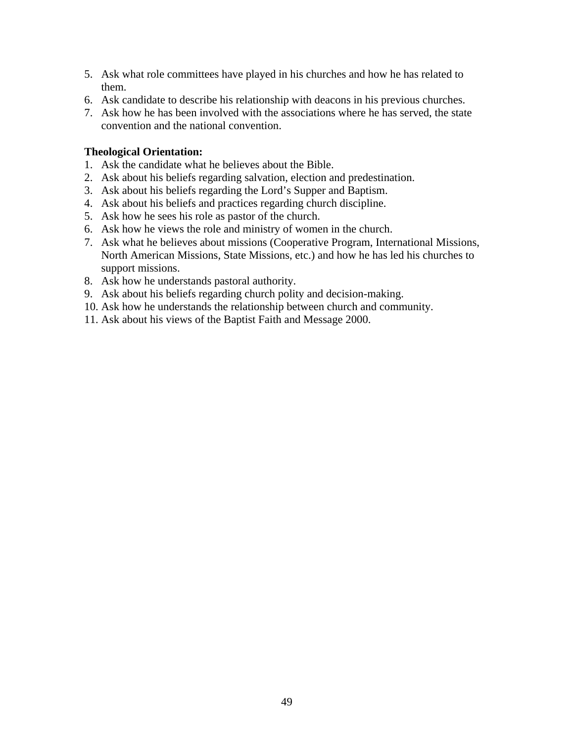5. Ask what role committees have played in his churches and how he has related to them.
6. Ask candidate to describe his relationship with deacons in his previous churches.
7. Ask how he has been involved with the associations where he has served, the state convention and the national convention.

**Theological Orientation:**

1. Ask the candidate what he believes about the Bible.
2. Ask about his beliefs regarding salvation, election and predestination.
3. Ask about his beliefs regarding the Lord's Supper and Baptism.
4. Ask about his beliefs and practices regarding church discipline.
5. Ask how he sees his role as pastor of the church.
6. Ask how he views the role and ministry of women in the church.
7. Ask what he believes about missions (Cooperative Program, International Missions, North American Missions, State Missions, etc.) and how he has led his churches to support missions.
8. Ask how he understands pastoral authority.
9. Ask about his beliefs regarding church polity and decision-making.
10. Ask how he understands the relationship between church and community.
11. Ask about his views of the Baptist Faith and Message 2000.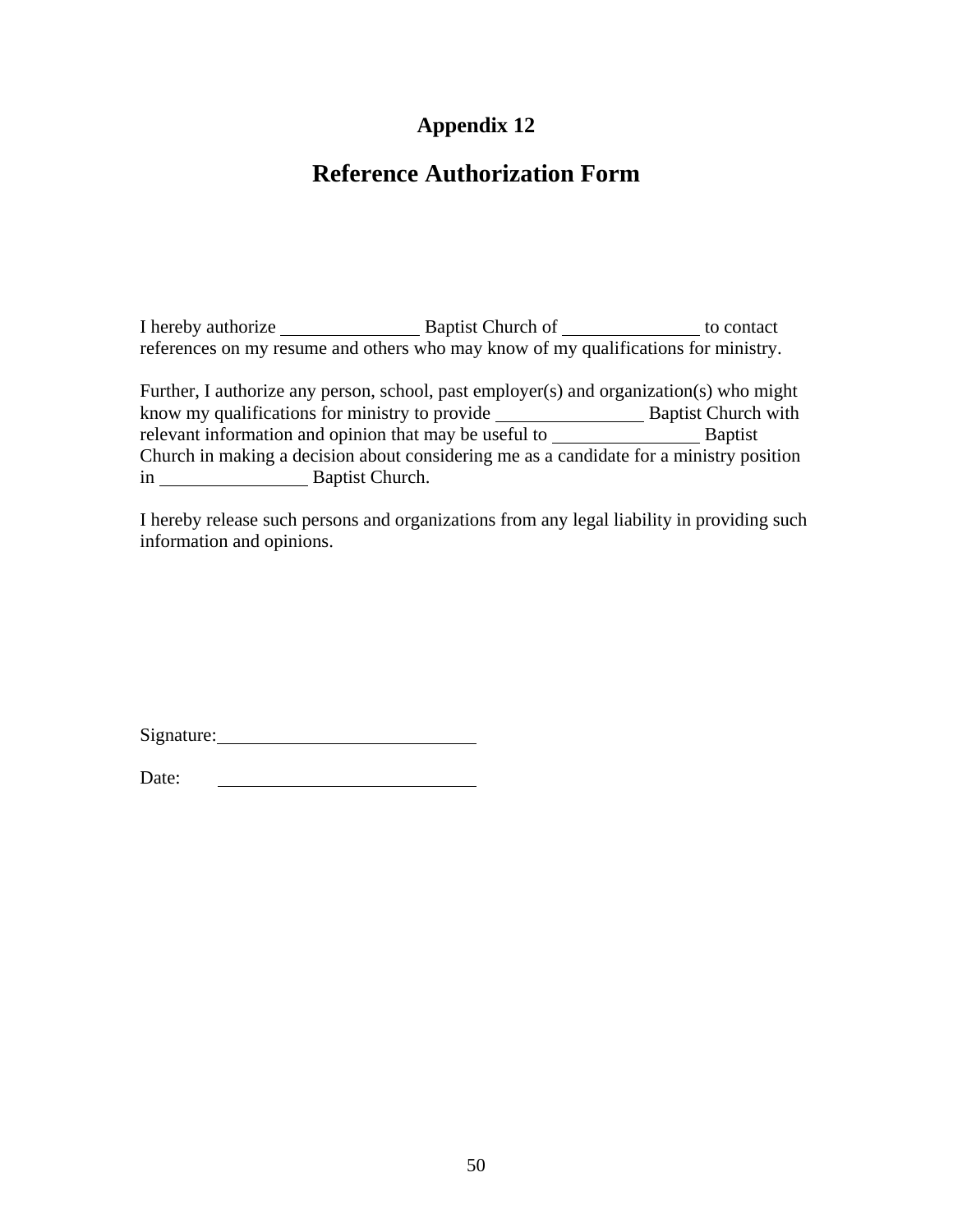## Appendix 12

# Reference Authorization Form

I hereby authorize _______________ Baptist Church of _______________ to contact references on my resume and others who may know of my qualifications for ministry.

Further, I authorize any person, school, past employer(s) and organization(s) who might know my qualifications for ministry to provide _______________ Baptist Church with relevant information and opinion that may be useful to _______________ Baptist Church in making a decision about considering me as a candidate for a ministry position in _______________ Baptist Church.

I hereby release such persons and organizations from any legal liability in providing such information and opinions.

Signature: ____________________________

Date: ____________________________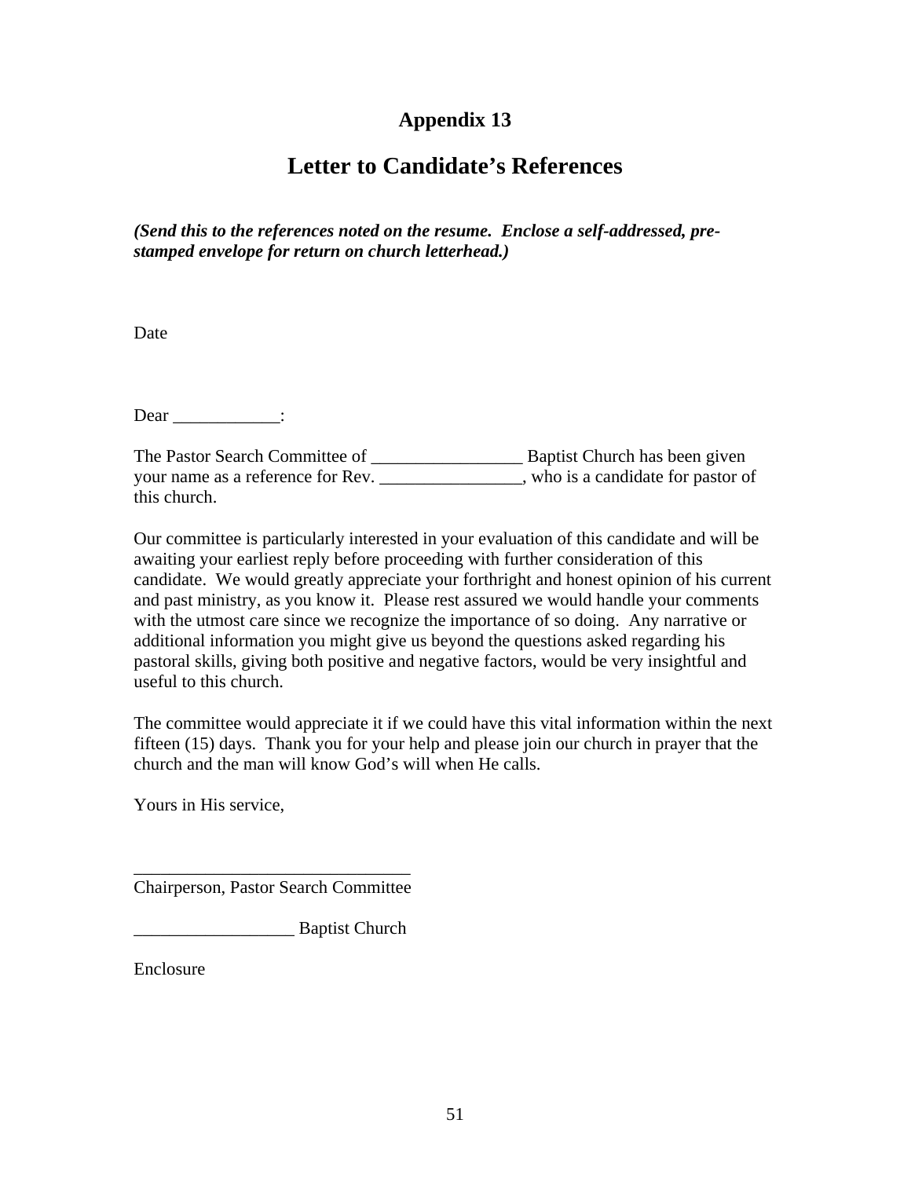# Appendix 13

## Letter to Candidate's References

***(Send this to the references noted on the resume. Enclose a self-addressed, pre-stamped envelope for return on church letterhead.)***

Date

Dear ____________:

The Pastor Search Committee of _________________ Baptist Church has been given your name as a reference for Rev. ________________, who is a candidate for pastor of this church.

Our committee is particularly interested in your evaluation of this candidate and will be awaiting your earliest reply before proceeding with further consideration of this candidate. We would greatly appreciate your forthright and honest opinion of his current and past ministry, as you know it. Please rest assured we would handle your comments with the utmost care since we recognize the importance of so doing. Any narrative or additional information you might give us beyond the questions asked regarding his pastoral skills, giving both positive and negative factors, would be very insightful and useful to this church.

The committee would appreciate it if we could have this vital information within the next fifteen (15) days. Thank you for your help and please join our church in prayer that the church and the man will know God's will when He calls.

Yours in His service,

_______________________________
Chairperson, Pastor Search Committee

__________________ Baptist Church

Enclosure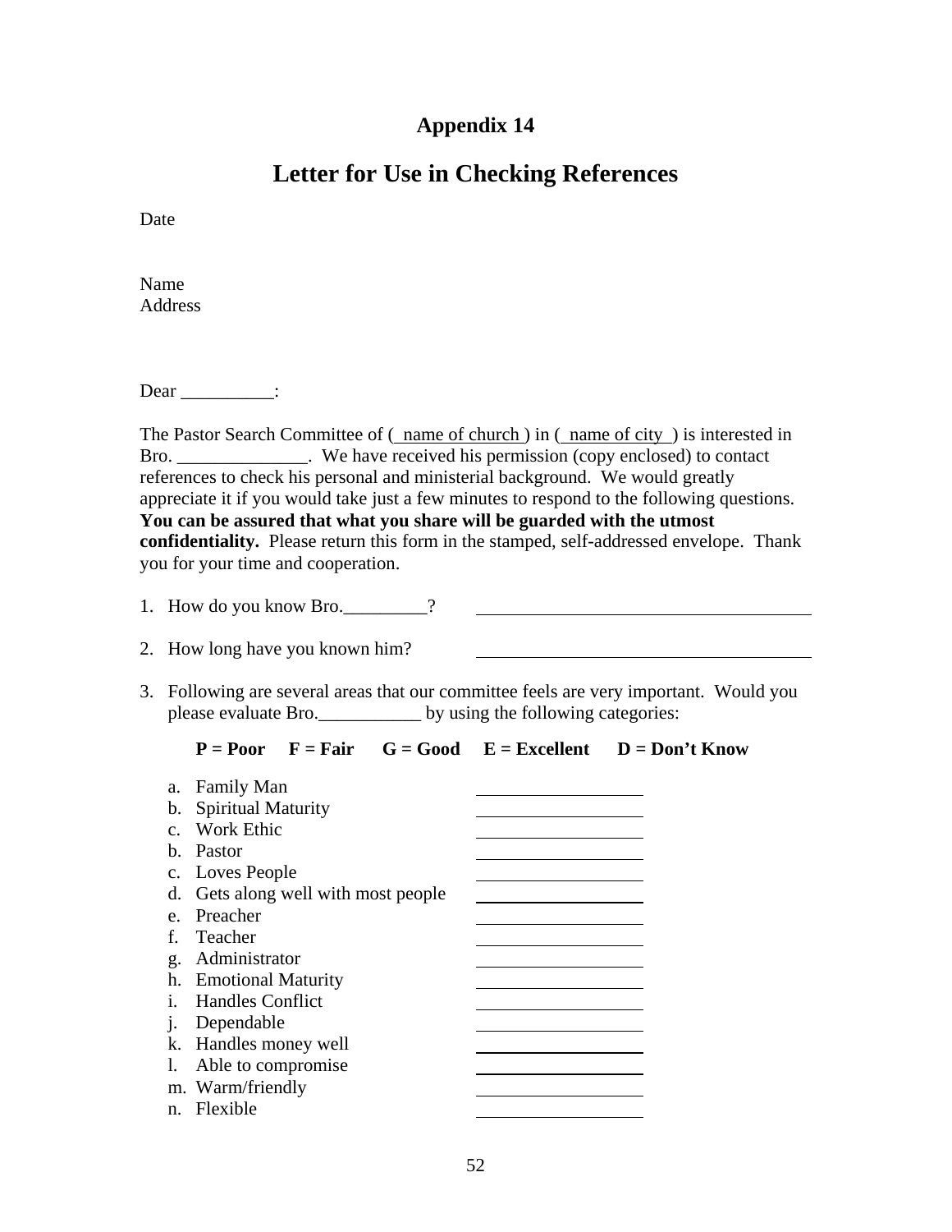# Appendix 14

## Letter for Use in Checking References

Date

Name
Address

Dear __________:

The Pastor Search Committee of ( name of church ) in ( name of city ) is interested in Bro. ______________. We have received his permission (copy enclosed) to contact references to check his personal and ministerial background. We would greatly appreciate it if you would take just a few minutes to respond to the following questions. **You can be assured that what you share will be guarded with the utmost confidentiality.** Please return this form in the stamped, self-addressed envelope. Thank you for your time and cooperation.

1. How do you know Bro._________? ______________________________

2. How long have you known him? ______________________________

3. Following are several areas that our committee feels are very important. Would you please evaluate Bro.___________ by using the following categories:

   **P = Poor  F = Fair  G = Good  E = Excellent  D = Don't Know**

   a. Family Man ______________
   b. Spiritual Maturity ______________
   c. Work Ethic ______________
   b. Pastor ______________
   c. Loves People ______________
   d. Gets along well with most people ______________
   e. Preacher ______________
   f. Teacher ______________
   g. Administrator ______________
   h. Emotional Maturity ______________
   i. Handles Conflict ______________
   j. Dependable ______________
   k. Handles money well ______________
   l. Able to compromise ______________
   m. Warm/friendly ______________
   n. Flexible ______________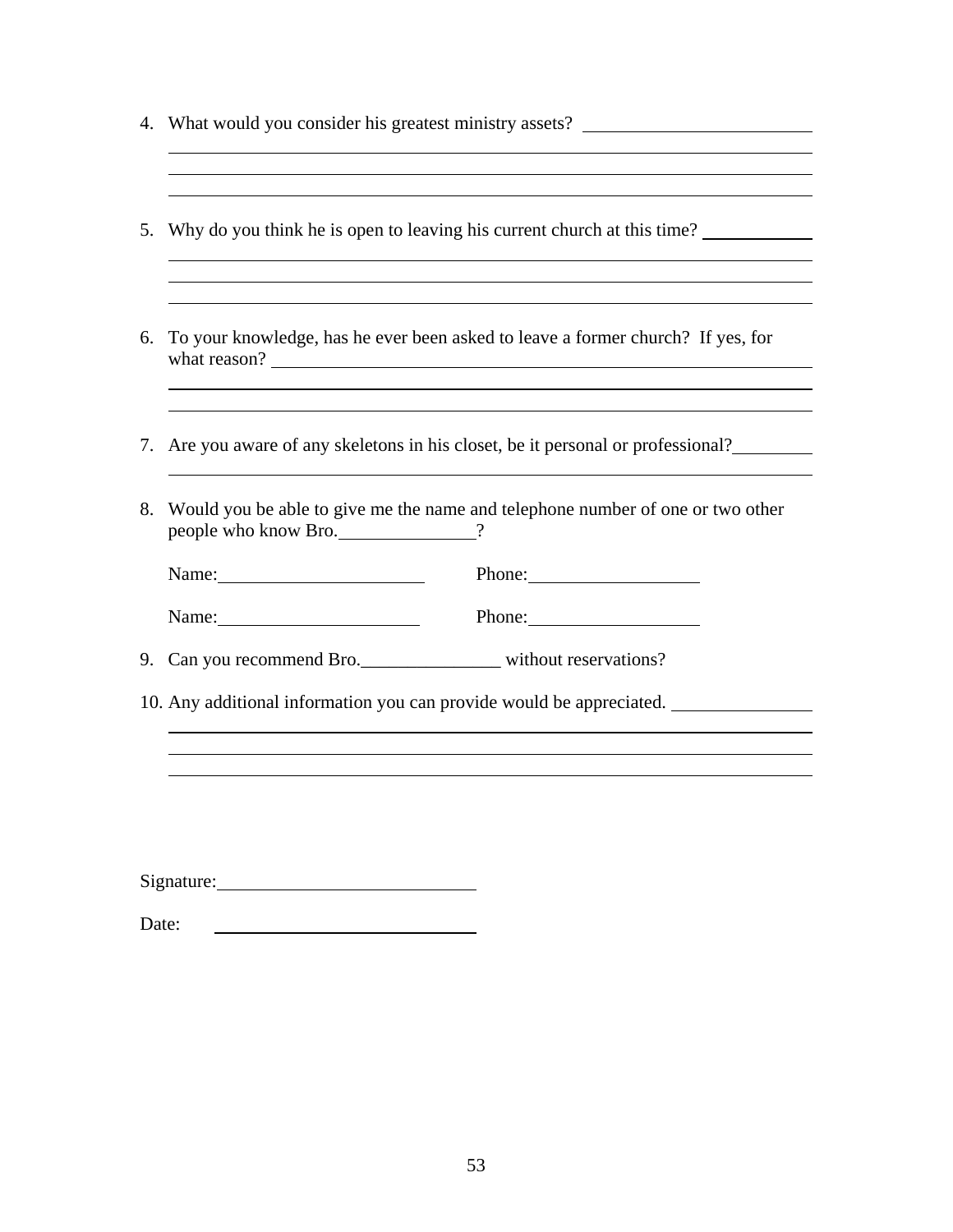4. What would you consider his greatest ministry assets? ________________________

   ______________________________________________________________________

   ______________________________________________________________________

   ______________________________________________________________________

5. Why do you think he is open to leaving his current church at this time? __________

   ______________________________________________________________________

   ______________________________________________________________________

   ______________________________________________________________________

6. To your knowledge, has he ever been asked to leave a former church? If yes, for what reason? ______________________________________________________

   ______________________________________________________________________

   ______________________________________________________________________

7. Are you aware of any skeletons in his closet, be it personal or professional? ________

   ______________________________________________________________________

8. Would you be able to give me the name and telephone number of one or two other people who know Bro.______________?

   Name:______________________ Phone:__________________

   Name:______________________ Phone:__________________

9. Can you recommend Bro.________________ without reservations?

10. Any additional information you can provide would be appreciated. _______________

    ______________________________________________________________________

    ______________________________________________________________________

    ______________________________________________________________________

Signature:____________________________

Date: ____________________________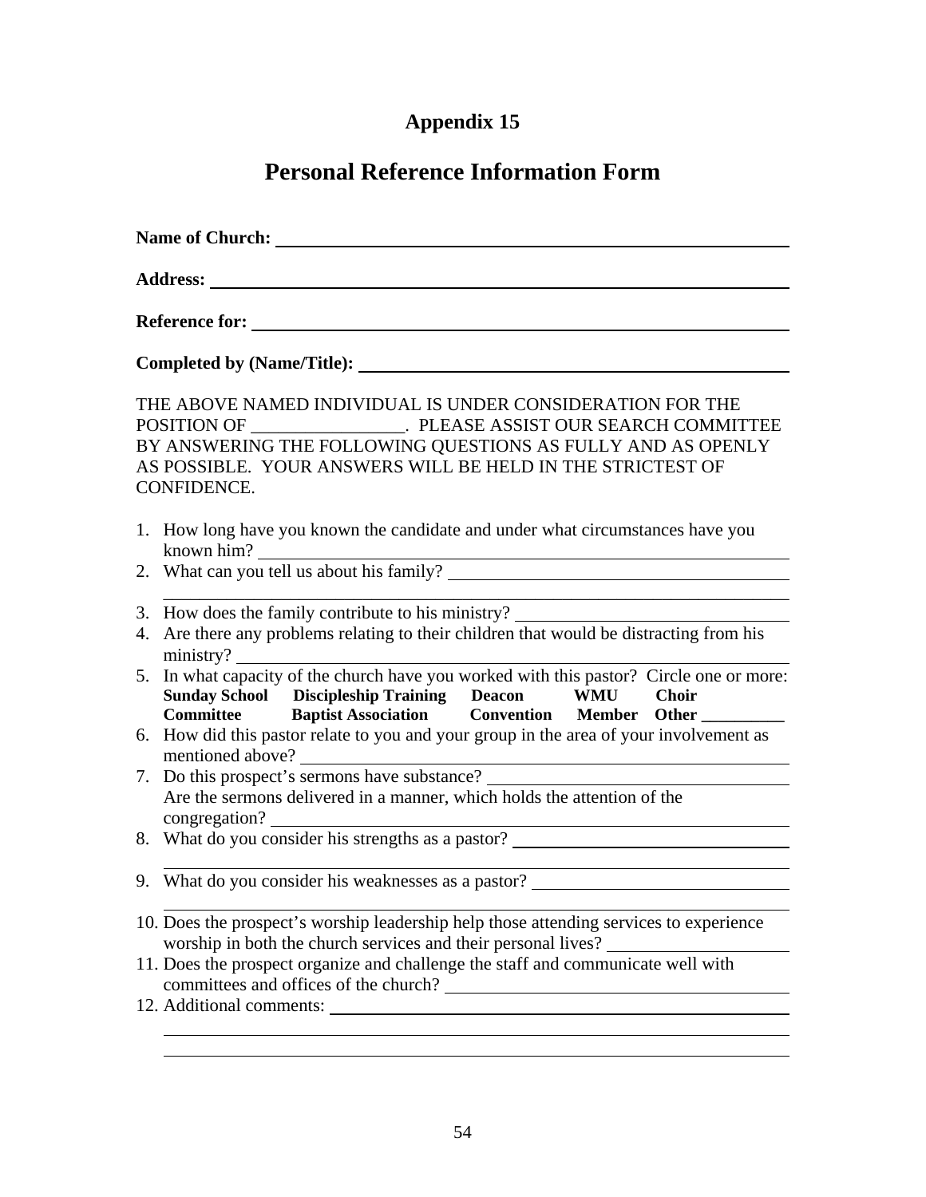# Appendix 15

## Personal Reference Information Form

**Name of Church:** ____________________________________________

**Address:** ____________________________________________

**Reference for:** ____________________________________________

**Completed by (Name/Title):** ____________________________________________

THE ABOVE NAMED INDIVIDUAL IS UNDER CONSIDERATION FOR THE POSITION OF _________________. PLEASE ASSIST OUR SEARCH COMMITTEE BY ANSWERING THE FOLLOWING QUESTIONS AS FULLY AND AS OPENLY AS POSSIBLE. YOUR ANSWERS WILL BE HELD IN THE STRICTEST OF CONFIDENCE.

1. How long have you known the candidate and under what circumstances have you known him? ____________________________________________
2. What can you tell us about his family? ____________________________________________
   ____________________________________________
3. How does the family contribute to his ministry? ____________________________________________
4. Are there any problems relating to their children that would be distracting from his ministry? ____________________________________________
5. In what capacity of the church have you worked with this pastor? Circle one or more:
   **Sunday School** **Discipleship Training** **Deacon** **WMU** **Choir**
   **Committee** **Baptist Association** **Convention** **Member** **Other __________**
6. How did this pastor relate to you and your group in the area of your involvement as mentioned above? ____________________________________________
7. Do this prospect's sermons have substance? ____________________________________________
   Are the sermons delivered in a manner, which holds the attention of the congregation? ____________________________________________
8. What do you consider his strengths as a pastor? ____________________________________________
   ____________________________________________
9. What do you consider his weaknesses as a pastor? ____________________________________________
   ____________________________________________
10. Does the prospect's worship leadership help those attending services to experience worship in both the church services and their personal lives? ____________________
11. Does the prospect organize and challenge the staff and communicate well with committees and offices of the church? ____________________________________________
12. Additional comments: ____________________________________________
    ____________________________________________
    ____________________________________________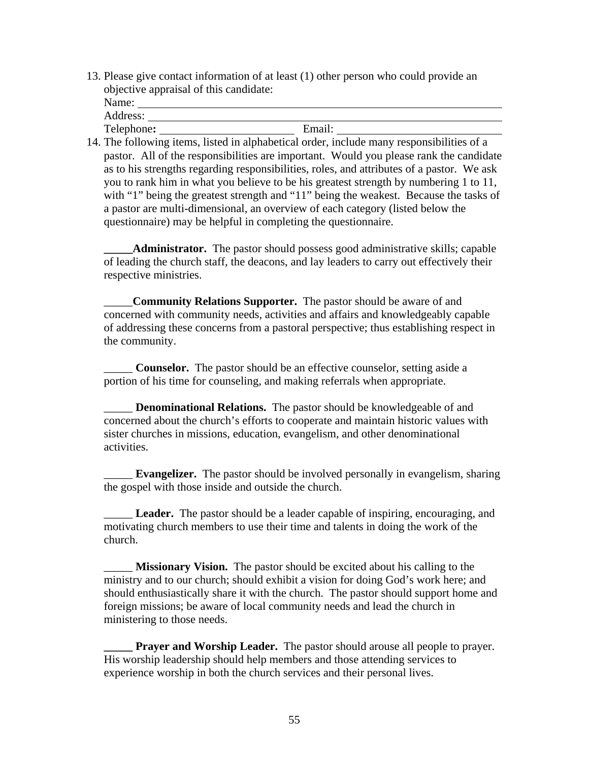13. Please give contact information of at least (1) other person who could provide an objective appraisal of this candidate:
    Name: ____________________________________________
    Address: ____________________________________________
    Telephone: ______________________ Email: ______________________
14. The following items, listed in alphabetical order, include many responsibilities of a pastor. All of the responsibilities are important. Would you please rank the candidate as to his strengths regarding responsibilities, roles, and attributes of a pastor. We ask you to rank him in what you believe to be his greatest strength by numbering 1 to 11, with "1" being the greatest strength and "11" being the weakest. Because the tasks of a pastor are multi-dimensional, an overview of each category (listed below the questionnaire) may be helpful in completing the questionnaire.

    **_____Administrator.** The pastor should possess good administrative skills; capable of leading the church staff, the deacons, and lay leaders to carry out effectively their respective ministries.

    _____**Community Relations Supporter.** The pastor should be aware of and concerned with community needs, activities and affairs and knowledgeably capable of addressing these concerns from a pastoral perspective; thus establishing respect in the community.

    _____ **Counselor.** The pastor should be an effective counselor, setting aside a portion of his time for counseling, and making referrals when appropriate.

    _____ **Denominational Relations.** The pastor should be knowledgeable of and concerned about the church's efforts to cooperate and maintain historic values with sister churches in missions, education, evangelism, and other denominational activities.

    _____ **Evangelizer.** The pastor should be involved personally in evangelism, sharing the gospel with those inside and outside the church.

    _____ **Leader.** The pastor should be a leader capable of inspiring, encouraging, and motivating church members to use their time and talents in doing the work of the church.

    _____ **Missionary Vision.** The pastor should be excited about his calling to the ministry and to our church; should exhibit a vision for doing God's work here; and should enthusiastically share it with the church. The pastor should support home and foreign missions; be aware of local community needs and lead the church in ministering to those needs.

    **_____ Prayer and Worship Leader.** The pastor should arouse all people to prayer. His worship leadership should help members and those attending services to experience worship in both the church services and their personal lives.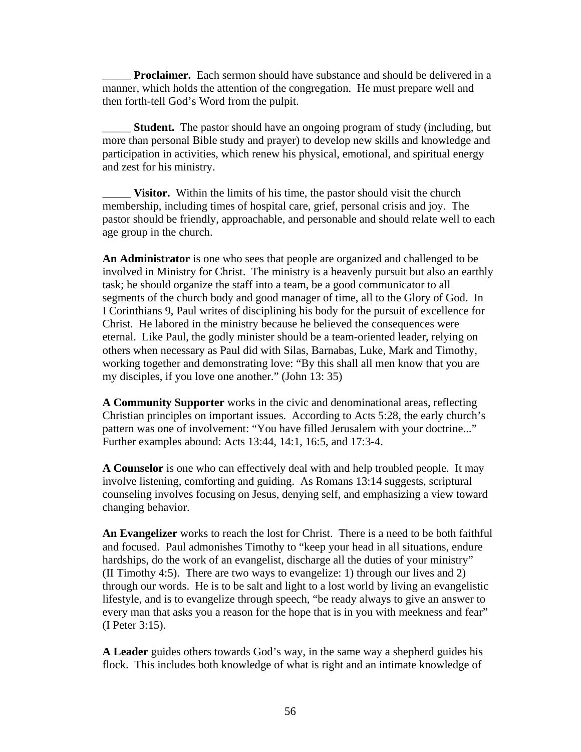_____ **Proclaimer.** Each sermon should have substance and should be delivered in a manner, which holds the attention of the congregation. He must prepare well and then forth-tell God's Word from the pulpit.

_____ **Student.** The pastor should have an ongoing program of study (including, but more than personal Bible study and prayer) to develop new skills and knowledge and participation in activities, which renew his physical, emotional, and spiritual energy and zest for his ministry.

_____ **Visitor.** Within the limits of his time, the pastor should visit the church membership, including times of hospital care, grief, personal crisis and joy. The pastor should be friendly, approachable, and personable and should relate well to each age group in the church.

**An Administrator** is one who sees that people are organized and challenged to be involved in Ministry for Christ. The ministry is a heavenly pursuit but also an earthly task; he should organize the staff into a team, be a good communicator to all segments of the church body and good manager of time, all to the Glory of God. In I Corinthians 9, Paul writes of disciplining his body for the pursuit of excellence for Christ. He labored in the ministry because he believed the consequences were eternal. Like Paul, the godly minister should be a team-oriented leader, relying on others when necessary as Paul did with Silas, Barnabas, Luke, Mark and Timothy, working together and demonstrating love: "By this shall all men know that you are my disciples, if you love one another." (John 13: 35)

**A Community Supporter** works in the civic and denominational areas, reflecting Christian principles on important issues. According to Acts 5:28, the early church's pattern was one of involvement: "You have filled Jerusalem with your doctrine..." Further examples abound: Acts 13:44, 14:1, 16:5, and 17:3-4.

**A Counselor** is one who can effectively deal with and help troubled people. It may involve listening, comforting and guiding. As Romans 13:14 suggests, scriptural counseling involves focusing on Jesus, denying self, and emphasizing a view toward changing behavior.

**An Evangelizer** works to reach the lost for Christ. There is a need to be both faithful and focused. Paul admonishes Timothy to "keep your head in all situations, endure hardships, do the work of an evangelist, discharge all the duties of your ministry" (II Timothy 4:5). There are two ways to evangelize: 1) through our lives and 2) through our words. He is to be salt and light to a lost world by living an evangelistic lifestyle, and is to evangelize through speech, "be ready always to give an answer to every man that asks you a reason for the hope that is in you with meekness and fear" (I Peter 3:15).

**A Leader** guides others towards God's way, in the same way a shepherd guides his flock. This includes both knowledge of what is right and an intimate knowledge of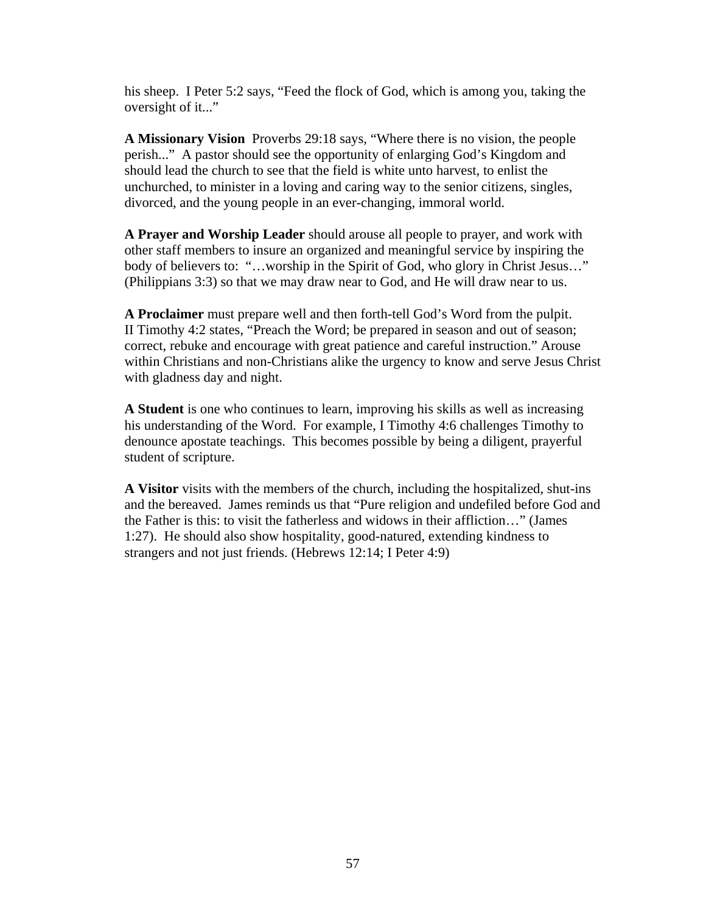his sheep. I Peter 5:2 says, "Feed the flock of God, which is among you, taking the oversight of it..."

**A Missionary Vision** Proverbs 29:18 says, "Where there is no vision, the people perish..." A pastor should see the opportunity of enlarging God's Kingdom and should lead the church to see that the field is white unto harvest, to enlist the unchurched, to minister in a loving and caring way to the senior citizens, singles, divorced, and the young people in an ever-changing, immoral world.

**A Prayer and Worship Leader** should arouse all people to prayer, and work with other staff members to insure an organized and meaningful service by inspiring the body of believers to: "…worship in the Spirit of God, who glory in Christ Jesus…" (Philippians 3:3) so that we may draw near to God, and He will draw near to us.

**A Proclaimer** must prepare well and then forth-tell God's Word from the pulpit. II Timothy 4:2 states, "Preach the Word; be prepared in season and out of season; correct, rebuke and encourage with great patience and careful instruction." Arouse within Christians and non-Christians alike the urgency to know and serve Jesus Christ with gladness day and night.

**A Student** is one who continues to learn, improving his skills as well as increasing his understanding of the Word. For example, I Timothy 4:6 challenges Timothy to denounce apostate teachings. This becomes possible by being a diligent, prayerful student of scripture.

**A Visitor** visits with the members of the church, including the hospitalized, shut-ins and the bereaved. James reminds us that "Pure religion and undefiled before God and the Father is this: to visit the fatherless and widows in their affliction…" (James 1:27). He should also show hospitality, good-natured, extending kindness to strangers and not just friends. (Hebrews 12:14; I Peter 4:9)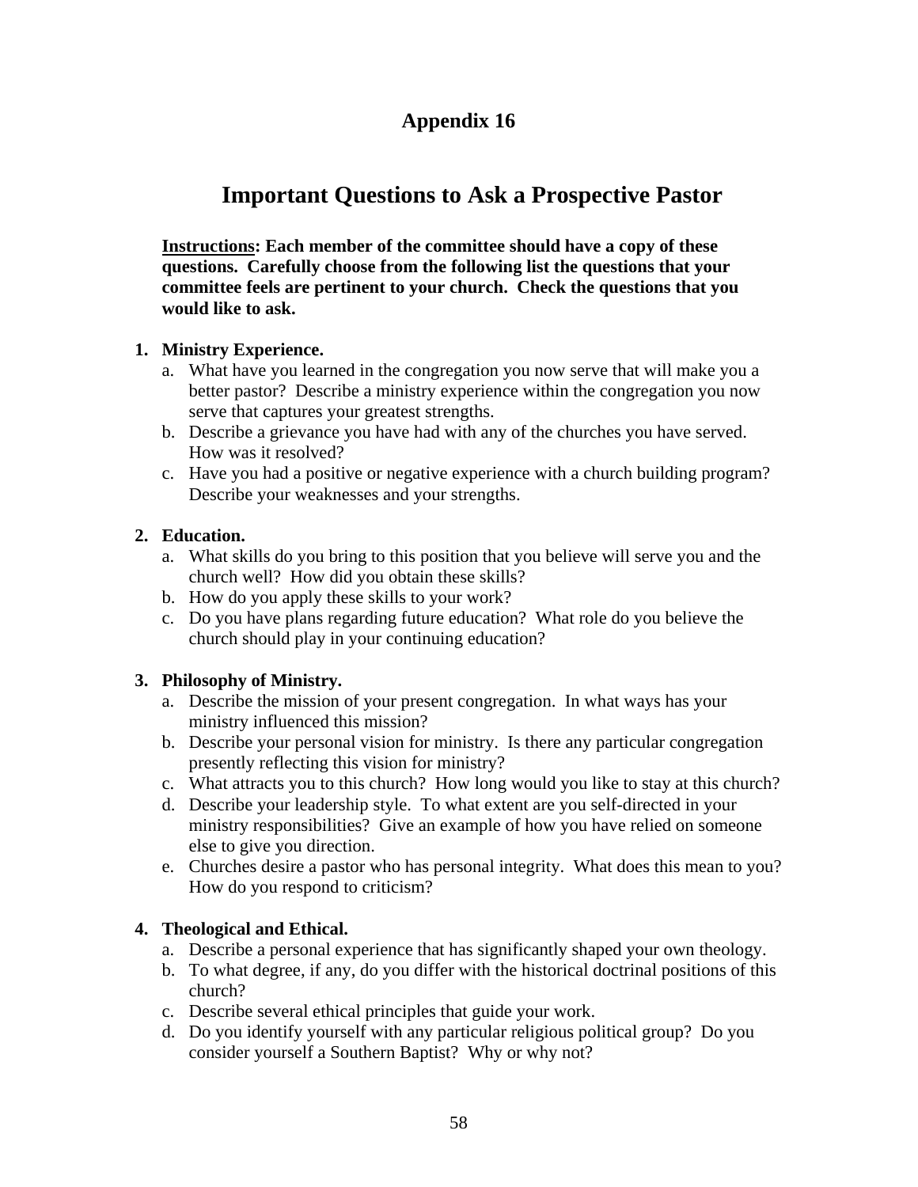# Appendix 16

## Important Questions to Ask a Prospective Pastor

**Instructions: Each member of the committee should have a copy of these questions. Carefully choose from the following list the questions that your committee feels are pertinent to your church. Check the questions that you would like to ask.**

1. **Ministry Experience.**
   a. What have you learned in the congregation you now serve that will make you a better pastor? Describe a ministry experience within the congregation you now serve that captures your greatest strengths.
   b. Describe a grievance you have had with any of the churches you have served. How was it resolved?
   c. Have you had a positive or negative experience with a church building program? Describe your weaknesses and your strengths.

2. **Education.**
   a. What skills do you bring to this position that you believe will serve you and the church well? How did you obtain these skills?
   b. How do you apply these skills to your work?
   c. Do you have plans regarding future education? What role do you believe the church should play in your continuing education?

3. **Philosophy of Ministry.**
   a. Describe the mission of your present congregation. In what ways has your ministry influenced this mission?
   b. Describe your personal vision for ministry. Is there any particular congregation presently reflecting this vision for ministry?
   c. What attracts you to this church? How long would you like to stay at this church?
   d. Describe your leadership style. To what extent are you self-directed in your ministry responsibilities? Give an example of how you have relied on someone else to give you direction.
   e. Churches desire a pastor who has personal integrity. What does this mean to you? How do you respond to criticism?

4. **Theological and Ethical.**
   a. Describe a personal experience that has significantly shaped your own theology.
   b. To what degree, if any, do you differ with the historical doctrinal positions of this church?
   c. Describe several ethical principles that guide your work.
   d. Do you identify yourself with any particular religious political group? Do you consider yourself a Southern Baptist? Why or why not?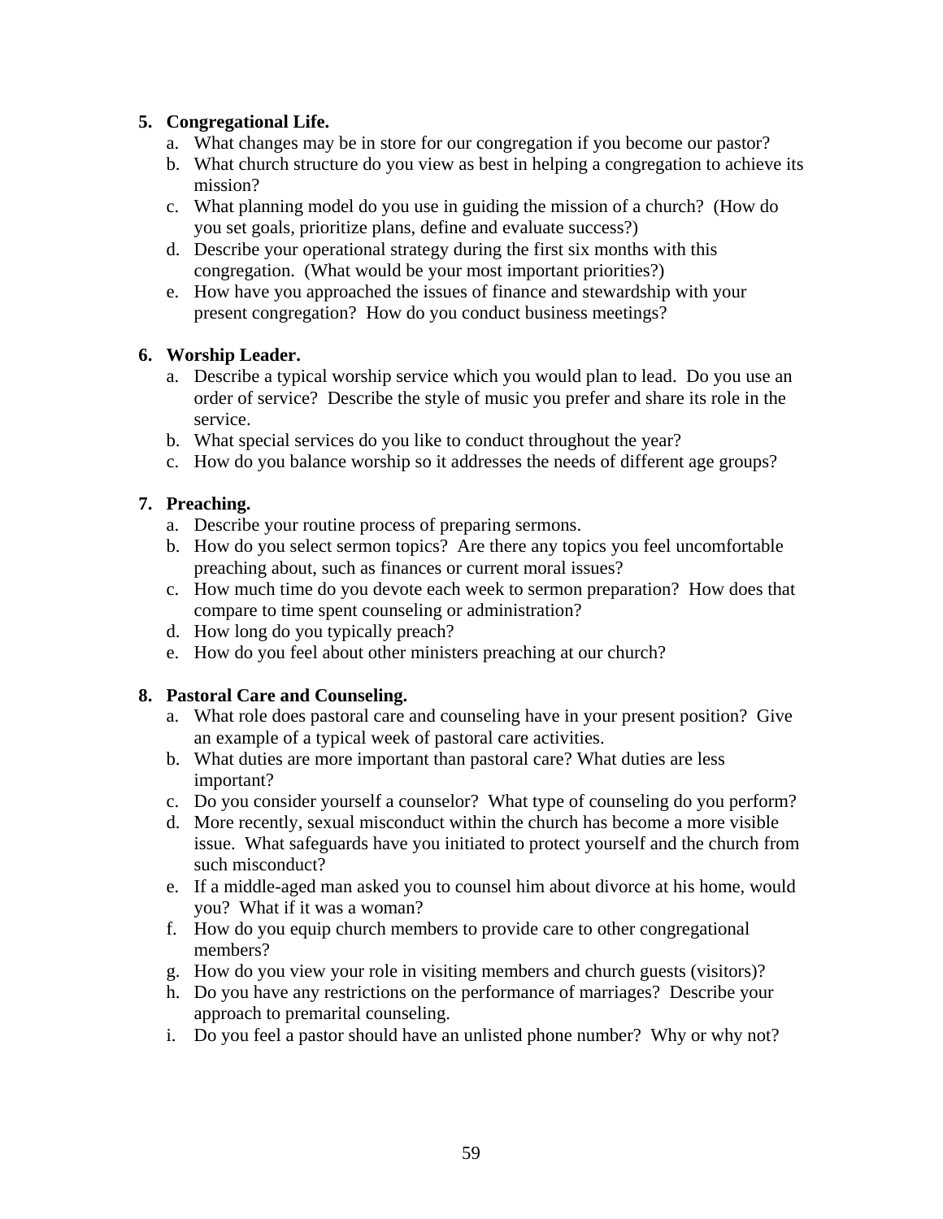5. **Congregational Life.**
   a. What changes may be in store for our congregation if you become our pastor?
   b. What church structure do you view as best in helping a congregation to achieve its mission?
   c. What planning model do you use in guiding the mission of a church? (How do you set goals, prioritize plans, define and evaluate success?)
   d. Describe your operational strategy during the first six months with this congregation. (What would be your most important priorities?)
   e. How have you approached the issues of finance and stewardship with your present congregation? How do you conduct business meetings?

6. **Worship Leader.**
   a. Describe a typical worship service which you would plan to lead. Do you use an order of service? Describe the style of music you prefer and share its role in the service.
   b. What special services do you like to conduct throughout the year?
   c. How do you balance worship so it addresses the needs of different age groups?

7. **Preaching.**
   a. Describe your routine process of preparing sermons.
   b. How do you select sermon topics? Are there any topics you feel uncomfortable preaching about, such as finances or current moral issues?
   c. How much time do you devote each week to sermon preparation? How does that compare to time spent counseling or administration?
   d. How long do you typically preach?
   e. How do you feel about other ministers preaching at our church?

8. **Pastoral Care and Counseling.**
   a. What role does pastoral care and counseling have in your present position? Give an example of a typical week of pastoral care activities.
   b. What duties are more important than pastoral care? What duties are less important?
   c. Do you consider yourself a counselor? What type of counseling do you perform?
   d. More recently, sexual misconduct within the church has become a more visible issue. What safeguards have you initiated to protect yourself and the church from such misconduct?
   e. If a middle-aged man asked you to counsel him about divorce at his home, would you? What if it was a woman?
   f. How do you equip church members to provide care to other congregational members?
   g. How do you view your role in visiting members and church guests (visitors)?
   h. Do you have any restrictions on the performance of marriages? Describe your approach to premarital counseling.
   i. Do you feel a pastor should have an unlisted phone number? Why or why not?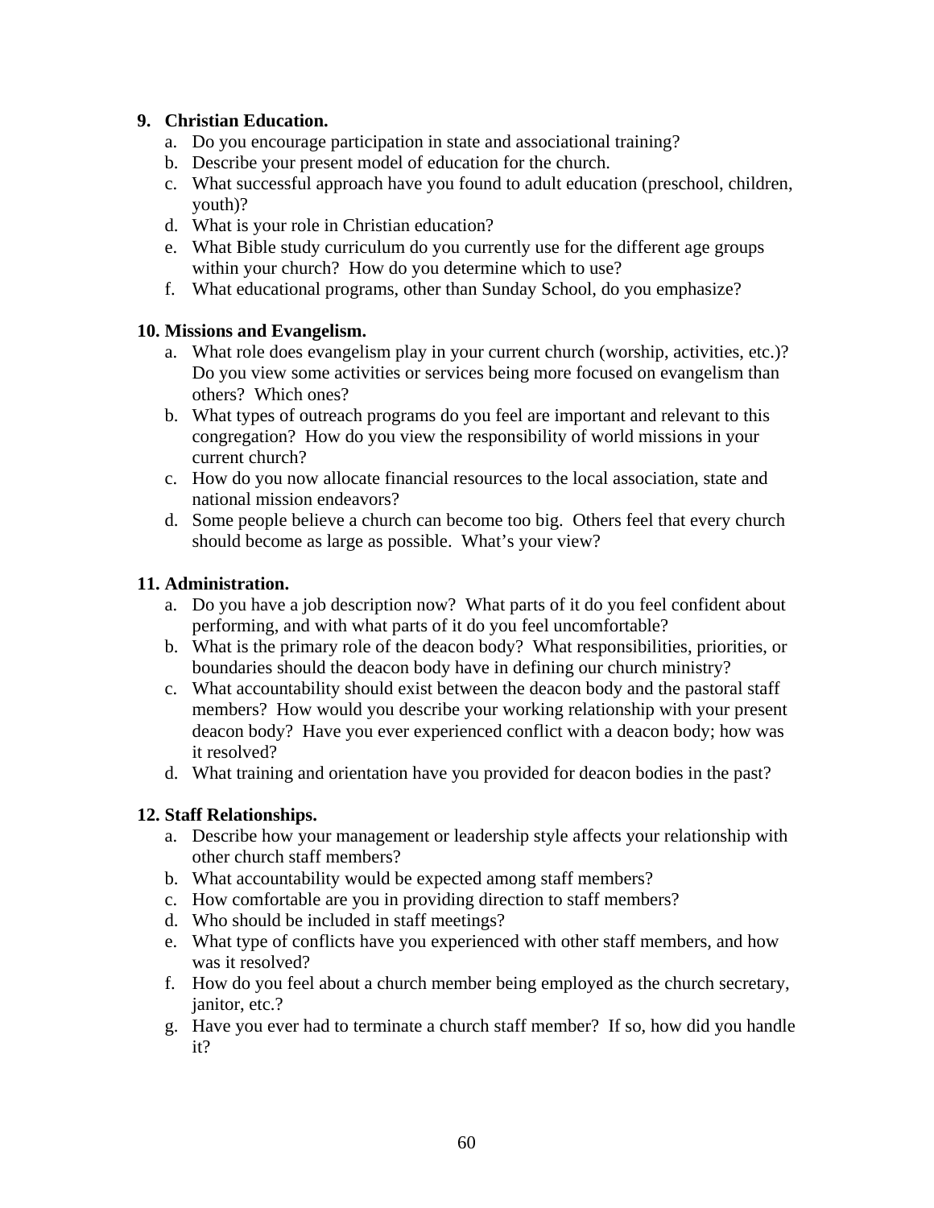**9. Christian Education.**

a. Do you encourage participation in state and associational training?
b. Describe your present model of education for the church.
c. What successful approach have you found to adult education (preschool, children, youth)?
d. What is your role in Christian education?
e. What Bible study curriculum do you currently use for the different age groups within your church? How do you determine which to use?
f. What educational programs, other than Sunday School, do you emphasize?

**10. Missions and Evangelism.**

a. What role does evangelism play in your current church (worship, activities, etc.)? Do you view some activities or services being more focused on evangelism than others? Which ones?
b. What types of outreach programs do you feel are important and relevant to this congregation? How do you view the responsibility of world missions in your current church?
c. How do you now allocate financial resources to the local association, state and national mission endeavors?
d. Some people believe a church can become too big. Others feel that every church should become as large as possible. What's your view?

**11. Administration.**

a. Do you have a job description now? What parts of it do you feel confident about performing, and with what parts of it do you feel uncomfortable?
b. What is the primary role of the deacon body? What responsibilities, priorities, or boundaries should the deacon body have in defining our church ministry?
c. What accountability should exist between the deacon body and the pastoral staff members? How would you describe your working relationship with your present deacon body? Have you ever experienced conflict with a deacon body; how was it resolved?
d. What training and orientation have you provided for deacon bodies in the past?

**12. Staff Relationships.**

a. Describe how your management or leadership style affects your relationship with other church staff members?
b. What accountability would be expected among staff members?
c. How comfortable are you in providing direction to staff members?
d. Who should be included in staff meetings?
e. What type of conflicts have you experienced with other staff members, and how was it resolved?
f. How do you feel about a church member being employed as the church secretary, janitor, etc.?
g. Have you ever had to terminate a church staff member? If so, how did you handle it?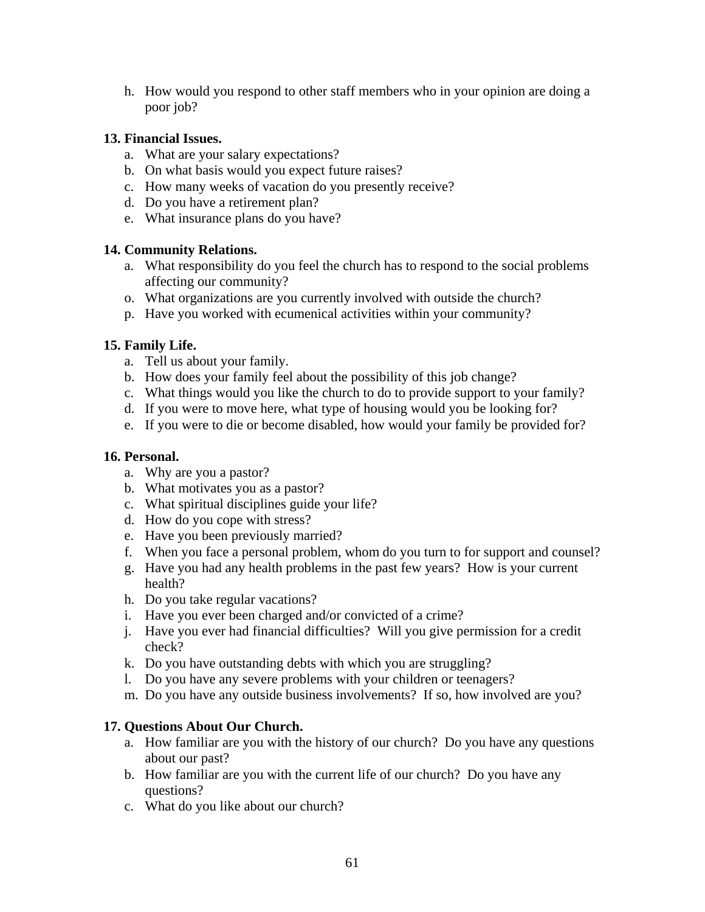h. How would you respond to other staff members who in your opinion are doing a poor job?

**13. Financial Issues.**

a. What are your salary expectations?
b. On what basis would you expect future raises?
c. How many weeks of vacation do you presently receive?
d. Do you have a retirement plan?
e. What insurance plans do you have?

**14. Community Relations.**

a. What responsibility do you feel the church has to respond to the social problems affecting our community?
o. What organizations are you currently involved with outside the church?
p. Have you worked with ecumenical activities within your community?

**15. Family Life.**

a. Tell us about your family.
b. How does your family feel about the possibility of this job change?
c. What things would you like the church to do to provide support to your family?
d. If you were to move here, what type of housing would you be looking for?
e. If you were to die or become disabled, how would your family be provided for?

**16. Personal.**

a. Why are you a pastor?
b. What motivates you as a pastor?
c. What spiritual disciplines guide your life?
d. How do you cope with stress?
e. Have you been previously married?
f. When you face a personal problem, whom do you turn to for support and counsel?
g. Have you had any health problems in the past few years? How is your current health?
h. Do you take regular vacations?
i. Have you ever been charged and/or convicted of a crime?
j. Have you ever had financial difficulties? Will you give permission for a credit check?
k. Do you have outstanding debts with which you are struggling?
l. Do you have any severe problems with your children or teenagers?
m. Do you have any outside business involvements? If so, how involved are you?

**17. Questions About Our Church.**

a. How familiar are you with the history of our church? Do you have any questions about our past?
b. How familiar are you with the current life of our church? Do you have any questions?
c. What do you like about our church?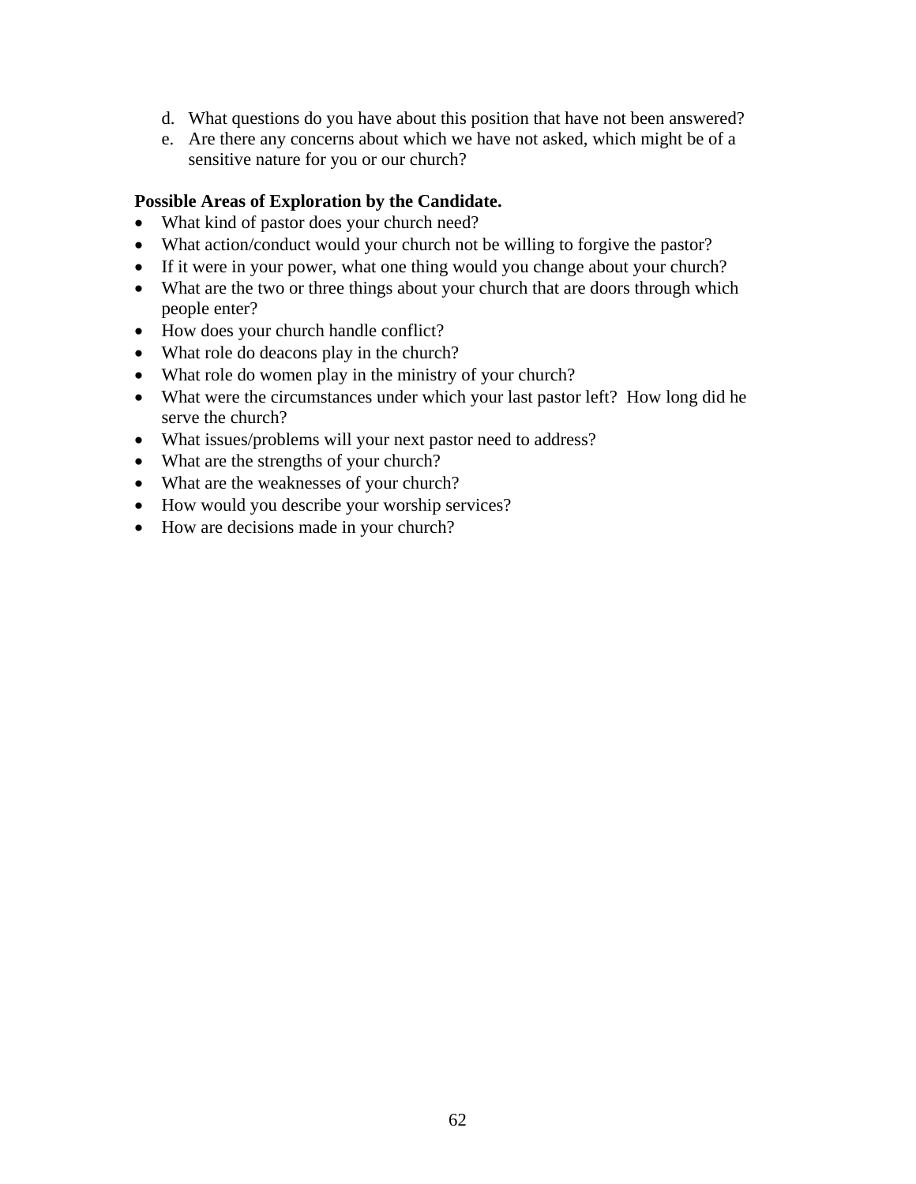d. What questions do you have about this position that have not been answered?
e. Are there any concerns about which we have not asked, which might be of a sensitive nature for you or our church?

**Possible Areas of Exploration by the Candidate.**

- What kind of pastor does your church need?
- What action/conduct would your church not be willing to forgive the pastor?
- If it were in your power, what one thing would you change about your church?
- What are the two or three things about your church that are doors through which people enter?
- How does your church handle conflict?
- What role do deacons play in the church?
- What role do women play in the ministry of your church?
- What were the circumstances under which your last pastor left? How long did he serve the church?
- What issues/problems will your next pastor need to address?
- What are the strengths of your church?
- What are the weaknesses of your church?
- How would you describe your worship services?
- How are decisions made in your church?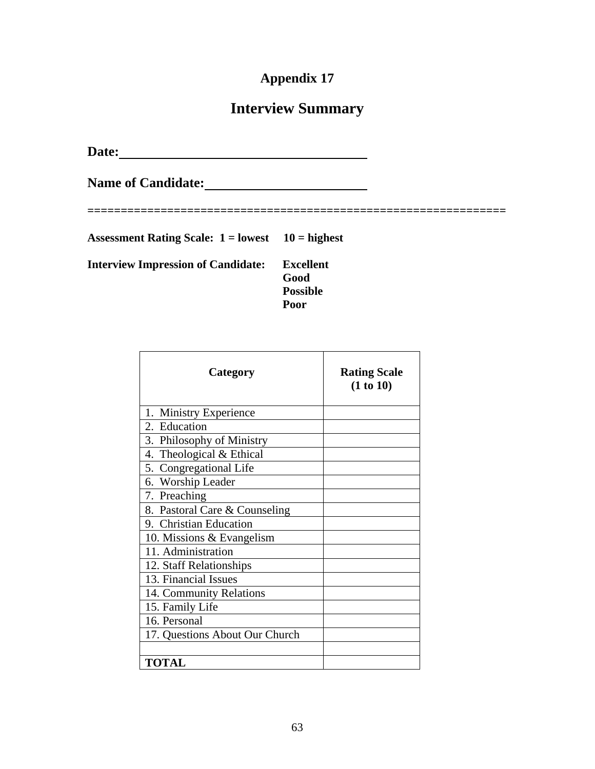**Appendix 17**

# Interview Summary

**Date:** ______________________________

**Name of Candidate:** ______________________

===========================================================

**Assessment Rating Scale: 1 = lowest 10 = highest**

**Interview Impression of Candidate:** **Excellent**
**Good**
**Possible**
**Poor**

| Category | Rating Scale (1 to 10) |
|---|---|
| 1. Ministry Experience | |
| 2. Education | |
| 3. Philosophy of Ministry | |
| 4. Theological & Ethical | |
| 5. Congregational Life | |
| 6. Worship Leader | |
| 7. Preaching | |
| 8. Pastoral Care & Counseling | |
| 9. Christian Education | |
| 10. Missions & Evangelism | |
| 11. Administration | |
| 12. Staff Relationships | |
| 13. Financial Issues | |
| 14. Community Relations | |
| 15. Family Life | |
| 16. Personal | |
| 17. Questions About Our Church | |
| | |
| **TOTAL** | |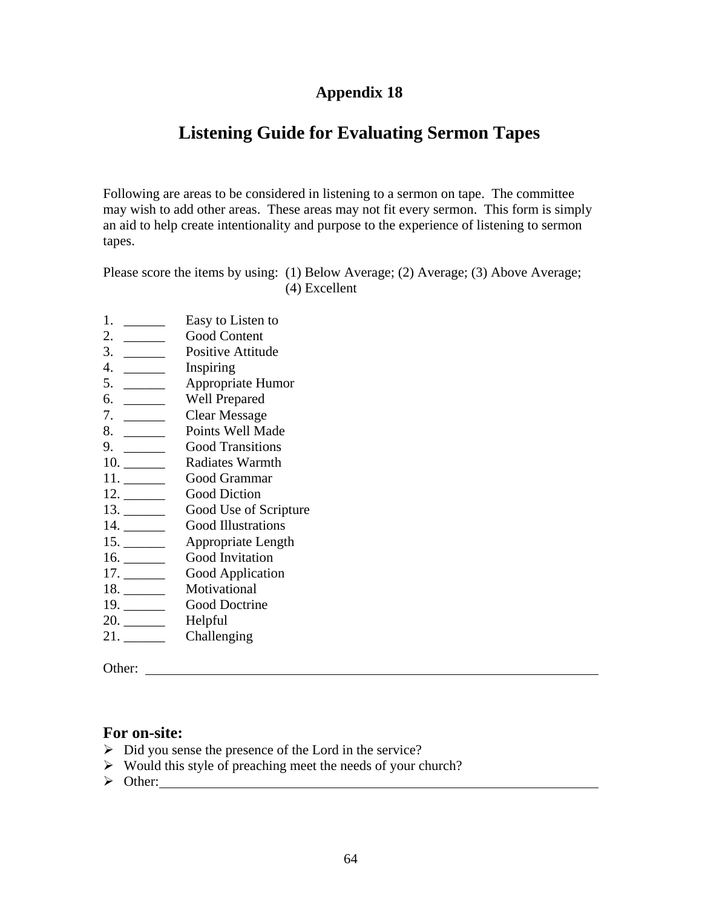# Appendix 18

## Listening Guide for Evaluating Sermon Tapes

Following are areas to be considered in listening to a sermon on tape. The committee may wish to add other areas. These areas may not fit every sermon. This form is simply an aid to help create intentionality and purpose to the experience of listening to sermon tapes.

Please score the items by using: (1) Below Average; (2) Average; (3) Above Average; (4) Excellent

1. ______ Easy to Listen to
2. ______ Good Content
3. ______ Positive Attitude
4. ______ Inspiring
5. ______ Appropriate Humor
6. ______ Well Prepared
7. ______ Clear Message
8. ______ Points Well Made
9. ______ Good Transitions
10. ______ Radiates Warmth
11. ______ Good Grammar
12. ______ Good Diction
13. ______ Good Use of Scripture
14. ______ Good Illustrations
15. ______ Appropriate Length
16. ______ Good Invitation
17. ______ Good Application
18. ______ Motivational
19. ______ Good Doctrine
20. ______ Helpful
21. ______ Challenging

Other: ____________________________________________________________

### For on-site:

- Did you sense the presence of the Lord in the service?
- Would this style of preaching meet the needs of your church?
- Other:____________________________________________________________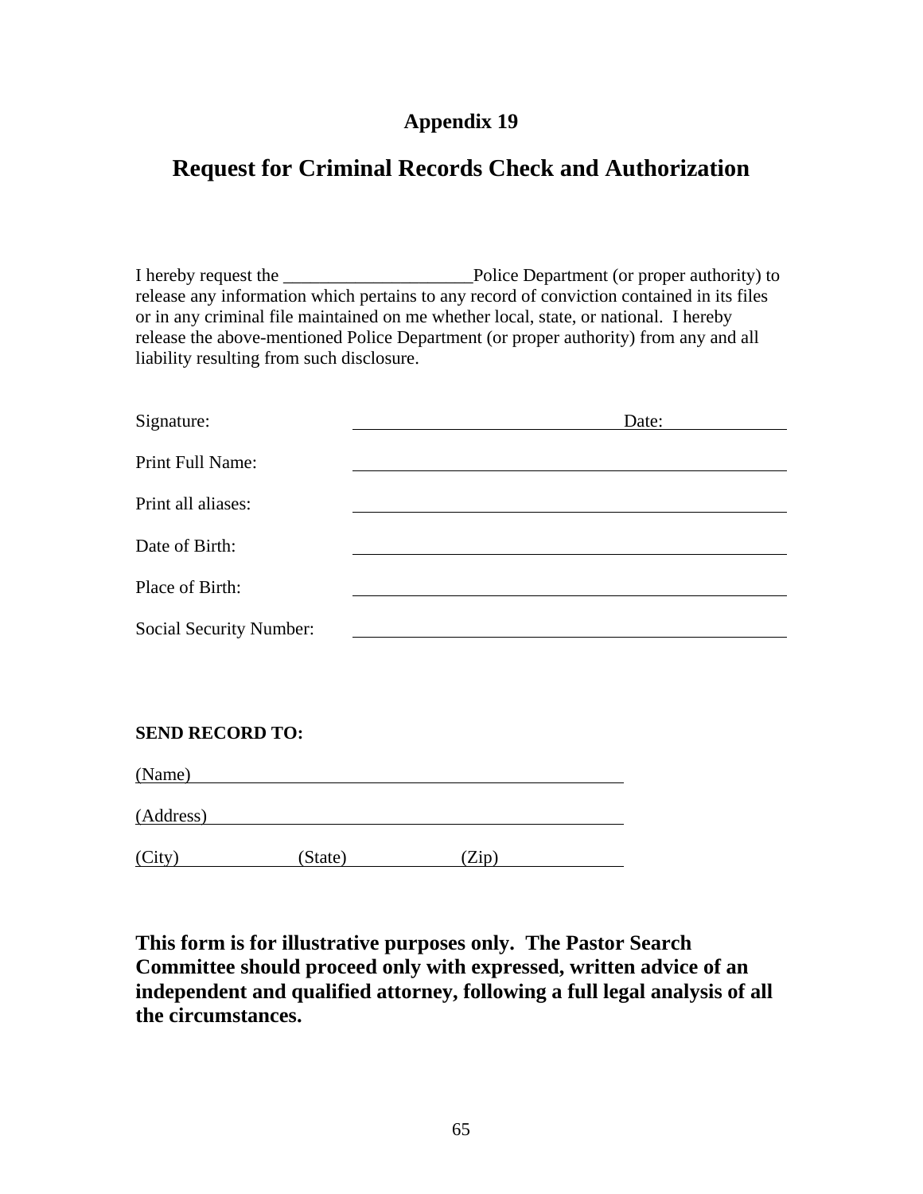## Appendix 19

# Request for Criminal Records Check and Authorization

I hereby request the _____________________Police Department (or proper authority) to release any information which pertains to any record of conviction contained in its files or in any criminal file maintained on me whether local, state, or national. I hereby release the above-mentioned Police Department (or proper authority) from any and all liability resulting from such disclosure.

Signature: ______________________________ Date: ____________

Print Full Name: ______________________________

Print all aliases: ______________________________

Date of Birth: ______________________________

Place of Birth: ______________________________

Social Security Number: ______________________________

**SEND RECORD TO:**

(Name) ______________________________

(Address) ______________________________

(City) ____________ (State) ____________ (Zip) ____________

**This form is for illustrative purposes only. The Pastor Search Committee should proceed only with expressed, written advice of an independent and qualified attorney, following a full legal analysis of all the circumstances.**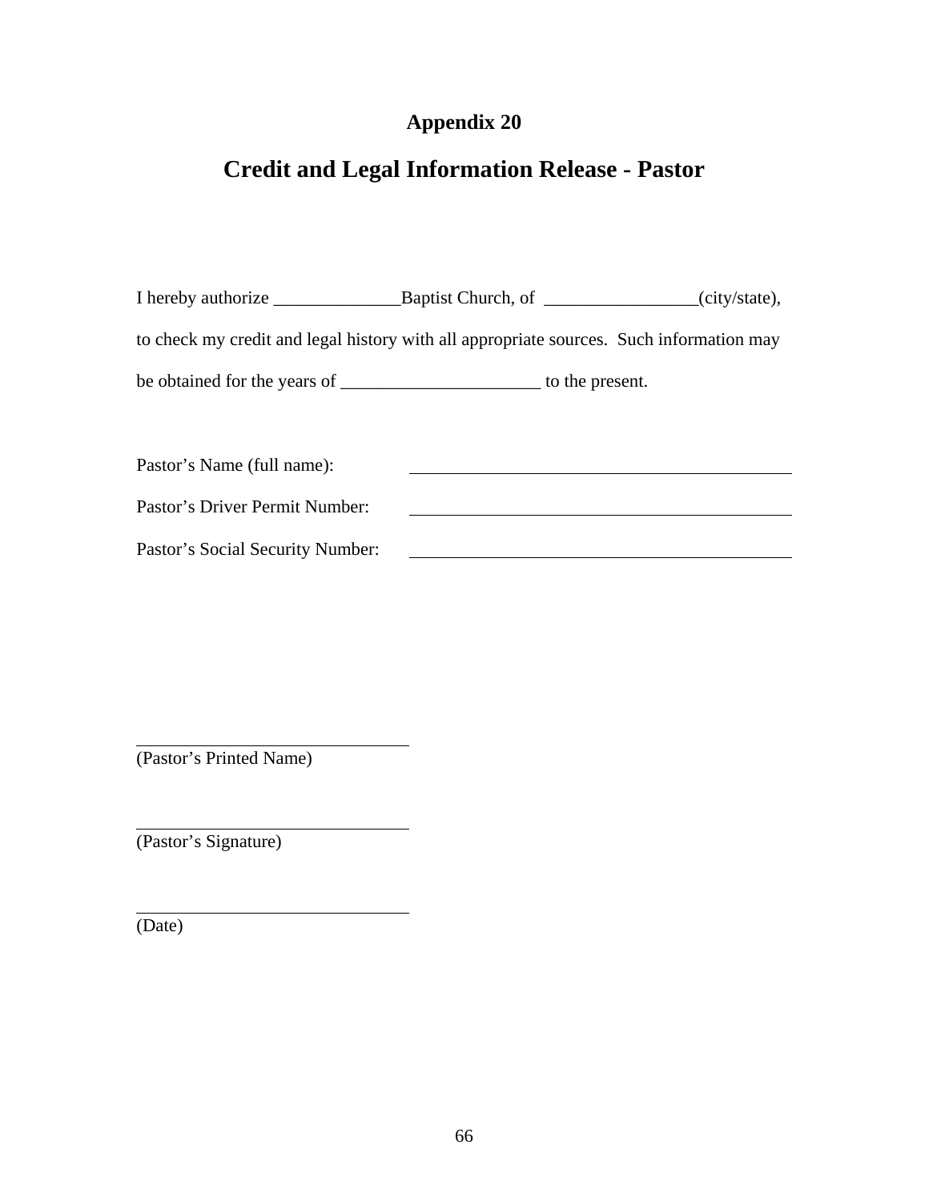## Appendix 20

# Credit and Legal Information Release - Pastor

I hereby authorize ______________Baptist Church, of _________________(city/state), to check my credit and legal history with all appropriate sources. Such information may be obtained for the years of ______________________ to the present.

Pastor's Name (full name): ______________________________

Pastor's Driver Permit Number: ______________________________

Pastor's Social Security Number: ______________________________

______________________________
(Pastor's Printed Name)

______________________________
(Pastor's Signature)

______________________________
(Date)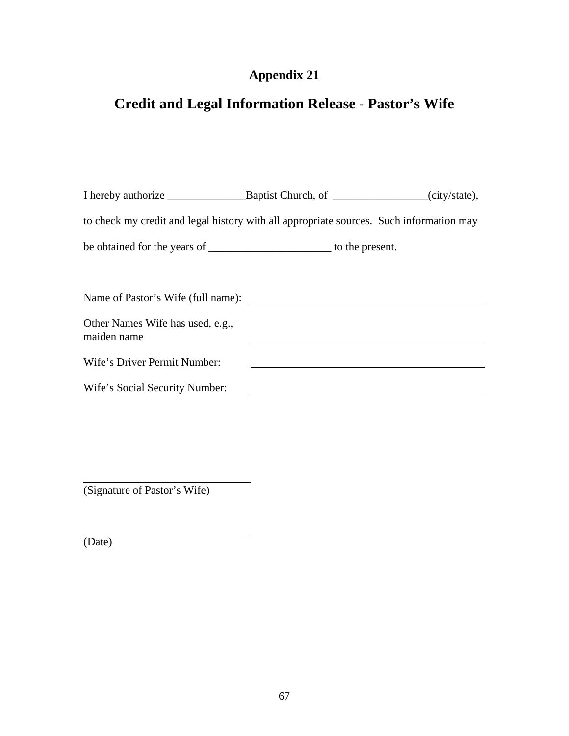# Appendix 21

## Credit and Legal Information Release - Pastor's Wife

I hereby authorize ______________Baptist Church, of _________________(city/state), to check my credit and legal history with all appropriate sources. Such information may be obtained for the years of ______________________ to the present.

Name of Pastor's Wife (full name): ____________________________________________

Other Names Wife has used, e.g., maiden name ____________________________________________

Wife's Driver Permit Number: ____________________________________________

Wife's Social Security Number: ____________________________________________

______________________________
(Signature of Pastor's Wife)

______________________________
(Date)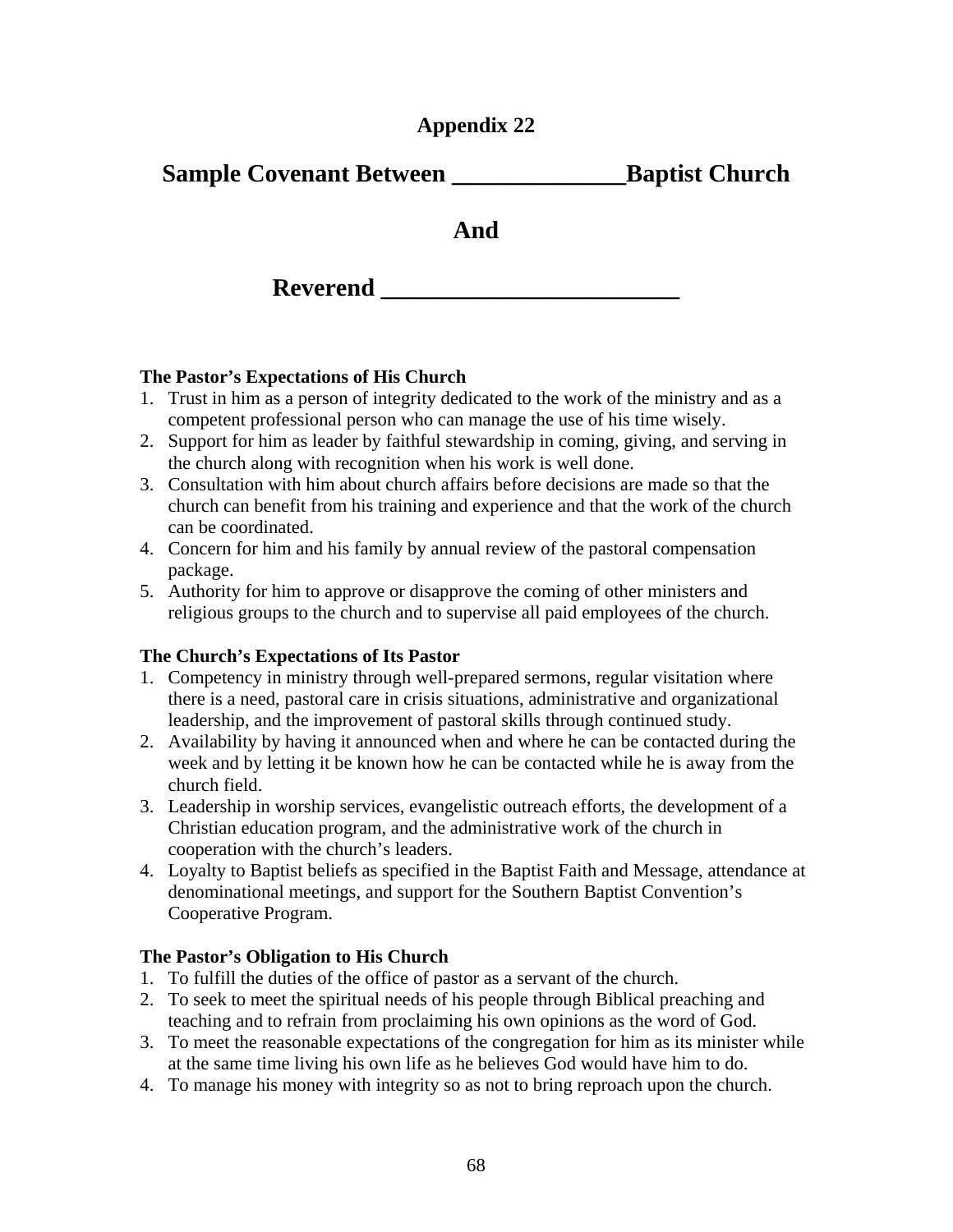# Appendix 22

## Sample Covenant Between _____________Baptist Church

## And

## Reverend _______________________

**The Pastor's Expectations of His Church**

1. Trust in him as a person of integrity dedicated to the work of the ministry and as a competent professional person who can manage the use of his time wisely.
2. Support for him as leader by faithful stewardship in coming, giving, and serving in the church along with recognition when his work is well done.
3. Consultation with him about church affairs before decisions are made so that the church can benefit from his training and experience and that the work of the church can be coordinated.
4. Concern for him and his family by annual review of the pastoral compensation package.
5. Authority for him to approve or disapprove the coming of other ministers and religious groups to the church and to supervise all paid employees of the church.

**The Church's Expectations of Its Pastor**

1. Competency in ministry through well-prepared sermons, regular visitation where there is a need, pastoral care in crisis situations, administrative and organizational leadership, and the improvement of pastoral skills through continued study.
2. Availability by having it announced when and where he can be contacted during the week and by letting it be known how he can be contacted while he is away from the church field.
3. Leadership in worship services, evangelistic outreach efforts, the development of a Christian education program, and the administrative work of the church in cooperation with the church's leaders.
4. Loyalty to Baptist beliefs as specified in the Baptist Faith and Message, attendance at denominational meetings, and support for the Southern Baptist Convention's Cooperative Program.

**The Pastor's Obligation to His Church**

1. To fulfill the duties of the office of pastor as a servant of the church.
2. To seek to meet the spiritual needs of his people through Biblical preaching and teaching and to refrain from proclaiming his own opinions as the word of God.
3. To meet the reasonable expectations of the congregation for him as its minister while at the same time living his own life as he believes God would have him to do.
4. To manage his money with integrity so as not to bring reproach upon the church.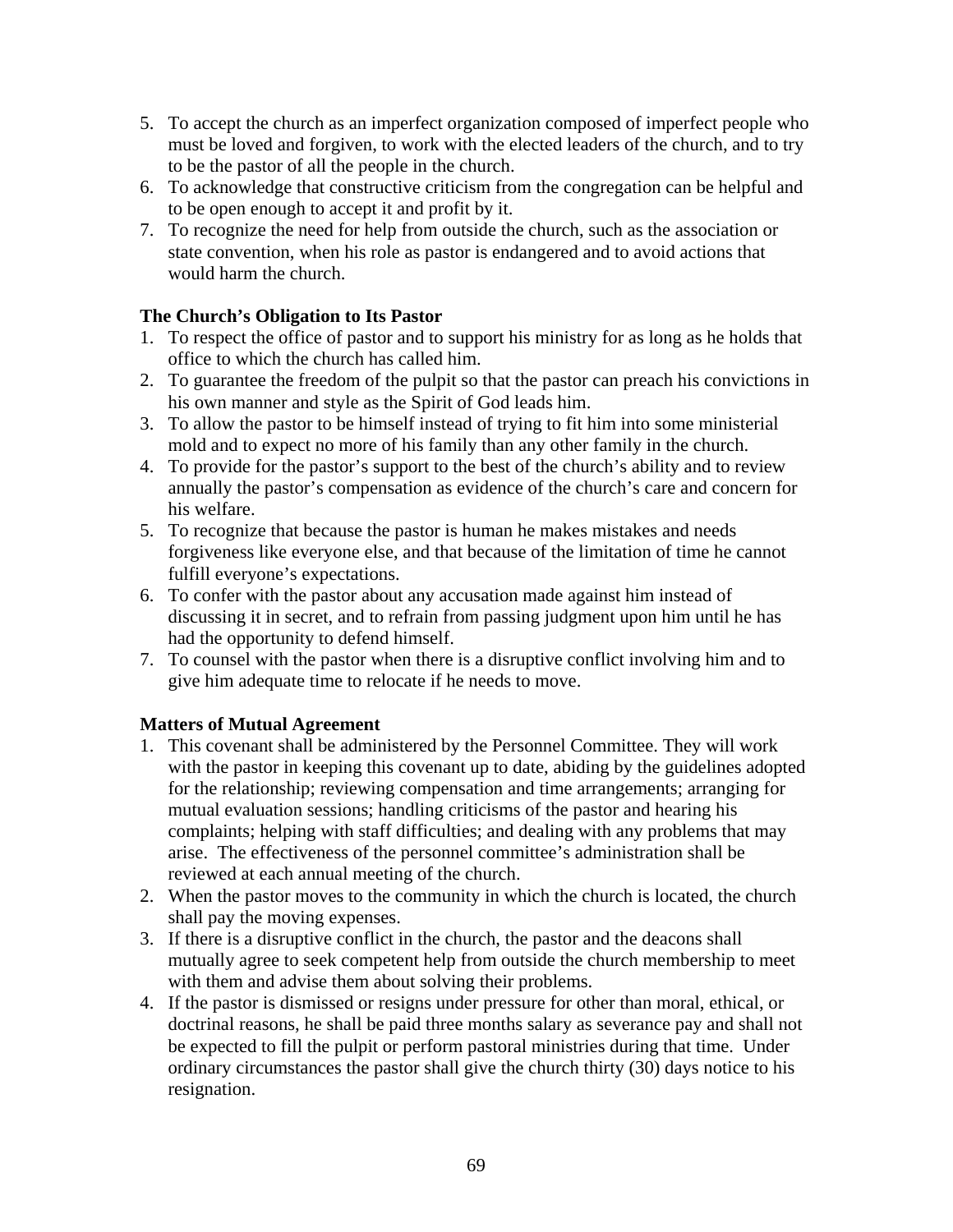5. To accept the church as an imperfect organization composed of imperfect people who must be loved and forgiven, to work with the elected leaders of the church, and to try to be the pastor of all the people in the church.
6. To acknowledge that constructive criticism from the congregation can be helpful and to be open enough to accept it and profit by it.
7. To recognize the need for help from outside the church, such as the association or state convention, when his role as pastor is endangered and to avoid actions that would harm the church.

**The Church's Obligation to Its Pastor**

1. To respect the office of pastor and to support his ministry for as long as he holds that office to which the church has called him.
2. To guarantee the freedom of the pulpit so that the pastor can preach his convictions in his own manner and style as the Spirit of God leads him.
3. To allow the pastor to be himself instead of trying to fit him into some ministerial mold and to expect no more of his family than any other family in the church.
4. To provide for the pastor's support to the best of the church's ability and to review annually the pastor's compensation as evidence of the church's care and concern for his welfare.
5. To recognize that because the pastor is human he makes mistakes and needs forgiveness like everyone else, and that because of the limitation of time he cannot fulfill everyone's expectations.
6. To confer with the pastor about any accusation made against him instead of discussing it in secret, and to refrain from passing judgment upon him until he has had the opportunity to defend himself.
7. To counsel with the pastor when there is a disruptive conflict involving him and to give him adequate time to relocate if he needs to move.

**Matters of Mutual Agreement**

1. This covenant shall be administered by the Personnel Committee. They will work with the pastor in keeping this covenant up to date, abiding by the guidelines adopted for the relationship; reviewing compensation and time arrangements; arranging for mutual evaluation sessions; handling criticisms of the pastor and hearing his complaints; helping with staff difficulties; and dealing with any problems that may arise. The effectiveness of the personnel committee's administration shall be reviewed at each annual meeting of the church.
2. When the pastor moves to the community in which the church is located, the church shall pay the moving expenses.
3. If there is a disruptive conflict in the church, the pastor and the deacons shall mutually agree to seek competent help from outside the church membership to meet with them and advise them about solving their problems.
4. If the pastor is dismissed or resigns under pressure for other than moral, ethical, or doctrinal reasons, he shall be paid three months salary as severance pay and shall not be expected to fill the pulpit or perform pastoral ministries during that time. Under ordinary circumstances the pastor shall give the church thirty (30) days notice to his resignation.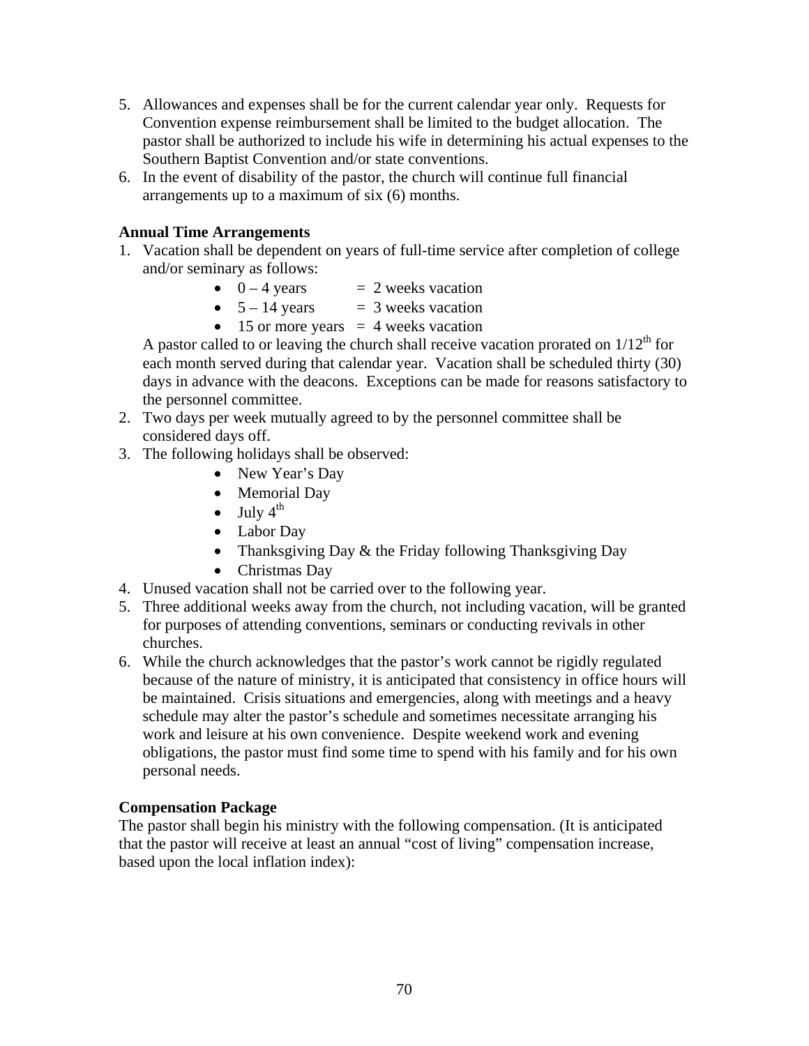5. Allowances and expenses shall be for the current calendar year only. Requests for Convention expense reimbursement shall be limited to the budget allocation. The pastor shall be authorized to include his wife in determining his actual expenses to the Southern Baptist Convention and/or state conventions.
6. In the event of disability of the pastor, the church will continue full financial arrangements up to a maximum of six (6) months.

**Annual Time Arrangements**

1. Vacation shall be dependent on years of full-time service after completion of college and/or seminary as follows:
   - 0 – 4 years = 2 weeks vacation
   - 5 – 14 years = 3 weeks vacation
   - 15 or more years = 4 weeks vacation

   A pastor called to or leaving the church shall receive vacation prorated on 1/12th for each month served during that calendar year. Vacation shall be scheduled thirty (30) days in advance with the deacons. Exceptions can be made for reasons satisfactory to the personnel committee.
2. Two days per week mutually agreed to by the personnel committee shall be considered days off.
3. The following holidays shall be observed:
   - New Year's Day
   - Memorial Day
   - July 4th
   - Labor Day
   - Thanksgiving Day & the Friday following Thanksgiving Day
   - Christmas Day
4. Unused vacation shall not be carried over to the following year.
5. Three additional weeks away from the church, not including vacation, will be granted for purposes of attending conventions, seminars or conducting revivals in other churches.
6. While the church acknowledges that the pastor's work cannot be rigidly regulated because of the nature of ministry, it is anticipated that consistency in office hours will be maintained. Crisis situations and emergencies, along with meetings and a heavy schedule may alter the pastor's schedule and sometimes necessitate arranging his work and leisure at his own convenience. Despite weekend work and evening obligations, the pastor must find some time to spend with his family and for his own personal needs.

**Compensation Package**

The pastor shall begin his ministry with the following compensation. (It is anticipated that the pastor will receive at least an annual "cost of living" compensation increase, based upon the local inflation index):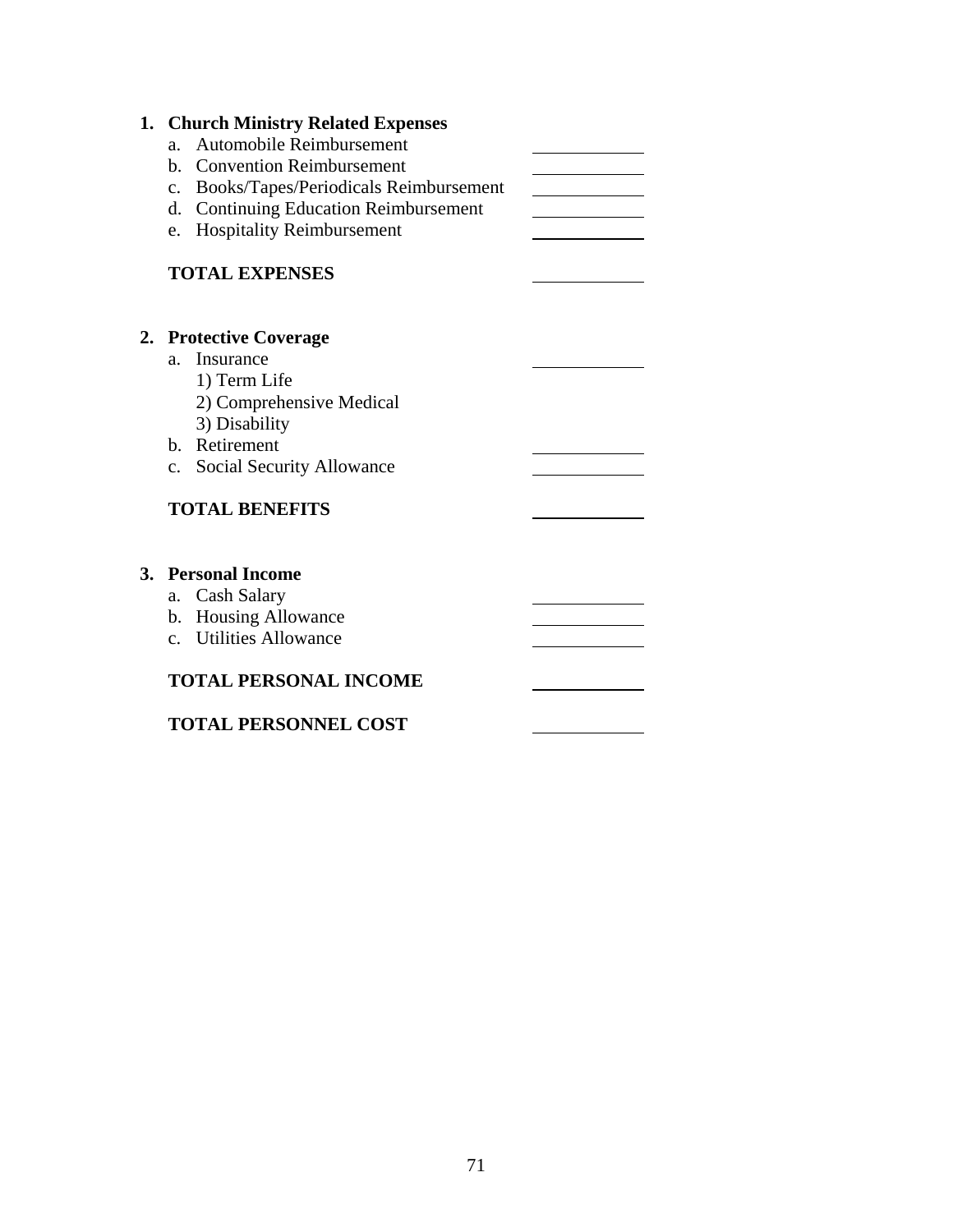1. **Church Ministry Related Expenses**
   a. Automobile Reimbursement ____________
   b. Convention Reimbursement ____________
   c. Books/Tapes/Periodicals Reimbursement ____________
   d. Continuing Education Reimbursement ____________
   e. Hospitality Reimbursement ____________

   **TOTAL EXPENSES** ____________

2. **Protective Coverage**
   a. Insurance ____________
      1) Term Life
      2) Comprehensive Medical
      3) Disability
   b. Retirement ____________
   c. Social Security Allowance ____________

   **TOTAL BENEFITS** ____________

3. **Personal Income**
   a. Cash Salary ____________
   b. Housing Allowance ____________
   c. Utilities Allowance ____________

   **TOTAL PERSONAL INCOME** ____________

   **TOTAL PERSONNEL COST** ____________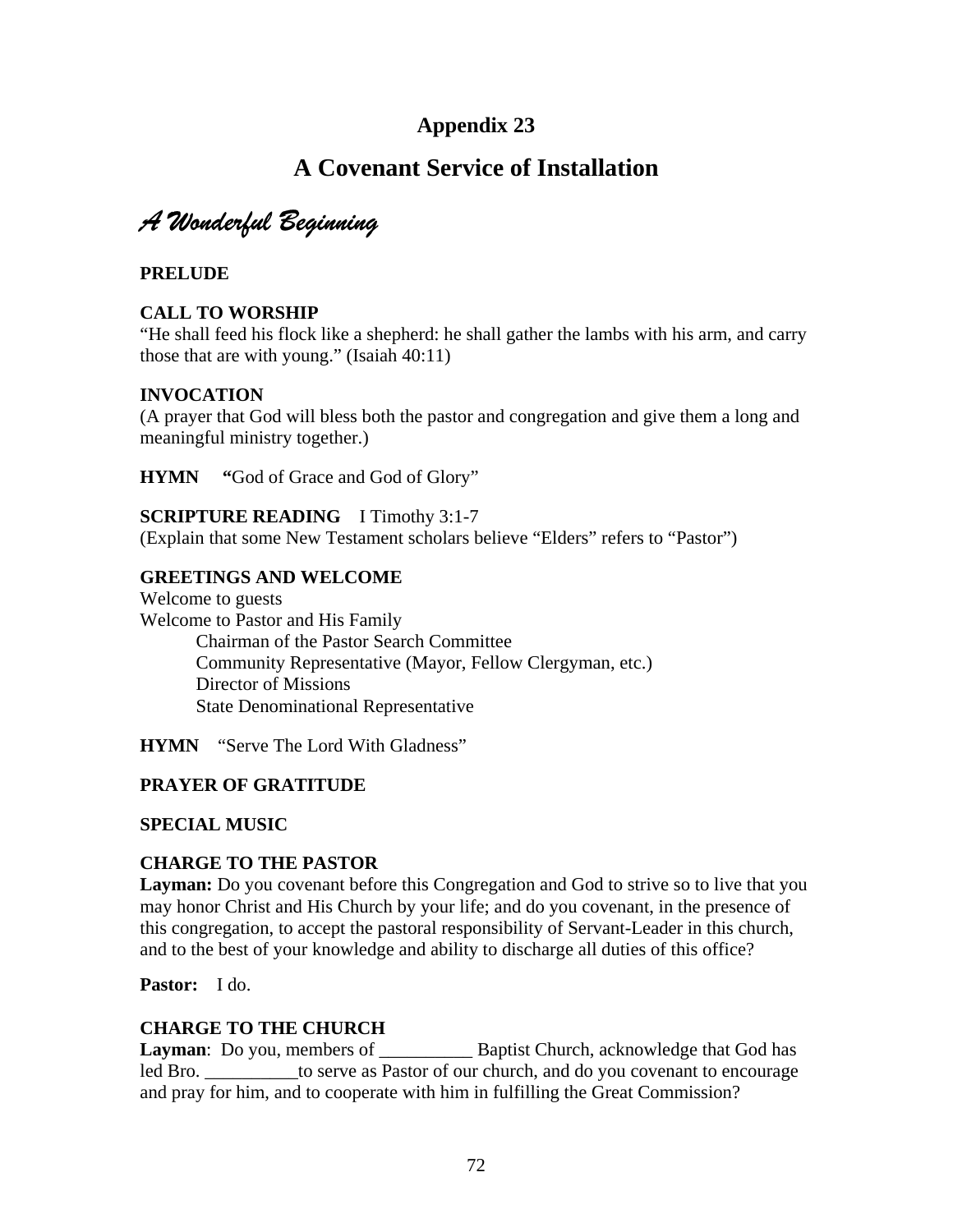# Appendix 23

## A Covenant Service of Installation

*A Wonderful Beginning*

**PRELUDE**

**CALL TO WORSHIP**
"He shall feed his flock like a shepherd: he shall gather the lambs with his arm, and carry those that are with young." (Isaiah 40:11)

**INVOCATION**
(A prayer that God will bless both the pastor and congregation and give them a long and meaningful ministry together.)

**HYMN** **"**God of Grace and God of Glory"

**SCRIPTURE READING** I Timothy 3:1-7
(Explain that some New Testament scholars believe "Elders" refers to "Pastor")

**GREETINGS AND WELCOME**
Welcome to guests
Welcome to Pastor and His Family
 Chairman of the Pastor Search Committee
 Community Representative (Mayor, Fellow Clergyman, etc.)
 Director of Missions
 State Denominational Representative

**HYMN** "Serve The Lord With Gladness"

**PRAYER OF GRATITUDE**

**SPECIAL MUSIC**

**CHARGE TO THE PASTOR**
**Layman:** Do you covenant before this Congregation and God to strive so to live that you may honor Christ and His Church by your life; and do you covenant, in the presence of this congregation, to accept the pastoral responsibility of Servant-Leader in this church, and to the best of your knowledge and ability to discharge all duties of this office?

**Pastor:** I do.

**CHARGE TO THE CHURCH**
**Layman**: Do you, members of __________ Baptist Church, acknowledge that God has led Bro. __________to serve as Pastor of our church, and do you covenant to encourage and pray for him, and to cooperate with him in fulfilling the Great Commission?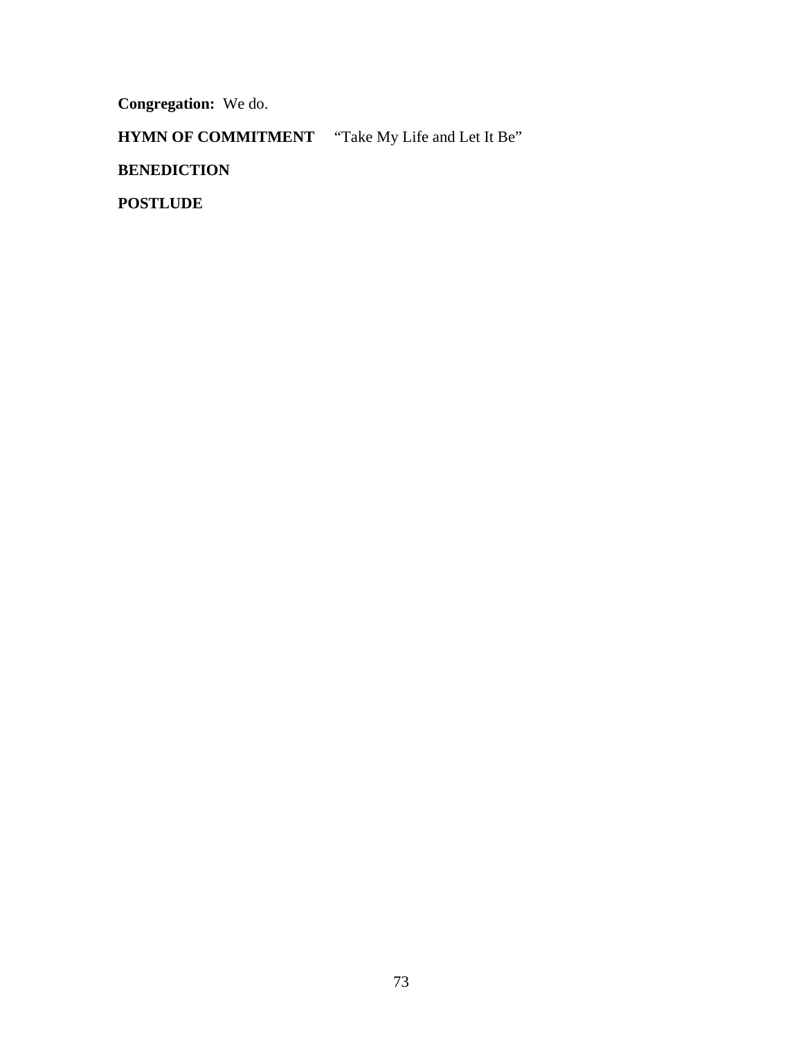**Congregation:** We do.

**HYMN OF COMMITMENT** “Take My Life and Let It Be”

**BENEDICTION**

**POSTLUDE**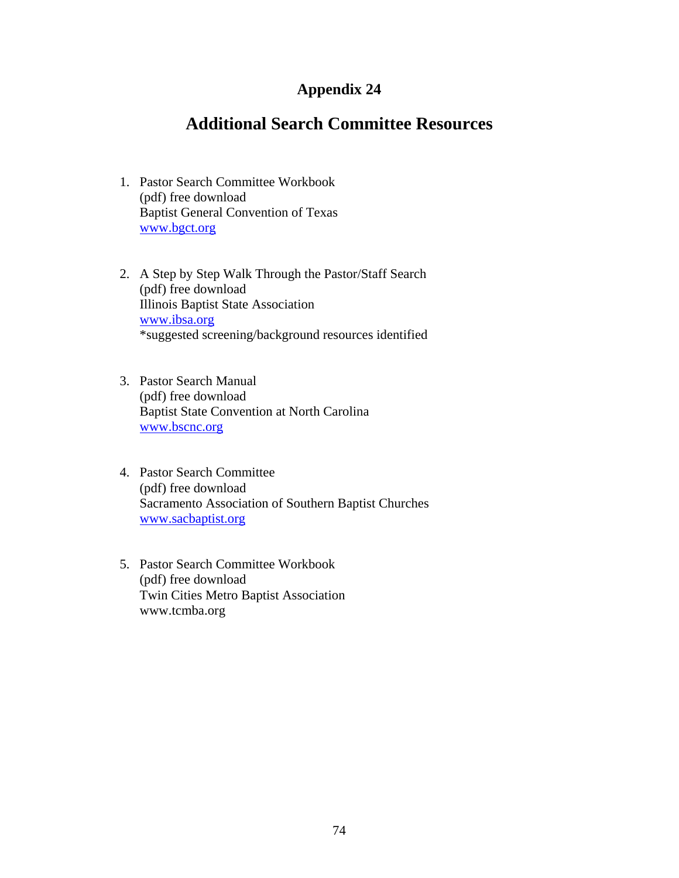# Appendix 24

## Additional Search Committee Resources

1. Pastor Search Committee Workbook  
   (pdf) free download  
   Baptist General Convention of Texas  
   www.bgct.org

2. A Step by Step Walk Through the Pastor/Staff Search  
   (pdf) free download  
   Illinois Baptist State Association  
   www.ibsa.org  
   *suggested screening/background resources identified

3. Pastor Search Manual  
   (pdf) free download  
   Baptist State Convention at North Carolina  
   www.bscnc.org

4. Pastor Search Committee  
   (pdf) free download  
   Sacramento Association of Southern Baptist Churches  
   www.sacbaptist.org

5. Pastor Search Committee Workbook  
   (pdf) free download  
   Twin Cities Metro Baptist Association  
   www.tcmba.org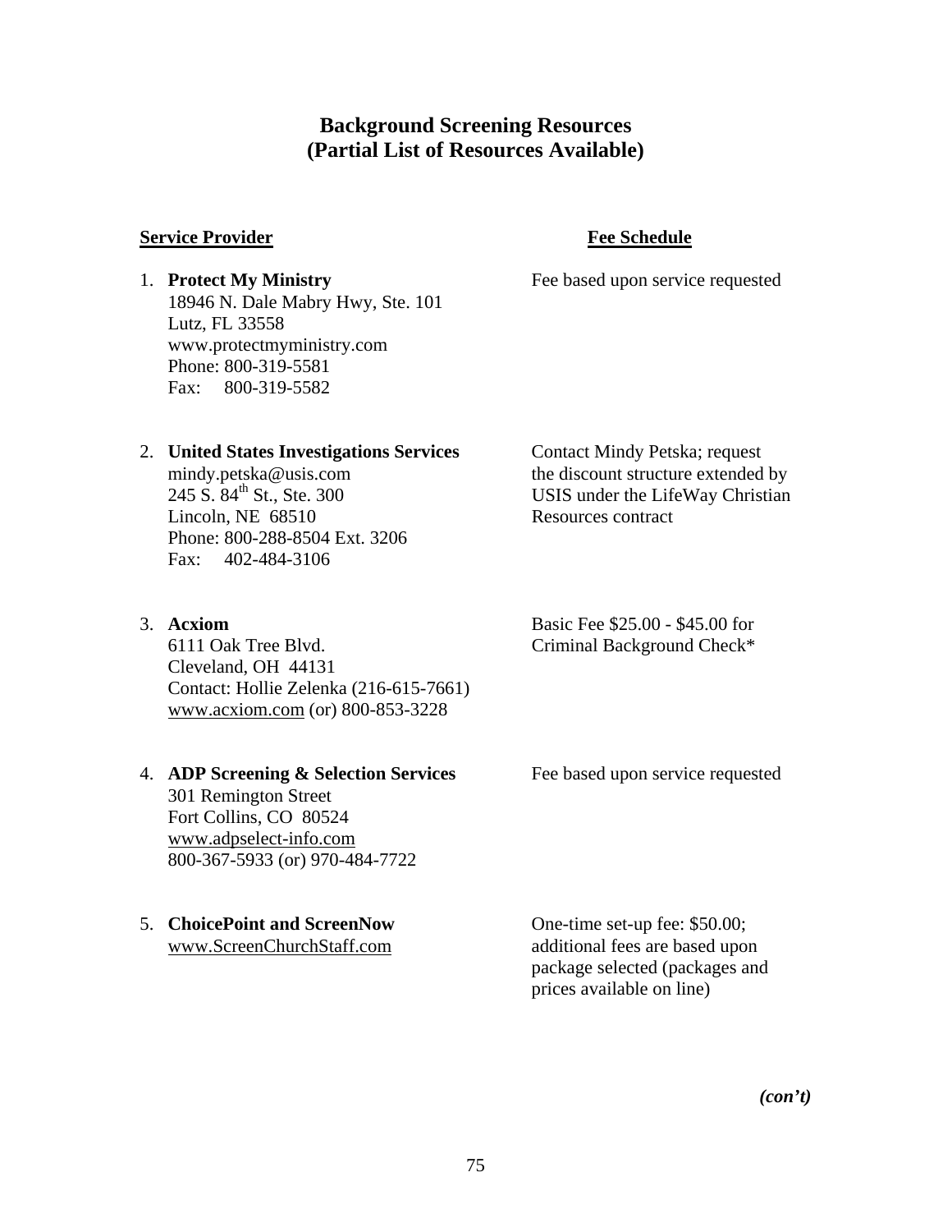## Background Screening Resources
## (Partial List of Resources Available)

| **Service Provider** | **Fee Schedule** |
| --- | --- |
| 1. **Protect My Ministry**<br>18946 N. Dale Mabry Hwy, Ste. 101<br>Lutz, FL 33558<br>www.protectmyministry.com<br>Phone: 800-319-5581<br>Fax: 800-319-5582 | Fee based upon service requested |
| 2. **United States Investigations Services**<br>mindy.petska@usis.com<br>245 S. 84th St., Ste. 300<br>Lincoln, NE 68510<br>Phone: 800-288-8504 Ext. 3206<br>Fax: 402-484-3106 | Contact Mindy Petska; request the discount structure extended by USIS under the LifeWay Christian Resources contract |
| 3. **Acxiom**<br>6111 Oak Tree Blvd.<br>Cleveland, OH 44131<br>Contact: Hollie Zelenka (216-615-7661)<br>www.acxiom.com (or) 800-853-3228 | Basic Fee $25.00 - $45.00 for Criminal Background Check* |
| 4. **ADP Screening & Selection Services**<br>301 Remington Street<br>Fort Collins, CO 80524<br>www.adpselect-info.com<br>800-367-5933 (or) 970-484-7722 | Fee based upon service requested |
| 5. **ChoicePoint and ScreenNow**<br>www.ScreenChurchStaff.com | One-time set-up fee: $50.00; additional fees are based upon package selected (packages and prices available on line) |

***(con't)***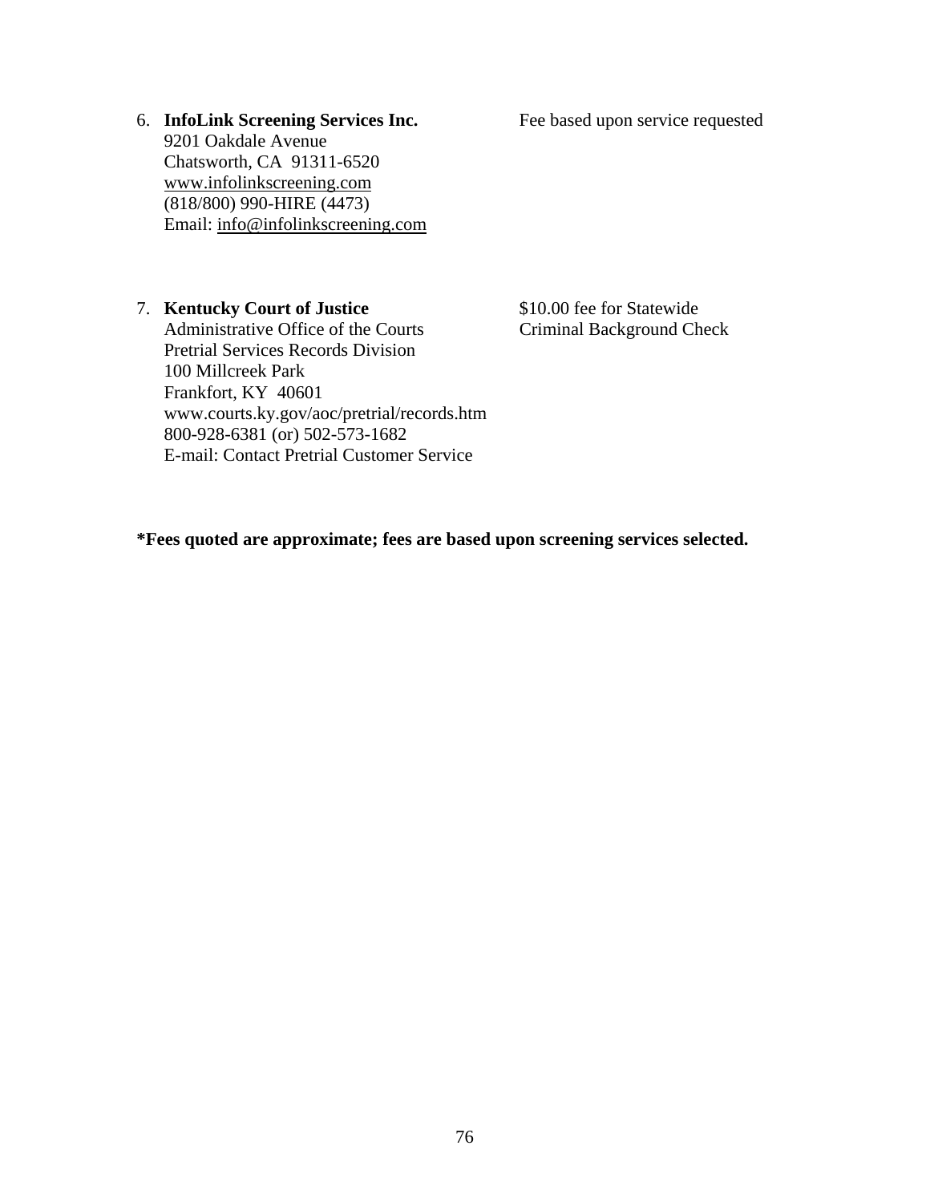6. **InfoLink Screening Services Inc.**
   9201 Oakdale Avenue
   Chatsworth, CA 91311-6520
   www.infolinkscreening.com
   (818/800) 990-HIRE (4473)
   Email: info@infolinkscreening.com

   Fee based upon service requested

7. **Kentucky Court of Justice**
   Administrative Office of the Courts
   Pretrial Services Records Division
   100 Millcreek Park
   Frankfort, KY 40601
   www.courts.ky.gov/aoc/pretrial/records.htm
   800-928-6381 (or) 502-573-1682
   E-mail: Contact Pretrial Customer Service

   $10.00 fee for Statewide Criminal Background Check

**\*Fees quoted are approximate; fees are based upon screening services selected.**